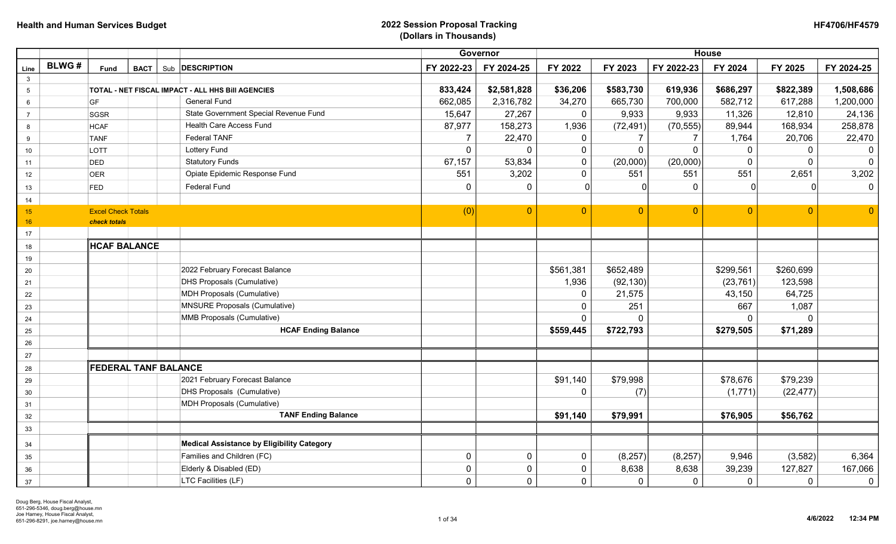**Health and Human Services Budget**

**2022 Session Proposal Tracking**
**(Dollars in Thousands)**

**HF4706/HF4579**

| Line | BLWG # | Fund | BACT | Sub | DESCRIPTION | Governor FY 2022-23 | Governor FY 2024-25 | House FY 2022 | House FY 2023 | House FY 2022-23 | House FY 2024 | House FY 2025 | House FY 2024-25 |
|---|---|---|---|---|---|---|---|---|---|---|---|---|---|
| 3 | | | | | | | | | | | | | |
| 5 | | **TOTAL - NET FISCAL IMPACT - ALL HHS Bill AGENCIES** | | | | **833,424** | **$2,581,828** | **$36,206** | **$583,730** | **619,936** | **$686,297** | **$822,389** | **1,508,686** |
| 6 | | GF | | | General Fund | 662,085 | 2,316,782 | 34,270 | 665,730 | 700,000 | 582,712 | 617,288 | 1,200,000 |
| 7 | | SGSR | | | State Government Special Revenue Fund | 15,647 | 27,267 | 0 | 9,933 | 9,933 | 11,326 | 12,810 | 24,136 |
| 8 | | HCAF | | | Health Care Access Fund | 87,977 | 158,273 | 1,936 | (72,491) | (70,555) | 89,944 | 168,934 | 258,878 |
| 9 | | TANF | | | Federal TANF | 7 | 22,470 | 0 | 7 | 7 | 1,764 | 20,706 | 22,470 |
| 10 | | LOTT | | | Lottery Fund | 0 | 0 | 0 | 0 | 0 | 0 | 0 | 0 |
| 11 | | DED | | | Statutory Funds | 67,157 | 53,834 | 0 | (20,000) | (20,000) | 0 | 0 | 0 |
| 12 | | OER | | | Opiate Epidemic Response Fund | 551 | 3,202 | 0 | 551 | 551 | 551 | 2,651 | 3,202 |
| 13 | | FED | | | Federal Fund | 0 | 0 | 0 | 0 | 0 | 0 | 0 | 0 |
| 14 | | | | | | | | | | | | | |
| 15 | | Excel Check Totals | | | | (0) | 0 | 0 | 0 | 0 | 0 | 0 | 0 |
| 16 | | *check totals* | | | | | | | | | | | |
| 17 | | | | | | | | | | | | | |
| 18 | | **HCAF BALANCE** | | | | | | | | | | | |
| 19 | | | | | | | | | | | | | |
| 20 | | | | | 2022 February Forecast Balance | | | $561,381 | $652,489 | | $299,561 | $260,699 | |
| 21 | | | | | DHS Proposals (Cumulative) | | | 1,936 | (92,130) | | (23,761) | 123,598 | |
| 22 | | | | | MDH Proposals (Cumulative) | | | 0 | 21,575 | | 43,150 | 64,725 | |
| 23 | | | | | MNSURE Proposals (Cumulative) | | | 0 | 251 | | 667 | 1,087 | |
| 24 | | | | | MMB Proposals (Cumulative) | | | 0 | 0 | | 0 | 0 | |
| 25 | | | | | **HCAF Ending Balance** | | | **$559,445** | **$722,793** | | **$279,505** | **$71,289** | |
| 26 | | | | | | | | | | | | | |
| 27 | | | | | | | | | | | | | |
| 28 | | **FEDERAL TANF BALANCE** | | | | | | | | | | | |
| 29 | | | | | 2021 February Forecast Balance | | | $91,140 | $79,998 | | $78,676 | $79,239 | |
| 30 | | | | | DHS Proposals (Cumulative) | | | 0 | (7) | | (1,771) | (22,477) | |
| 31 | | | | | MDH Proposals (Cumulative) | | | | | | | | |
| 32 | | | | | **TANF Ending Balance** | | | **$91,140** | **$79,991** | | **$76,905** | **$56,762** | |
| 33 | | | | | | | | | | | | | |
| 34 | | | | | **Medical Assistance by Eligibility Category** | | | | | | | | |
| 35 | | | | | Families and Children (FC) | 0 | 0 | 0 | (8,257) | (8,257) | 9,946 | (3,582) | 6,364 |
| 36 | | | | | Elderly & Disabled (ED) | 0 | 0 | 0 | 8,638 | 8,638 | 39,239 | 127,827 | 167,066 |
| 37 | | | | | LTC Facilities (LF) | 0 | 0 | 0 | 0 | 0 | 0 | 0 | 0 |

Doug Berg, House Fiscal Analyst, 651-296-5346, doug.berg@house.mn
Joe Harney, House Fiscal Analyst, 651-296-8291, joe.harney@house.mn

4/6/2022 12:34 PM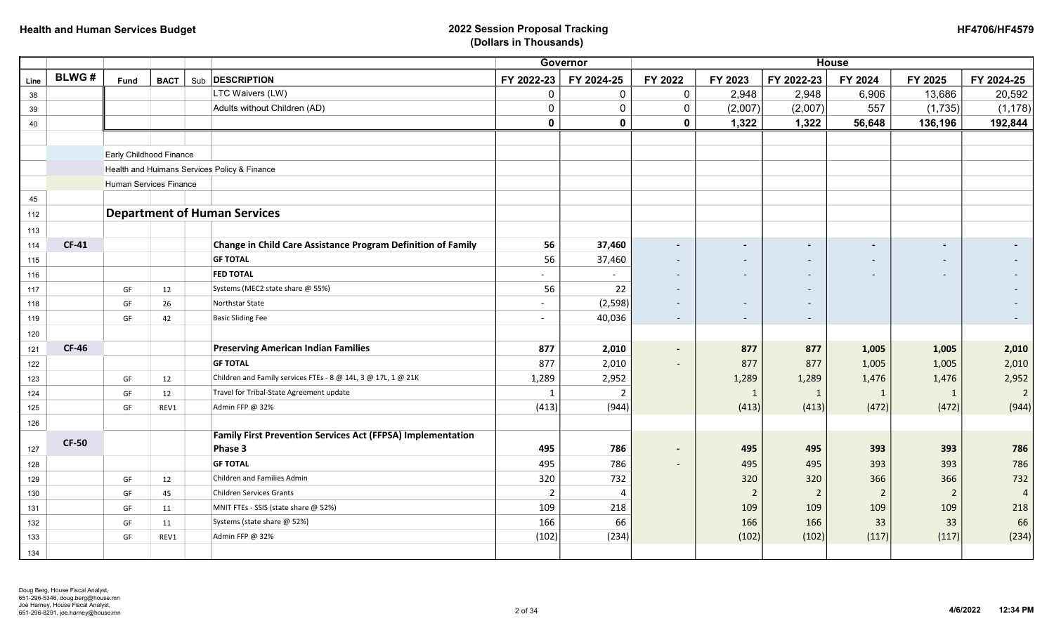**Health and Human Services Budget**

**2022 Session Proposal Tracking**
**(Dollars in Thousands)**

**HF4706/HF4579**

| Line | BLWG # | Fund | BACT | Sub | DESCRIPTION | Governor FY 2022-23 | Governor FY 2024-25 | House FY 2022 | House FY 2023 | House FY 2022-23 | House FY 2024 | House FY 2025 | House FY 2024-25 |
|---|---|---|---|---|---|---|---|---|---|---|---|---|---|
| 38 | | | | | LTC Waivers (LW) | 0 | 0 | 0 | 2,948 | 2,948 | 6,906 | 13,686 | 20,592 |
| 39 | | | | | Adults without Children (AD) | 0 | 0 | 0 | (2,007) | (2,007) | 557 | (1,735) | (1,178) |
| 40 | | | | | | **0** | **0** | **0** | **1,322** | **1,322** | **56,648** | **136,196** | **192,844** |
| | | | | | | | | | | | | | |
| | | Early Childhood Finance | | | | | | | | | | | |
| | | Health and Huimans Services Policy & Finance | | | | | | | | | | | |
| | | Human Services Finance | | | | | | | | | | | |
| 45 | | | | | | | | | | | | | |
| 112 | | **Department of Human Services** | | | | | | | | | | | |
| 113 | | | | | | | | | | | | | |
| 114 | **CF-41** | | | | **Change in Child Care Assistance Program Definition of Family** | **56** | **37,460** | **-** | **-** | **-** | **-** | **-** | **-** |
| 115 | | | | | **GF TOTAL** | 56 | 37,460 | - | - | - | - | - | - |
| 116 | | | | | **FED TOTAL** | - | - | - | - | - | - | - | - |
| 117 | | GF | 12 | | Systems (MEC2 state share @ 55%) | 56 | 22 | - | | - | | | - |
| 118 | | GF | 26 | | Northstar State | - | (2,598) | - | - | - | | | - |
| 119 | | GF | 42 | | Basic Sliding Fee | - | 40,036 | - | - | - | | | - |
| 120 | | | | | | | | | | | | | |
| 121 | **CF-46** | | | | **Preserving American Indian Families** | **877** | **2,010** | **-** | **877** | **877** | **1,005** | **1,005** | **2,010** |
| 122 | | | | | **GF TOTAL** | 877 | 2,010 | - | 877 | 877 | 1,005 | 1,005 | 2,010 |
| 123 | | GF | 12 | | Children and Family services FTEs - 8 @ 14L, 3 @ 17L, 1 @ 21K | 1,289 | 2,952 | | 1,289 | 1,289 | 1,476 | 1,476 | 2,952 |
| 124 | | GF | 12 | | Travel for Tribal-State Agreement update | 1 | 2 | | 1 | 1 | 1 | 1 | 2 |
| 125 | | GF | REV1 | | Admin FFP @ 32% | (413) | (944) | | (413) | (413) | (472) | (472) | (944) |
| 126 | | | | | | | | | | | | | |
| 127 | **CF-50** | | | | **Family First Prevention Services Act (FFPSA) Implementation Phase 3** | **495** | **786** | **-** | **495** | **495** | **393** | **393** | **786** |
| 128 | | | | | **GF TOTAL** | 495 | 786 | - | 495 | 495 | 393 | 393 | 786 |
| 129 | | GF | 12 | | Children and Families Admin | 320 | 732 | | 320 | 320 | 366 | 366 | 732 |
| 130 | | GF | 45 | | Children Services Grants | 2 | 4 | | 2 | 2 | 2 | 2 | 4 |
| 131 | | GF | 11 | | MNIT FTEs - SSIS (state share @ 52%) | 109 | 218 | | 109 | 109 | 109 | 109 | 218 |
| 132 | | GF | 11 | | Systems (state share @ 52%) | 166 | 66 | | 166 | 166 | 33 | 33 | 66 |
| 133 | | GF | REV1 | | Admin FFP @ 32% | (102) | (234) | | (102) | (102) | (117) | (117) | (234) |
| 134 | | | | | | | | | | | | | |

Doug Berg, House Fiscal Analyst, 651-296-5346, doug.berg@house.mn
Joe Harney, House Fiscal Analyst, 651-296-8291, joe.harney@house.mn

4/6/2022 12:34 PM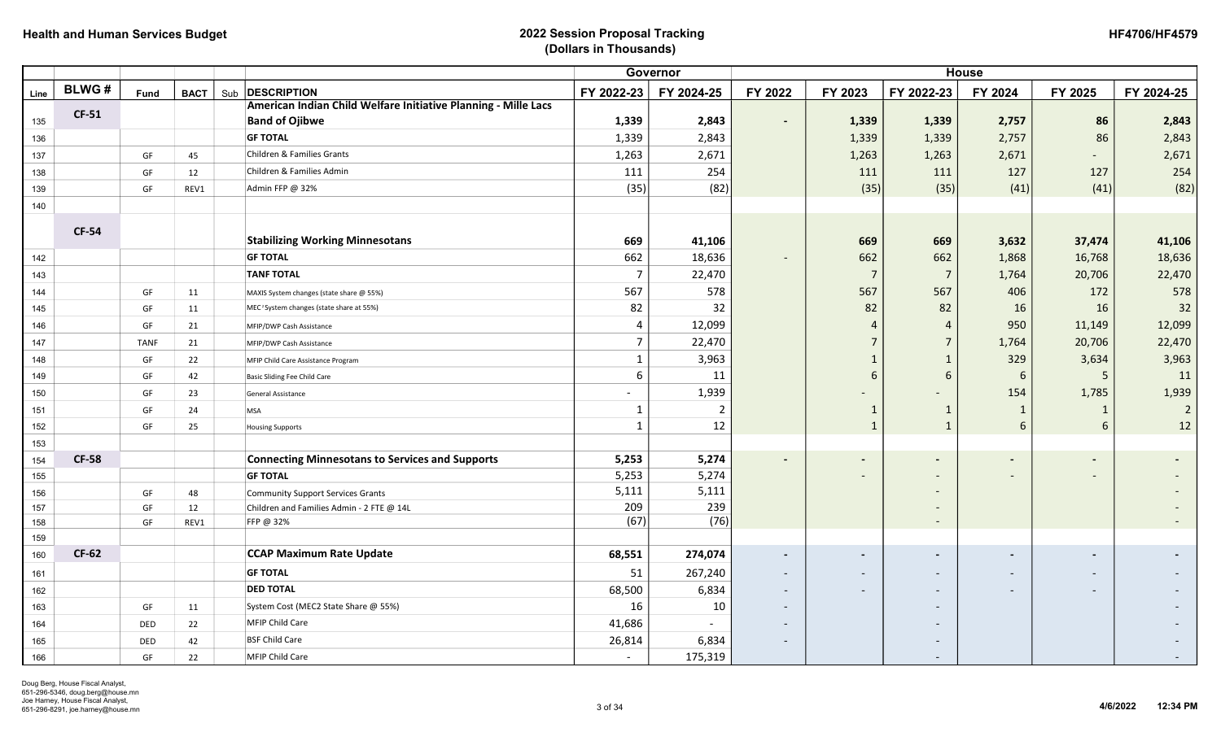| | | | | | | Governor | | House | | | | | |
|---|---|---|---|---|---|---|---|---|---|---|---|---|---|
| Line | BLWG # | Fund | BACT | Sub | DESCRIPTION | FY 2022-23 | FY 2024-25 | FY 2022 | FY 2023 | FY 2022-23 | FY 2024 | FY 2025 | FY 2024-25 |
| 135 | CF-51 | | | | **American Indian Child Welfare Initiative Planning - Mille Lacs Band of Ojibwe** | **1,339** | **2,843** | **-** | **1,339** | **1,339** | **2,757** | **86** | **2,843** |
| 136 | | | | | **GF TOTAL** | 1,339 | 2,843 | | 1,339 | 1,339 | 2,757 | 86 | 2,843 |
| 137 | | GF | 45 | | Children & Families Grants | 1,263 | 2,671 | | 1,263 | 1,263 | 2,671 | - | 2,671 |
| 138 | | GF | 12 | | Children & Families Admin | 111 | 254 | | 111 | 111 | 127 | 127 | 254 |
| 139 | | GF | REV1 | | Admin FFP @ 32% | (35) | (82) | | (35) | (35) | (41) | (41) | (82) |
| 140 | | | | | | | | | | | | | |
| | CF-54 | | | | **Stabilizing Working Minnesotans** | **669** | **41,106** | | **669** | **669** | **3,632** | **37,474** | **41,106** |
| 142 | | | | | **GF TOTAL** | 662 | 18,636 | - | 662 | 662 | 1,868 | 16,768 | 18,636 |
| 143 | | | | | **TANF TOTAL** | 7 | 22,470 | | 7 | 7 | 1,764 | 20,706 | 22,470 |
| 144 | | GF | 11 | | MAXIS System changes (state share @ 55%) | 567 | 578 | | 567 | 567 | 406 | 172 | 578 |
| 145 | | GF | 11 | | MEC² System changes (state share at 55%) | 82 | 32 | | 82 | 82 | 16 | 16 | 32 |
| 146 | | GF | 21 | | MFIP/DWP Cash Assistance | 4 | 12,099 | | 4 | 4 | 950 | 11,149 | 12,099 |
| 147 | | TANF | 21 | | MFIP/DWP Cash Assistance | 7 | 22,470 | | 7 | 7 | 1,764 | 20,706 | 22,470 |
| 148 | | GF | 22 | | MFIP Child Care Assistance Program | 1 | 3,963 | | 1 | 1 | 329 | 3,634 | 3,963 |
| 149 | | GF | 42 | | Basic Sliding Fee Child Care | 6 | 11 | | 6 | 6 | 6 | 5 | 11 |
| 150 | | GF | 23 | | General Assistance | - | 1,939 | | - | - | 154 | 1,785 | 1,939 |
| 151 | | GF | 24 | | MSA | 1 | 2 | | 1 | 1 | 1 | 1 | 2 |
| 152 | | GF | 25 | | Housing Supports | 1 | 12 | | 1 | 1 | 6 | 6 | 12 |
| 153 | | | | | | | | | | | | | |
| 154 | CF-58 | | | | **Connecting Minnesotans to Services and Supports** | **5,253** | **5,274** | **-** | **-** | **-** | **-** | **-** | **-** |
| 155 | | | | | **GF TOTAL** | 5,253 | 5,274 | | - | - | - | - | - |
| 156 | | GF | 48 | | Community Support Services Grants | 5,111 | 5,111 | | | - | | | - |
| 157 | | GF | 12 | | Children and Families Admin - 2 FTE @ 14L | 209 | 239 | | | - | | | - |
| 158 | | GF | REV1 | | FFP @ 32% | (67) | (76) | | | - | | | - |
| 159 | | | | | | | | | | | | | |
| 160 | CF-62 | | | | **CCAP Maximum Rate Update** | **68,551** | **274,074** | **-** | **-** | **-** | **-** | **-** | **-** |
| 161 | | | | | **GF TOTAL** | 51 | 267,240 | - | - | - | - | - | - |
| 162 | | | | | **DED TOTAL** | 68,500 | 6,834 | - | - | - | - | - | - |
| 163 | | GF | 11 | | System Cost (MEC2 State Share @ 55%) | 16 | 10 | - | | - | | | - |
| 164 | | DED | 22 | | MFIP Child Care | 41,686 | - | - | | - | | | - |
| 165 | | DED | 42 | | BSF Child Care | 26,814 | 6,834 | - | | - | | | - |
| 166 | | GF | 22 | | MFIP Child Care | - | 175,319 | | | - | | | - |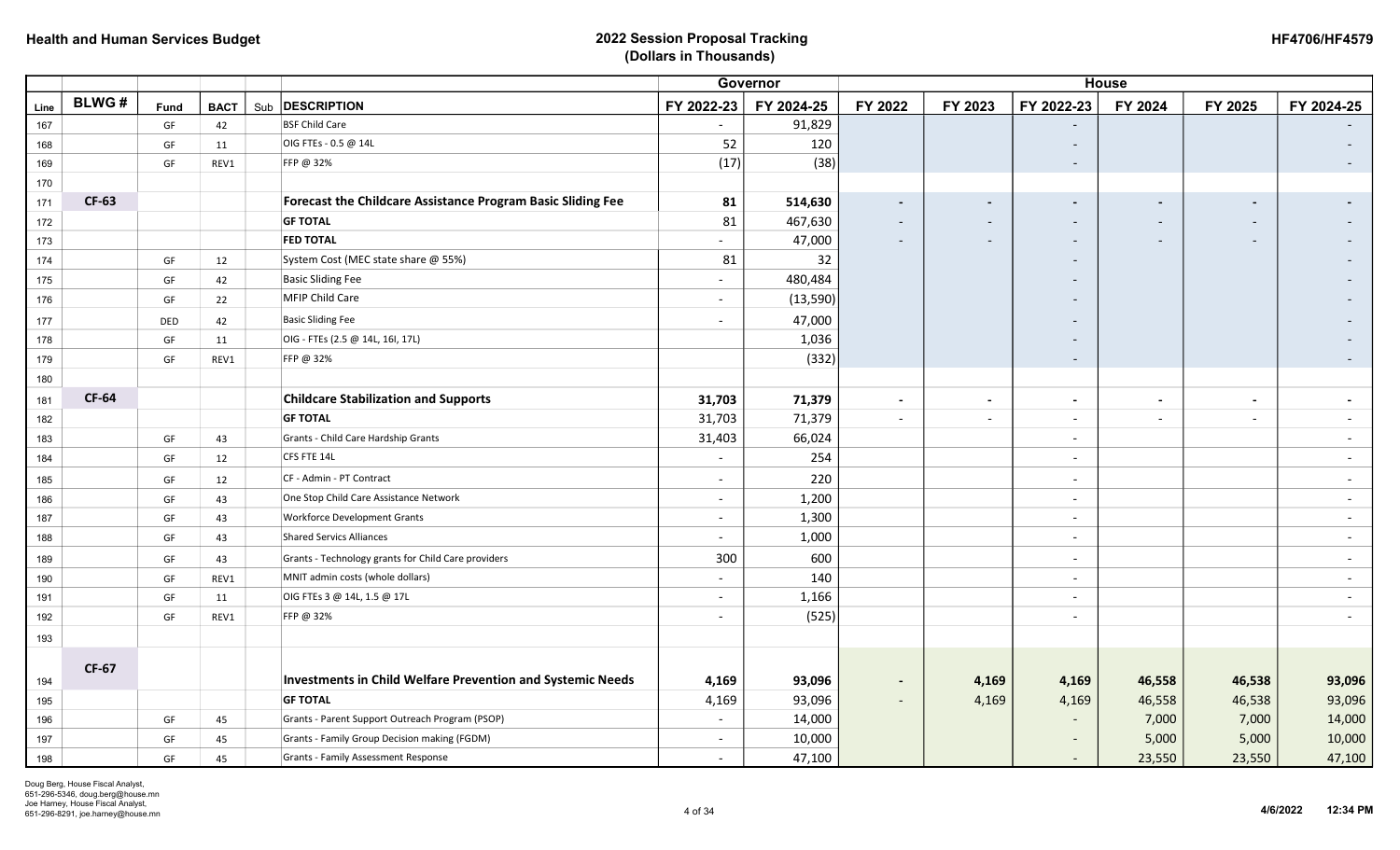**Health and Human Services Budget**

**2022 Session Proposal Tracking**
**(Dollars in Thousands)**

**HF4706/HF4579**

| | | | | | | Governor | | House | | | | | |
|---|---|---|---|---|---|---|---|---|---|---|---|---|---|
| Line | BLWG # | Fund | BACT | Sub | DESCRIPTION | FY 2022-23 | FY 2024-25 | FY 2022 | FY 2023 | FY 2022-23 | FY 2024 | FY 2025 | FY 2024-25 |
| 167 | | GF | 42 | | BSF Child Care | - | 91,829 | | | - | | | - |
| 168 | | GF | 11 | | OIG FTEs - 0.5 @ 14L | 52 | 120 | | | - | | | - |
| 169 | | GF | REV1 | | FFP @ 32% | (17) | (38) | | | - | | | - |
| 170 | | | | | | | | | | | | | |
| 171 | **CF-63** | | | | **Forecast the Childcare Assistance Program Basic Sliding Fee** | **81** | **514,630** | **-** | **-** | **-** | **-** | **-** | **-** |
| 172 | | | | | **GF TOTAL** | 81 | 467,630 | - | - | - | - | - | - |
| 173 | | | | | **FED TOTAL** | - | 47,000 | - | - | - | - | - | - |
| 174 | | GF | 12 | | System Cost (MEC state share @ 55%) | 81 | 32 | | | - | | | - |
| 175 | | GF | 42 | | Basic Sliding Fee | - | 480,484 | | | - | | | - |
| 176 | | GF | 22 | | MFIP Child Care | - | (13,590) | | | - | | | - |
| 177 | | DED | 42 | | Basic Sliding Fee | - | 47,000 | | | - | | | - |
| 178 | | GF | 11 | | OIG - FTEs (2.5 @ 14L, 16I, 17L) | | 1,036 | | | - | | | - |
| 179 | | GF | REV1 | | FFP @ 32% | | (332) | | | - | | | - |
| 180 | | | | | | | | | | | | | |
| 181 | **CF-64** | | | | **Childcare Stabilization and Supports** | **31,703** | **71,379** | **-** | **-** | **-** | **-** | **-** | **-** |
| 182 | | | | | **GF TOTAL** | 31,703 | 71,379 | - | - | - | - | - | - |
| 183 | | GF | 43 | | Grants - Child Care Hardship Grants | 31,403 | 66,024 | | | - | | | - |
| 184 | | GF | 12 | | CFS FTE 14L | - | 254 | | | - | | | - |
| 185 | | GF | 12 | | CF - Admin - PT Contract | - | 220 | | | - | | | - |
| 186 | | GF | 43 | | One Stop Child Care Assistance Network | - | 1,200 | | | - | | | - |
| 187 | | GF | 43 | | Workforce Development Grants | - | 1,300 | | | - | | | - |
| 188 | | GF | 43 | | Shared Servics Alliances | - | 1,000 | | | - | | | - |
| 189 | | GF | 43 | | Grants - Technology grants for Child Care providers | 300 | 600 | | | - | | | - |
| 190 | | GF | REV1 | | MNIT admin costs (whole dollars) | - | 140 | | | - | | | - |
| 191 | | GF | 11 | | OIG FTEs 3 @ 14L, 1.5 @ 17L | - | 1,166 | | | - | | | - |
| 192 | | GF | REV1 | | FFP @ 32% | - | (525) | | | - | | | - |
| 193 | | | | | | | | | | | | | |
| 194 | **CF-67** | | | | **Investments in Child Welfare Prevention and Systemic Needs** | **4,169** | **93,096** | **-** | **4,169** | **4,169** | **46,558** | **46,538** | **93,096** |
| 195 | | | | | **GF TOTAL** | 4,169 | 93,096 | - | 4,169 | 4,169 | 46,558 | 46,538 | 93,096 |
| 196 | | GF | 45 | | Grants - Parent Support Outreach Program (PSOP) | - | 14,000 | | | - | 7,000 | 7,000 | 14,000 |
| 197 | | GF | 45 | | Grants - Family Group Decision making (FGDM) | - | 10,000 | | | - | 5,000 | 5,000 | 10,000 |
| 198 | | GF | 45 | | Grants - Family Assessment Response | - | 47,100 | | | - | 23,550 | 23,550 | 47,100 |

Doug Berg, House Fiscal Analyst,
651-296-5346, doug.berg@house.mn
Joe Harney, House Fiscal Analyst,
651-296-8291, joe.harney@house.mn

4/6/2022 12:34 PM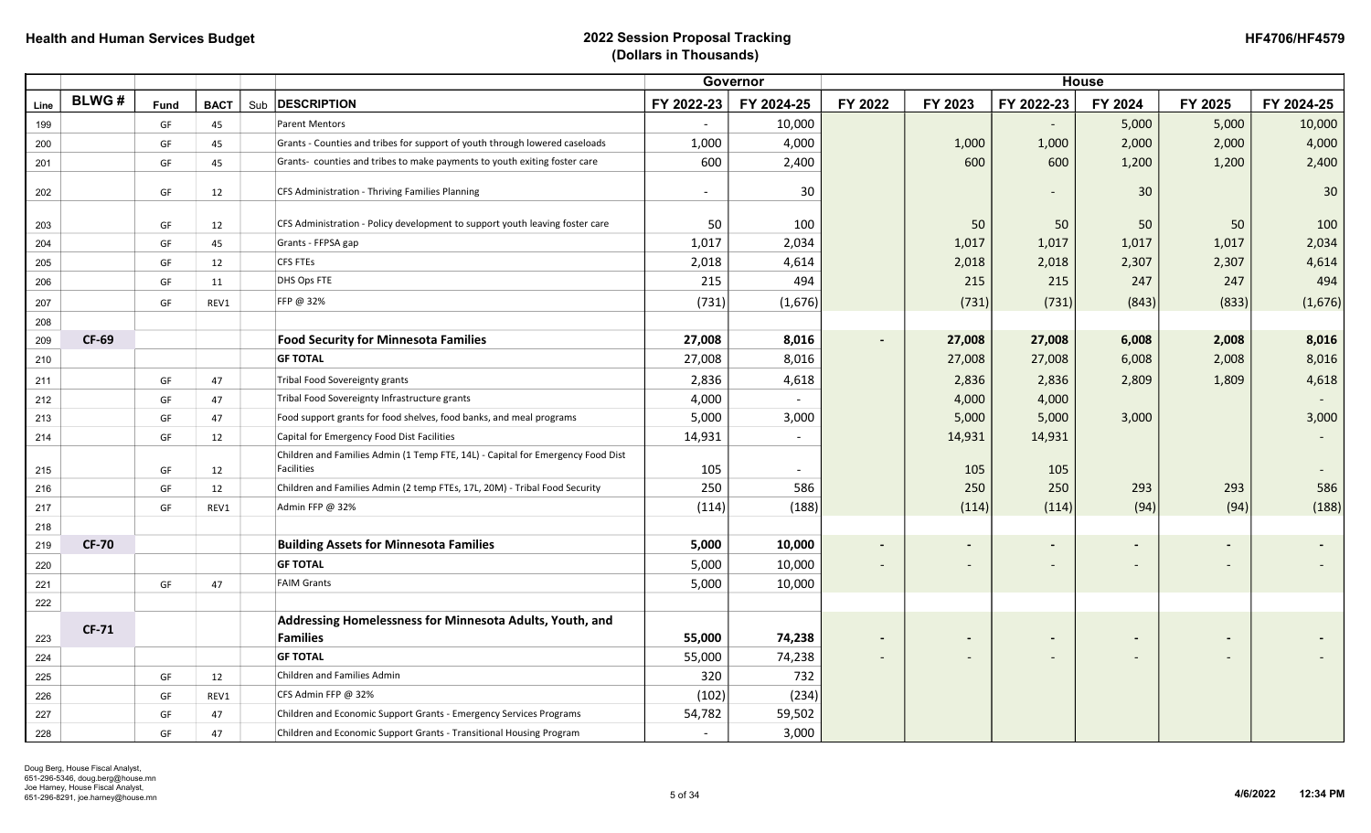# Health and Human Services Budget

## 2022 Session Proposal Tracking
## (Dollars in Thousands)

HF4706/HF4579

| | | | | | | Governor | | House | | | | | |
|---|---|---|---|---|---|---|---|---|---|---|---|---|---|
| Line | BLWG # | Fund | BACT | Sub | DESCRIPTION | FY 2022-23 | FY 2024-25 | FY 2022 | FY 2023 | FY 2022-23 | FY 2024 | FY 2025 | FY 2024-25 |
| 199 | | GF | 45 | | Parent Mentors | - | 10,000 | | | - | 5,000 | 5,000 | 10,000 |
| 200 | | GF | 45 | | Grants - Counties and tribes for support of youth through lowered caseloads | 1,000 | 4,000 | | 1,000 | 1,000 | 2,000 | 2,000 | 4,000 |
| 201 | | GF | 45 | | Grants- counties and tribes to make payments to youth exiting foster care | 600 | 2,400 | | 600 | 600 | 1,200 | 1,200 | 2,400 |
| 202 | | GF | 12 | | CFS Administration - Thriving Families Planning | - | 30 | | | - | 30 | | 30 |
| 203 | | GF | 12 | | CFS Administration - Policy development to support youth leaving foster care | 50 | 100 | | 50 | 50 | 50 | 50 | 100 |
| 204 | | GF | 45 | | Grants - FFPSA gap | 1,017 | 2,034 | | 1,017 | 1,017 | 1,017 | 1,017 | 2,034 |
| 205 | | GF | 12 | | CFS FTEs | 2,018 | 4,614 | | 2,018 | 2,018 | 2,307 | 2,307 | 4,614 |
| 206 | | GF | 11 | | DHS Ops FTE | 215 | 494 | | 215 | 215 | 247 | 247 | 494 |
| 207 | | GF | REV1 | | FFP @ 32% | (731) | (1,676) | | (731) | (731) | (843) | (833) | (1,676) |
| 208 | | | | | | | | | | | | | |
| 209 | **CF-69** | | | | **Food Security for Minnesota Families** | **27,008** | **8,016** | **-** | **27,008** | **27,008** | **6,008** | **2,008** | **8,016** |
| 210 | | | | | **GF TOTAL** | 27,008 | 8,016 | | 27,008 | 27,008 | 6,008 | 2,008 | 8,016 |
| 211 | | GF | 47 | | Tribal Food Sovereignty grants | 2,836 | 4,618 | | 2,836 | 2,836 | 2,809 | 1,809 | 4,618 |
| 212 | | GF | 47 | | Tribal Food Sovereignty Infrastructure grants | 4,000 | - | | 4,000 | 4,000 | | | - |
| 213 | | GF | 47 | | Food support grants for food shelves, food banks, and meal programs | 5,000 | 3,000 | | 5,000 | 5,000 | 3,000 | | 3,000 |
| 214 | | GF | 12 | | Capital for Emergency Food Dist Facilities | 14,931 | - | | 14,931 | 14,931 | | | - |
| 215 | | GF | 12 | | Children and Families Admin (1 Temp FTE, 14L) - Capital for Emergency Food Dist Facilities | 105 | - | | 105 | 105 | | | - |
| 216 | | GF | 12 | | Children and Families Admin (2 temp FTEs, 17L, 20M) - Tribal Food Security | 250 | 586 | | 250 | 250 | 293 | 293 | 586 |
| 217 | | GF | REV1 | | Admin FFP @ 32% | (114) | (188) | | (114) | (114) | (94) | (94) | (188) |
| 218 | | | | | | | | | | | | | |
| 219 | **CF-70** | | | | **Building Assets for Minnesota Families** | **5,000** | **10,000** | **-** | **-** | **-** | **-** | **-** | **-** |
| 220 | | | | | **GF TOTAL** | 5,000 | 10,000 | - | - | - | - | - | - |
| 221 | | GF | 47 | | FAIM Grants | 5,000 | 10,000 | | | | | | |
| 222 | | | | | | | | | | | | | |
| 223 | **CF-71** | | | | **Addressing Homelessness for Minnesota Adults, Youth, and Families** | **55,000** | **74,238** | **-** | **-** | **-** | **-** | **-** | **-** |
| 224 | | | | | **GF TOTAL** | 55,000 | 74,238 | - | - | - | - | - | - |
| 225 | | GF | 12 | | Children and Families Admin | 320 | 732 | | | | | | |
| 226 | | GF | REV1 | | CFS Admin FFP @ 32% | (102) | (234) | | | | | | |
| 227 | | GF | 47 | | Children and Economic Support Grants - Emergency Services Programs | 54,782 | 59,502 | | | | | | |
| 228 | | GF | 47 | | Children and Economic Support Grants - Transitional Housing Program | - | 3,000 | | | | | | |

Doug Berg, House Fiscal Analyst, 651-296-5346, doug.berg@house.mn
Joe Harney, House Fiscal Analyst, 651-296-8291, joe.harney@house.mn

4/6/2022 12:34 PM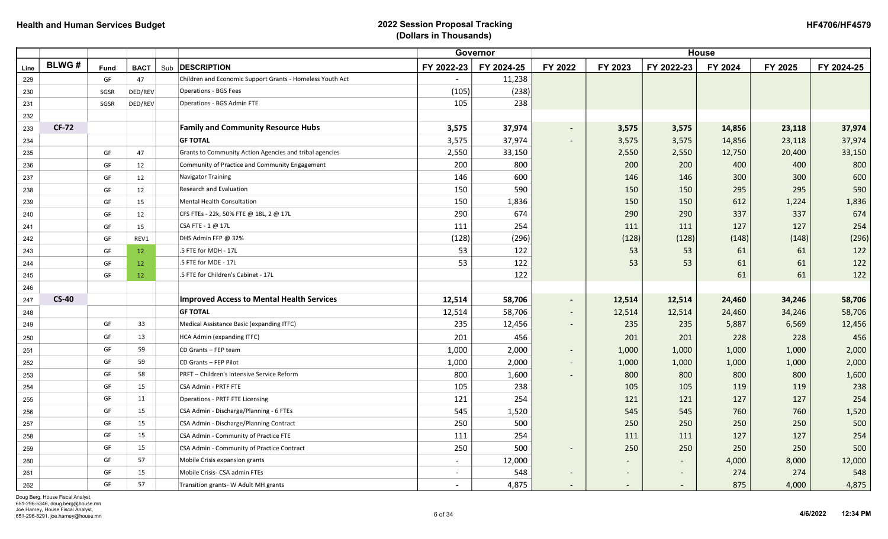| | | | | | | Governor | | House | | | | | |
|---|---|---|---|---|---|---|---|---|---|---|---|---|---|
| Line | BLWG # | Fund | BACT | Sub | DESCRIPTION | FY 2022-23 | FY 2024-25 | FY 2022 | FY 2023 | FY 2022-23 | FY 2024 | FY 2025 | FY 2024-25 |
| 229 | | GF | 47 | | Children and Economic Support Grants - Homeless Youth Act | - | 11,238 | | | | | | |
| 230 | | SGSR | DED/REV | | Operations - BGS Fees | (105) | (238) | | | | | | |
| 231 | | SGSR | DED/REV | | Operations - BGS Admin FTE | 105 | 238 | | | | | | |
| 232 | | | | | | | | | | | | | |
| 233 | **CF-72** | | | | **Family and Community Resource Hubs** | **3,575** | **37,974** | **-** | **3,575** | **3,575** | **14,856** | **23,118** | **37,974** |
| 234 | | | | | **GF TOTAL** | 3,575 | 37,974 | - | 3,575 | 3,575 | 14,856 | 23,118 | 37,974 |
| 235 | | GF | 47 | | Grants to Community Action Agencies and tribal agencies | 2,550 | 33,150 | | 2,550 | 2,550 | 12,750 | 20,400 | 33,150 |
| 236 | | GF | 12 | | Community of Practice and Community Engagement | 200 | 800 | | 200 | 200 | 400 | 400 | 800 |
| 237 | | GF | 12 | | Navigator Training | 146 | 600 | | 146 | 146 | 300 | 300 | 600 |
| 238 | | GF | 12 | | Research and Evaluation | 150 | 590 | | 150 | 150 | 295 | 295 | 590 |
| 239 | | GF | 15 | | Mental Health Consultation | 150 | 1,836 | | 150 | 150 | 612 | 1,224 | 1,836 |
| 240 | | GF | 12 | | CFS FTEs - 22k, 50% FTE @ 18L, 2 @ 17L | 290 | 674 | | 290 | 290 | 337 | 337 | 674 |
| 241 | | GF | 15 | | CSA FTE - 1 @ 17L | 111 | 254 | | 111 | 111 | 127 | 127 | 254 |
| 242 | | GF | REV1 | | DHS Admin FFP @ 32% | (128) | (296) | | (128) | (128) | (148) | (148) | (296) |
| 243 | | GF | 12 | | .5 FTE for MDH - 17L | 53 | 122 | | 53 | 53 | 61 | 61 | 122 |
| 244 | | GF | 12 | | .5 FTE for MDE - 17L | 53 | 122 | | 53 | 53 | 61 | 61 | 122 |
| 245 | | GF | 12 | | .5 FTE for Children's Cabinet - 17L | | 122 | | | | 61 | 61 | 122 |
| 246 | | | | | | | | | | | | | |
| 247 | **CS-40** | | | | **Improved Access to Mental Health Services** | **12,514** | **58,706** | **-** | **12,514** | **12,514** | **24,460** | **34,246** | **58,706** |
| 248 | | | | | **GF TOTAL** | 12,514 | 58,706 | - | 12,514 | 12,514 | 24,460 | 34,246 | 58,706 |
| 249 | | GF | 33 | | Medical Assistance Basic (expanding ITFC) | 235 | 12,456 | - | 235 | 235 | 5,887 | 6,569 | 12,456 |
| 250 | | GF | 13 | | HCA Admin (expanding ITFC) | 201 | 456 | | 201 | 201 | 228 | 228 | 456 |
| 251 | | GF | 59 | | CD Grants – FEP team | 1,000 | 2,000 | - | 1,000 | 1,000 | 1,000 | 1,000 | 2,000 |
| 252 | | GF | 59 | | CD Grants – FEP Pilot | 1,000 | 2,000 | - | 1,000 | 1,000 | 1,000 | 1,000 | 2,000 |
| 253 | | GF | 58 | | PRFT – Children's Intensive Service Reform | 800 | 1,600 | - | 800 | 800 | 800 | 800 | 1,600 |
| 254 | | GF | 15 | | CSA Admin - PRTF FTE | 105 | 238 | | 105 | 105 | 119 | 119 | 238 |
| 255 | | GF | 11 | | Operations - PRTF FTE Licensing | 121 | 254 | | 121 | 121 | 127 | 127 | 254 |
| 256 | | GF | 15 | | CSA Admin - Discharge/Planning - 6 FTEs | 545 | 1,520 | | 545 | 545 | 760 | 760 | 1,520 |
| 257 | | GF | 15 | | CSA Admin - Discharge/Planning Contract | 250 | 500 | | 250 | 250 | 250 | 250 | 500 |
| 258 | | GF | 15 | | CSA Admin - Community of Practice FTE | 111 | 254 | | 111 | 111 | 127 | 127 | 254 |
| 259 | | GF | 15 | | CSA Admin - Community of Practice Contract | 250 | 500 | - | 250 | 250 | 250 | 250 | 500 |
| 260 | | GF | 57 | | Mobile Crisis expansion grants | - | 12,000 | | - | - | 4,000 | 8,000 | 12,000 |
| 261 | | GF | 15 | | Mobile Crisis- CSA admin FTEs | - | 548 | - | - | - | 274 | 274 | 548 |
| 262 | | GF | 57 | | Transition grants- W Adult MH grants | - | 4,875 | - | - | - | 875 | 4,000 | 4,875 |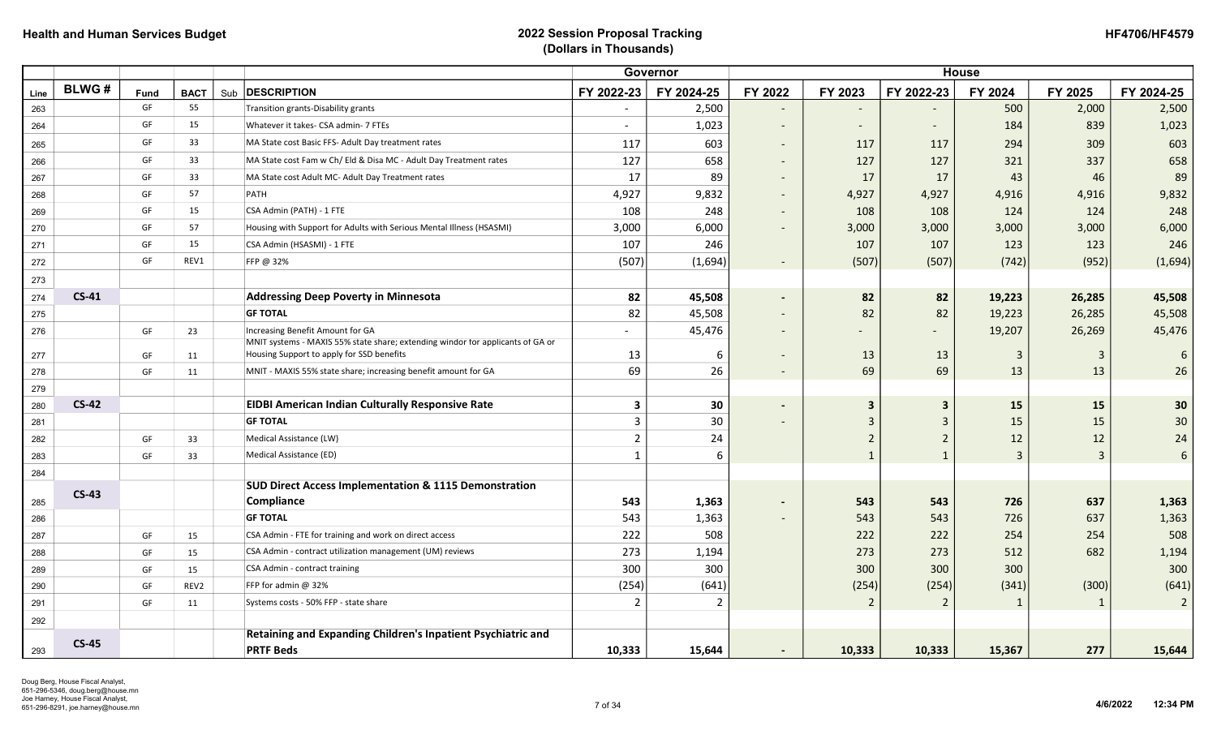| Line | BLWG # | Fund | BACT | Sub | DESCRIPTION | Governor | | House | | | | | |
|---|---|---|---|---|---|---|---|---|---|---|---|---|---|
| | | | | | | FY 2022-23 | FY 2024-25 | FY 2022 | FY 2023 | FY 2022-23 | FY 2024 | FY 2025 | FY 2024-25 |
| 263 | | GF | 55 | | Transition grants-Disability grants | - | 2,500 | - | - | - | 500 | 2,000 | 2,500 |
| 264 | | GF | 15 | | Whatever it takes- CSA admin- 7 FTEs | - | 1,023 | - | - | - | 184 | 839 | 1,023 |
| 265 | | GF | 33 | | MA State cost Basic FFS- Adult Day treatment rates | 117 | 603 | - | 117 | 117 | 294 | 309 | 603 |
| 266 | | GF | 33 | | MA State cost Fam w Ch/ Eld & Disa MC - Adult Day Treatment rates | 127 | 658 | - | 127 | 127 | 321 | 337 | 658 |
| 267 | | GF | 33 | | MA State cost Adult MC- Adult Day Treatment rates | 17 | 89 | - | 17 | 17 | 43 | 46 | 89 |
| 268 | | GF | 57 | | PATH | 4,927 | 9,832 | - | 4,927 | 4,927 | 4,916 | 4,916 | 9,832 |
| 269 | | GF | 15 | | CSA Admin (PATH) - 1 FTE | 108 | 248 | - | 108 | 108 | 124 | 124 | 248 |
| 270 | | GF | 57 | | Housing with Support for Adults with Serious Mental Illness (HSASMI) | 3,000 | 6,000 | - | 3,000 | 3,000 | 3,000 | 3,000 | 6,000 |
| 271 | | GF | 15 | | CSA Admin (HSASMI) - 1 FTE | 107 | 246 | | 107 | 107 | 123 | 123 | 246 |
| 272 | | GF | REV1 | | FFP @ 32% | (507) | (1,694) | - | (507) | (507) | (742) | (952) | (1,694) |
| 273 | | | | | | | | | | | | | |
| 274 | **CS-41** | | | | **Addressing Deep Poverty in Minnesota** | **82** | **45,508** | **-** | **82** | **82** | **19,223** | **26,285** | **45,508** |
| 275 | | | | | **GF TOTAL** | 82 | 45,508 | - | 82 | 82 | 19,223 | 26,285 | 45,508 |
| 276 | | GF | 23 | | Increasing Benefit Amount for GA | - | 45,476 | - | - | - | 19,207 | 26,269 | 45,476 |
| 277 | | GF | 11 | | MNIT systems - MAXIS 55% state share; extending windor for applicants of GA or Housing Support to apply for SSD benefits | 13 | 6 | - | 13 | 13 | 3 | 3 | 6 |
| 278 | | GF | 11 | | MNIT - MAXIS 55% state share; increasing benefit amount for GA | 69 | 26 | - | 69 | 69 | 13 | 13 | 26 |
| 279 | | | | | | | | | | | | | |
| 280 | **CS-42** | | | | **EIDBI American Indian Culturally Responsive Rate** | **3** | **30** | **-** | **3** | **3** | **15** | **15** | **30** |
| 281 | | | | | **GF TOTAL** | 3 | 30 | - | 3 | 3 | 15 | 15 | 30 |
| 282 | | GF | 33 | | Medical Assistance (LW) | 2 | 24 | | 2 | 2 | 12 | 12 | 24 |
| 283 | | GF | 33 | | Medical Assistance (ED) | 1 | 6 | | 1 | 1 | 3 | 3 | 6 |
| 284 | | | | | | | | | | | | | |
| 285 | **CS-43** | | | | **SUD Direct Access Implementation & 1115 Demonstration Compliance** | **543** | **1,363** | **-** | **543** | **543** | **726** | **637** | **1,363** |
| 286 | | | | | **GF TOTAL** | 543 | 1,363 | - | 543 | 543 | 726 | 637 | 1,363 |
| 287 | | GF | 15 | | CSA Admin - FTE for training and work on direct access | 222 | 508 | | 222 | 222 | 254 | 254 | 508 |
| 288 | | GF | 15 | | CSA Admin - contract utilization management (UM) reviews | 273 | 1,194 | | 273 | 273 | 512 | 682 | 1,194 |
| 289 | | GF | 15 | | CSA Admin - contract training | 300 | 300 | | 300 | 300 | 300 | | 300 |
| 290 | | GF | REV2 | | FFP for admin @ 32% | (254) | (641) | | (254) | (254) | (341) | (300) | (641) |
| 291 | | GF | 11 | | Systems costs - 50% FFP - state share | 2 | 2 | | 2 | 2 | 1 | 1 | 2 |
| 292 | | | | | | | | | | | | | |
| 293 | **CS-45** | | | | **Retaining and Expanding Children's Inpatient Psychiatric and PRTF Beds** | **10,333** | **15,644** | **-** | **10,333** | **10,333** | **15,367** | **277** | **15,644** |

Doug Berg, House Fiscal Analyst, 651-296-5346, doug.berg@house.mn
Joe Harney, House Fiscal Analyst, 651-296-8291, joe.harney@house.mn

4/6/2022 12:34 PM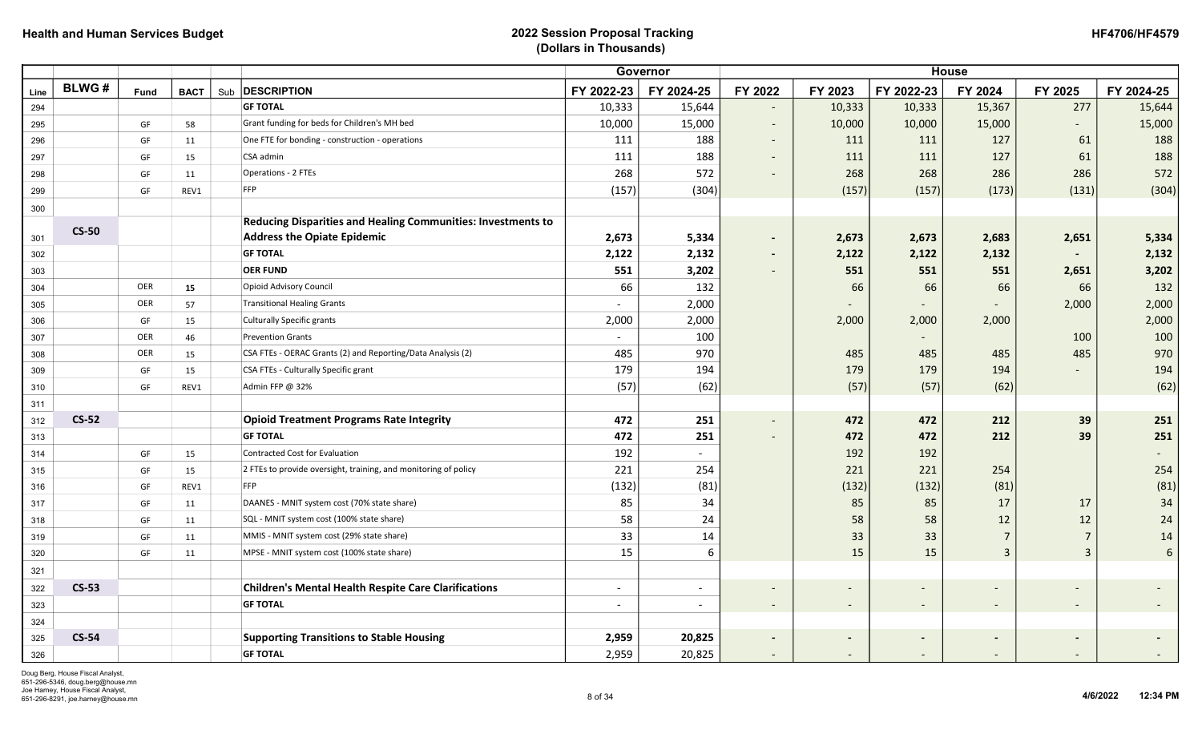**Health and Human Services Budget**

**2022 Session Proposal Tracking**
**(Dollars in Thousands)**

**HF4706/HF4579**

| | | | | | | Governor | | House | | | | | |
|---|---|---|---|---|---|---|---|---|---|---|---|---|---|
| Line | BLWG # | Fund | BACT | Sub | DESCRIPTION | FY 2022-23 | FY 2024-25 | FY 2022 | FY 2023 | FY 2022-23 | FY 2024 | FY 2025 | FY 2024-25 |
| 294 | | | | | **GF TOTAL** | 10,333 | 15,644 | - | 10,333 | 10,333 | 15,367 | 277 | 15,644 |
| 295 | | GF | 58 | | Grant funding for beds for Children's MH bed | 10,000 | 15,000 | - | 10,000 | 10,000 | 15,000 | - | 15,000 |
| 296 | | GF | 11 | | One FTE for bonding - construction - operations | 111 | 188 | - | 111 | 111 | 127 | 61 | 188 |
| 297 | | GF | 15 | | CSA admin | 111 | 188 | - | 111 | 111 | 127 | 61 | 188 |
| 298 | | GF | 11 | | Operations - 2 FTEs | 268 | 572 | - | 268 | 268 | 286 | 286 | 572 |
| 299 | | GF | REV1 | | FFP | (157) | (304) | | (157) | (157) | (173) | (131) | (304) |
| 300 | | | | | | | | | | | | | |
| 301 | **CS-50** | | | | **Reducing Disparities and Healing Communities: Investments to Address the Opiate Epidemic** | **2,673** | **5,334** | **-** | **2,673** | **2,673** | **2,683** | **2,651** | **5,334** |
| 302 | | | | | **GF TOTAL** | **2,122** | **2,132** | **-** | **2,122** | **2,122** | **2,132** | **-** | **2,132** |
| 303 | | | | | **OER FUND** | **551** | **3,202** | - | **551** | **551** | **551** | **2,651** | **3,202** |
| 304 | | OER | 15 | | Opioid Advisory Council | 66 | 132 | | 66 | 66 | 66 | 66 | 132 |
| 305 | | OER | 57 | | Transitional Healing Grants | - | 2,000 | | - | - | - | 2,000 | 2,000 |
| 306 | | GF | 15 | | Culturally Specific grants | 2,000 | 2,000 | | 2,000 | 2,000 | 2,000 | | 2,000 |
| 307 | | OER | 46 | | Prevention Grants | - | 100 | | | - | | 100 | 100 |
| 308 | | OER | 15 | | CSA FTEs - OERAC Grants (2) and Reporting/Data Analysis (2) | 485 | 970 | | 485 | 485 | 485 | 485 | 970 |
| 309 | | GF | 15 | | CSA FTEs - Culturally Specific grant | 179 | 194 | | 179 | 179 | 194 | - | 194 |
| 310 | | GF | REV1 | | Admin FFP @ 32% | (57) | (62) | | (57) | (57) | (62) | | (62) |
| 311 | | | | | | | | | | | | | |
| 312 | **CS-52** | | | | **Opioid Treatment Programs Rate Integrity** | **472** | **251** | - | **472** | **472** | **212** | **39** | **251** |
| 313 | | | | | **GF TOTAL** | **472** | **251** | - | **472** | **472** | **212** | **39** | **251** |
| 314 | | GF | 15 | | Contracted Cost for Evaluation | 192 | - | | 192 | 192 | | | - |
| 315 | | GF | 15 | | 2 FTEs to provide oversight, training, and monitoring of policy | 221 | 254 | | 221 | 221 | 254 | | 254 |
| 316 | | GF | REV1 | | FFP | (132) | (81) | | (132) | (132) | (81) | | (81) |
| 317 | | GF | 11 | | DAANES - MNIT system cost (70% state share) | 85 | 34 | | 85 | 85 | 17 | 17 | 34 |
| 318 | | GF | 11 | | SQL - MNIT system cost (100% state share) | 58 | 24 | | 58 | 58 | 12 | 12 | 24 |
| 319 | | GF | 11 | | MMIS - MNIT system cost (29% state share) | 33 | 14 | | 33 | 33 | 7 | 7 | 14 |
| 320 | | GF | 11 | | MPSE - MNIT system cost (100% state share) | 15 | 6 | | 15 | 15 | 3 | 3 | 6 |
| 321 | | | | | | | | | | | | | |
| 322 | **CS-53** | | | | **Children's Mental Health Respite Care Clarifications** | - | - | - | - | - | - | - | - |
| 323 | | | | | **GF TOTAL** | - | - | - | - | - | - | - | - |
| 324 | | | | | | | | | | | | | |
| 325 | **CS-54** | | | | **Supporting Transitions to Stable Housing** | **2,959** | **20,825** | **-** | **-** | **-** | **-** | **-** | **-** |
| 326 | | | | | **GF TOTAL** | 2,959 | 20,825 | - | - | - | - | - | - |

Doug Berg, House Fiscal Analyst,
651-296-5346, doug.berg@house.mn
Joe Harney, House Fiscal Analyst,
651-296-8291, joe.harney@house.mn

4/6/2022 12:34 PM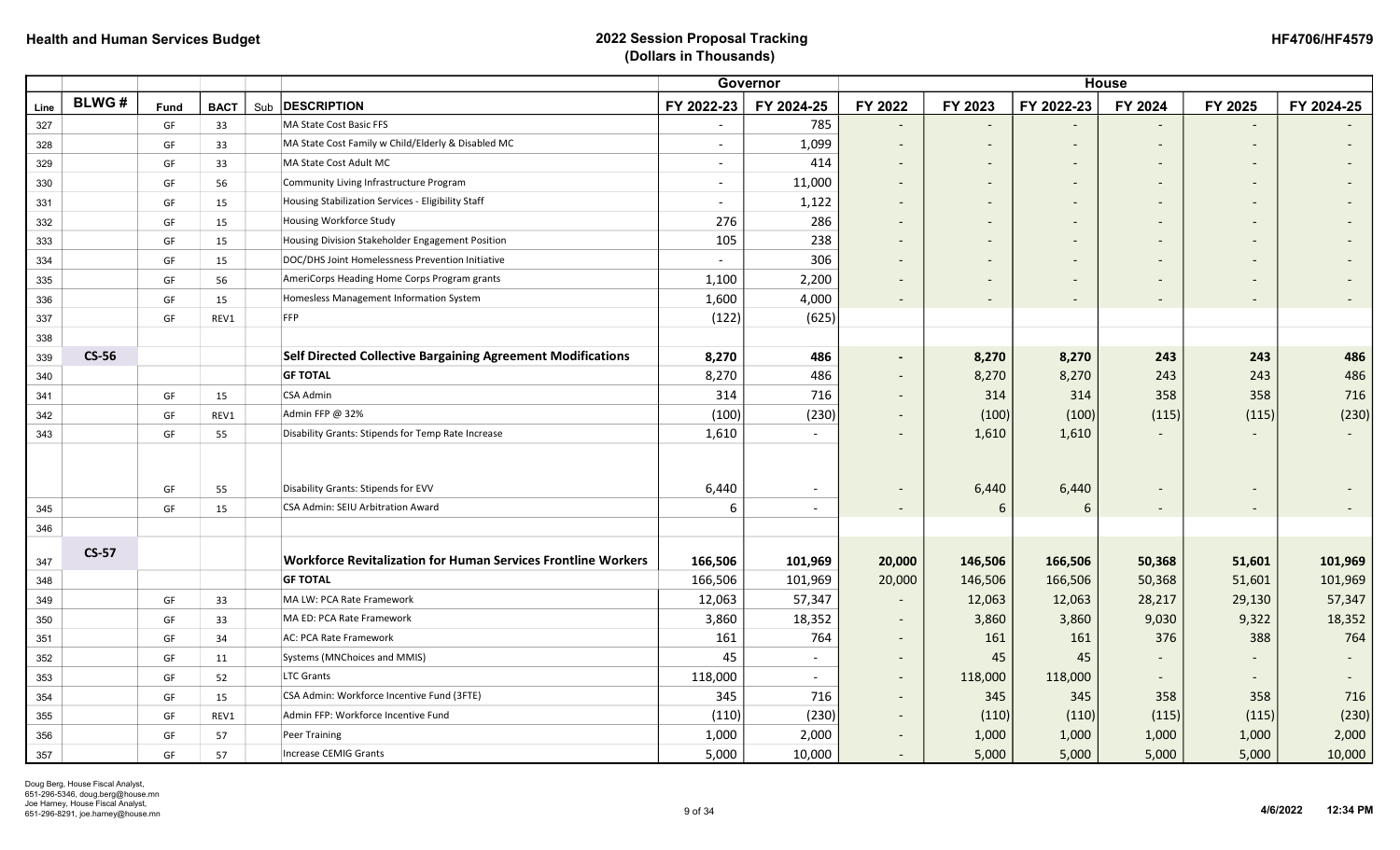| Line | BLWG # | Fund | BACT | Sub | DESCRIPTION | Governor FY 2022-23 | Governor FY 2024-25 | House FY 2022 | House FY 2023 | House FY 2022-23 | House FY 2024 | House FY 2025 | House FY 2024-25 |
|---|---|---|---|---|---|---|---|---|---|---|---|---|---|
| 327 | | GF | 33 | | MA State Cost Basic FFS | - | 785 | - | - | - | - | - | - |
| 328 | | GF | 33 | | MA State Cost Family w Child/Elderly & Disabled MC | - | 1,099 | - | - | - | - | - | - |
| 329 | | GF | 33 | | MA State Cost Adult MC | - | 414 | - | - | - | - | - | - |
| 330 | | GF | 56 | | Community Living Infrastructure Program | - | 11,000 | - | - | - | - | - | - |
| 331 | | GF | 15 | | Housing Stabilization Services - Eligibility Staff | - | 1,122 | - | - | - | - | - | - |
| 332 | | GF | 15 | | Housing Workforce Study | 276 | 286 | - | - | - | - | - | - |
| 333 | | GF | 15 | | Housing Division Stakeholder Engagement Position | 105 | 238 | - | - | - | - | - | - |
| 334 | | GF | 15 | | DOC/DHS Joint Homelessness Prevention Initiative | - | 306 | - | - | - | - | - | - |
| 335 | | GF | 56 | | AmeriCorps Heading Home Corps Program grants | 1,100 | 2,200 | - | - | - | - | - | - |
| 336 | | GF | 15 | | Homeless Management Information System | 1,600 | 4,000 | - | - | - | - | - | - |
| 337 | | GF | REV1 | | FFP | (122) | (625) | | | | | | |
| 338 | | | | | | | | | | | | | |
| 339 | **CS-56** | | | | **Self Directed Collective Bargaining Agreement Modifications** | **8,270** | **486** | **-** | **8,270** | **8,270** | **243** | **243** | **486** |
| 340 | | | | | **GF TOTAL** | 8,270 | 486 | - | 8,270 | 8,270 | 243 | 243 | 486 |
| 341 | | GF | 15 | | CSA Admin | 314 | 716 | - | 314 | 314 | 358 | 358 | 716 |
| 342 | | GF | REV1 | | Admin FFP @ 32% | (100) | (230) | - | (100) | (100) | (115) | (115) | (230) |
| 343 | | GF | 55 | | Disability Grants: Stipends for Temp Rate Increase | 1,610 | - | - | 1,610 | 1,610 | - | - | - |
| | | GF | 55 | | Disability Grants: Stipends for EVV | 6,440 | - | - | 6,440 | 6,440 | - | - | - |
| 345 | | GF | 15 | | CSA Admin: SEIU Arbitration Award | 6 | - | - | 6 | 6 | - | - | - |
| 346 | | | | | | | | | | | | | |
| 347 | **CS-57** | | | | **Workforce Revitalization for Human Services Frontline Workers** | **166,506** | **101,969** | **20,000** | **146,506** | **166,506** | **50,368** | **51,601** | **101,969** |
| 348 | | | | | **GF TOTAL** | 166,506 | 101,969 | 20,000 | 146,506 | 166,506 | 50,368 | 51,601 | 101,969 |
| 349 | | GF | 33 | | MA LW: PCA Rate Framework | 12,063 | 57,347 | - | 12,063 | 12,063 | 28,217 | 29,130 | 57,347 |
| 350 | | GF | 33 | | MA ED: PCA Rate Framework | 3,860 | 18,352 | - | 3,860 | 3,860 | 9,030 | 9,322 | 18,352 |
| 351 | | GF | 34 | | AC: PCA Rate Framework | 161 | 764 | - | 161 | 161 | 376 | 388 | 764 |
| 352 | | GF | 11 | | Systems (MNChoices and MMIS) | 45 | - | - | 45 | 45 | - | - | - |
| 353 | | GF | 52 | | LTC Grants | 118,000 | - | - | 118,000 | 118,000 | - | - | - |
| 354 | | GF | 15 | | CSA Admin: Workforce Incentive Fund (3FTE) | 345 | 716 | - | 345 | 345 | 358 | 358 | 716 |
| 355 | | GF | REV1 | | Admin FFP: Workforce Incentive Fund | (110) | (230) | - | (110) | (110) | (115) | (115) | (230) |
| 356 | | GF | 57 | | Peer Training | 1,000 | 2,000 | - | 1,000 | 1,000 | 1,000 | 1,000 | 2,000 |
| 357 | | GF | 57 | | Increase CEMIG Grants | 5,000 | 10,000 | - | 5,000 | 5,000 | 5,000 | 5,000 | 10,000 |

Doug Berg, House Fiscal Analyst, 651-296-5346, doug.berg@house.mn
Joe Harney, House Fiscal Analyst, 651-296-8291, joe.harney@house.mn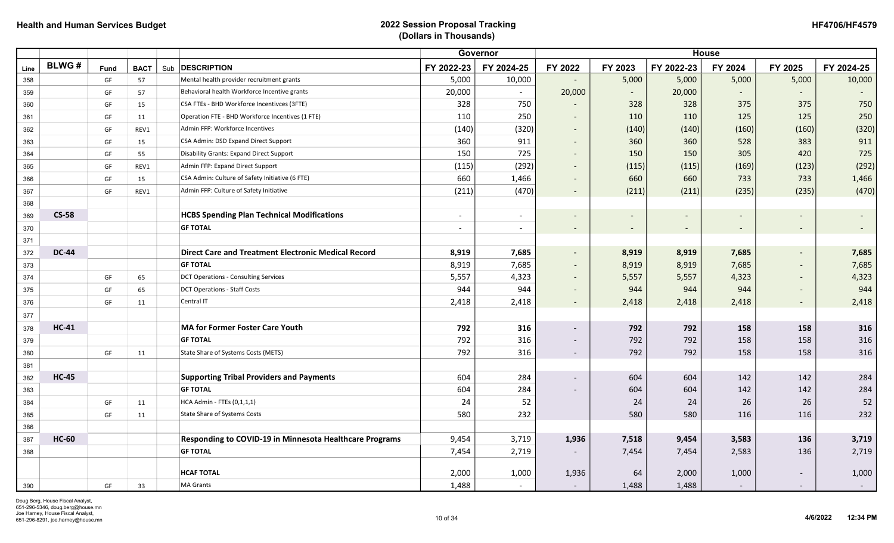**Health and Human Services Budget**

**2022 Session Proposal Tracking**
**(Dollars in Thousands)**

**HF4706/HF4579**

| | | | | | | Governor | | House | | | | | |
|---|---|---|---|---|---|---|---|---|---|---|---|---|---|
| Line | BLWG # | Fund | BACT | Sub | DESCRIPTION | FY 2022-23 | FY 2024-25 | FY 2022 | FY 2023 | FY 2022-23 | FY 2024 | FY 2025 | FY 2024-25 |
| 358 | | GF | 57 | | Mental health provider recruitment grants | 5,000 | 10,000 | - | 5,000 | 5,000 | 5,000 | 5,000 | 10,000 |
| 359 | | GF | 57 | | Behavioral health Workforce Incentive grants | 20,000 | - | 20,000 | - | 20,000 | - | - | - |
| 360 | | GF | 15 | | CSA FTEs - BHD Workforce Incentivces (3FTE) | 328 | 750 | - | 328 | 328 | 375 | 375 | 750 |
| 361 | | GF | 11 | | Operation FTE - BHD Workforce Incentives (1 FTE) | 110 | 250 | - | 110 | 110 | 125 | 125 | 250 |
| 362 | | GF | REV1 | | Admin FFP: Workforce Incentives | (140) | (320) | - | (140) | (140) | (160) | (160) | (320) |
| 363 | | GF | 15 | | CSA Admin: DSD Expand Direct Support | 360 | 911 | - | 360 | 360 | 528 | 383 | 911 |
| 364 | | GF | 55 | | Disability Grants: Expand Direct Support | 150 | 725 | - | 150 | 150 | 305 | 420 | 725 |
| 365 | | GF | REV1 | | Admin FFP: Expand Direct Support | (115) | (292) | - | (115) | (115) | (169) | (123) | (292) |
| 366 | | GF | 15 | | CSA Admin: Culture of Safety Initiative (6 FTE) | 660 | 1,466 | - | 660 | 660 | 733 | 733 | 1,466 |
| 367 | | GF | REV1 | | Admin FFP: Culture of Safety Initiative | (211) | (470) | - | (211) | (211) | (235) | (235) | (470) |
| 368 | | | | | | | | | | | | | |
| 369 | **CS-58** | | | | **HCBS Spending Plan Technical Modifications** | - | - | - | - | - | - | - | - |
| 370 | | | | | **GF TOTAL** | - | - | - | - | - | - | - | - |
| 371 | | | | | | | | | | | | | |
| 372 | **DC-44** | | | | **Direct Care and Treatment Electronic Medical Record** | **8,919** | **7,685** | **-** | **8,919** | **8,919** | **7,685** | **-** | **7,685** |
| 373 | | | | | **GF TOTAL** | 8,919 | 7,685 | - | 8,919 | 8,919 | 7,685 | - | 7,685 |
| 374 | | GF | 65 | | DCT Operations - Consulting Services | 5,557 | 4,323 | - | 5,557 | 5,557 | 4,323 | - | 4,323 |
| 375 | | GF | 65 | | DCT Operations - Staff Costs | 944 | 944 | - | 944 | 944 | 944 | - | 944 |
| 376 | | GF | 11 | | Central IT | 2,418 | 2,418 | - | 2,418 | 2,418 | 2,418 | - | 2,418 |
| 377 | | | | | | | | | | | | | |
| 378 | **HC-41** | | | | **MA for Former Foster Care Youth** | **792** | **316** | **-** | **792** | **792** | **158** | **158** | **316** |
| 379 | | | | | **GF TOTAL** | 792 | 316 | - | 792 | 792 | 158 | 158 | 316 |
| 380 | | GF | 11 | | State Share of Systems Costs (METS) | 792 | 316 | - | 792 | 792 | 158 | 158 | 316 |
| 381 | | | | | | | | | | | | | |
| 382 | **HC-45** | | | | **Supporting Tribal Providers and Payments** | 604 | 284 | - | 604 | 604 | 142 | 142 | 284 |
| 383 | | | | | **GF TOTAL** | 604 | 284 | - | 604 | 604 | 142 | 142 | 284 |
| 384 | | GF | 11 | | HCA Admin - FTEs (0,1,1,1) | 24 | 52 | | 24 | 24 | 26 | 26 | 52 |
| 385 | | GF | 11 | | State Share of Systems Costs | 580 | 232 | | 580 | 580 | 116 | 116 | 232 |
| 386 | | | | | | | | | | | | | |
| 387 | **HC-60** | | | | **Responding to COVID-19 in Minnesota Healthcare Programs** | 9,454 | 3,719 | **1,936** | **7,518** | **9,454** | **3,583** | **136** | **3,719** |
| 388 | | | | | **GF TOTAL** | 7,454 | 2,719 | - | 7,454 | 7,454 | 2,583 | 136 | 2,719 |
| | | | | | **HCAF TOTAL** | 2,000 | 1,000 | 1,936 | 64 | 2,000 | 1,000 | - | 1,000 |
| 390 | | GF | 33 | | MA Grants | 1,488 | - | - | 1,488 | 1,488 | - | - | - |

Doug Berg, House Fiscal Analyst,
651-296-5346, doug.berg@house.mn
Joe Harney, House Fiscal Analyst,
651-296-8291, joe.harney@house.mn

4/6/2022 12:34 PM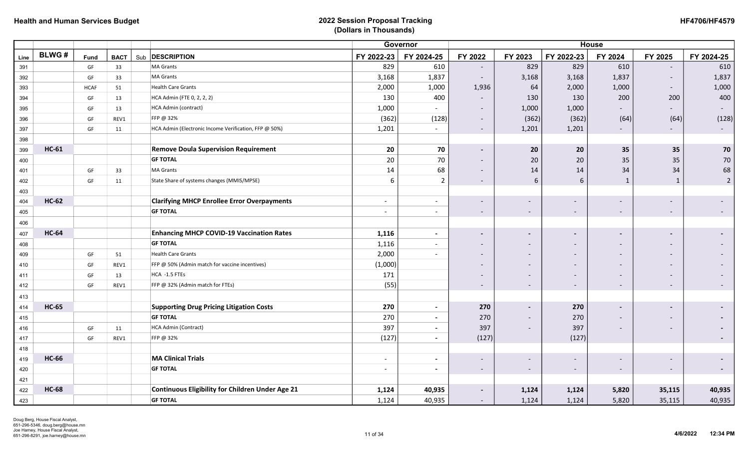**Health and Human Services Budget**

**2022 Session Proposal Tracking**
**(Dollars in Thousands)**

**HF4706/HF4579**

| | | | | | | Governor | | House | | | | | |
|---|---|---|---|---|---|---|---|---|---|---|---|---|---|
| Line | BLWG # | Fund | BACT | Sub | DESCRIPTION | FY 2022-23 | FY 2024-25 | FY 2022 | FY 2023 | FY 2022-23 | FY 2024 | FY 2025 | FY 2024-25 |
| 391 | | GF | 33 | | MA Grants | 829 | 610 | - | 829 | 829 | 610 | - | 610 |
| 392 | | GF | 33 | | MA Grants | 3,168 | 1,837 | - | 3,168 | 3,168 | 1,837 | - | 1,837 |
| 393 | | HCAF | 51 | | Health Care Grants | 2,000 | 1,000 | 1,936 | 64 | 2,000 | 1,000 | - | 1,000 |
| 394 | | GF | 13 | | HCA Admin (FTE 0, 2, 2, 2) | 130 | 400 | - | 130 | 130 | 200 | 200 | 400 |
| 395 | | GF | 13 | | HCA Admin (contract) | 1,000 | - | - | 1,000 | 1,000 | - | - | - |
| 396 | | GF | REV1 | | FFP @ 32% | (362) | (128) | - | (362) | (362) | (64) | (64) | (128) |
| 397 | | GF | 11 | | HCA Admin (Electronic Income Verification, FFP @ 50%) | 1,201 | - | - | 1,201 | 1,201 | - | - | - |
| 398 | | | | | | | | | | | | | |
| 399 | **HC-61** | | | | **Remove Doula Supervision Requirement** | **20** | **70** | **-** | **20** | **20** | **35** | **35** | **70** |
| 400 | | | | | **GF TOTAL** | 20 | 70 | - | 20 | 20 | 35 | 35 | 70 |
| 401 | | GF | 33 | | MA Grants | 14 | 68 | - | 14 | 14 | 34 | 34 | 68 |
| 402 | | GF | 11 | | State Share of systems changes (MMIS/MPSE) | 6 | 2 | - | 6 | 6 | 1 | 1 | 2 |
| 403 | | | | | | | | | | | | | |
| 404 | **HC-62** | | | | **Clarifying MHCP Enrollee Error Overpayments** | - | - | - | - | - | - | - | - |
| 405 | | | | | **GF TOTAL** | - | - | - | - | - | - | - | - |
| 406 | | | | | | | | | | | | | |
| 407 | **HC-64** | | | | **Enhancing MHCP COVID-19 Vaccination Rates** | **1,116** | **-** | **-** | **-** | **-** | **-** | **-** | **-** |
| 408 | | | | | **GF TOTAL** | 1,116 | - | - | - | - | - | - | - |
| 409 | | GF | 51 | | Health Care Grants | 2,000 | - | - | - | - | - | - | - |
| 410 | | GF | REV1 | | FFP @ 50% (Admin match for vaccine incentives) | (1,000) | | - | - | - | - | - | - |
| 411 | | GF | 13 | | HCA -1.5 FTEs | 171 | | - | - | - | - | - | - |
| 412 | | GF | REV1 | | FFP @ 32% (Admin match for FTEs) | (55) | | - | - | - | - | - | - |
| 413 | | | | | | | | | | | | | |
| 414 | **HC-65** | | | | **Supporting Drug Pricing Litigation Costs** | **270** | **-** | **270** | **-** | **270** | **-** | **-** | **-** |
| 415 | | | | | **GF TOTAL** | 270 | - | 270 | - | 270 | - | - | - |
| 416 | | GF | 11 | | HCA Admin (Contract) | 397 | - | 397 | - | 397 | - | - | - |
| 417 | | GF | REV1 | | FFP @ 32% | (127) | - | (127) | | (127) | | | - |
| 418 | | | | | | | | | | | | | |
| 419 | **HC-66** | | | | **MA Clinical Trials** | - | - | - | - | - | - | - | - |
| 420 | | | | | **GF TOTAL** | - | - | - | - | - | - | - | - |
| 421 | | | | | | | | | | | | | |
| 422 | **HC-68** | | | | **Continuous Eligibility for Children Under Age 21** | **1,124** | **40,935** | **-** | **1,124** | **1,124** | **5,820** | **35,115** | **40,935** |
| 423 | | | | | **GF TOTAL** | 1,124 | 40,935 | - | 1,124 | 1,124 | 5,820 | 35,115 | 40,935 |

Doug Berg, House Fiscal Analyst, 651-296-5346, doug.berg@house.mn
Joe Harney, House Fiscal Analyst, 651-296-8291, joe.harney@house.mn

4/6/2022 12:34 PM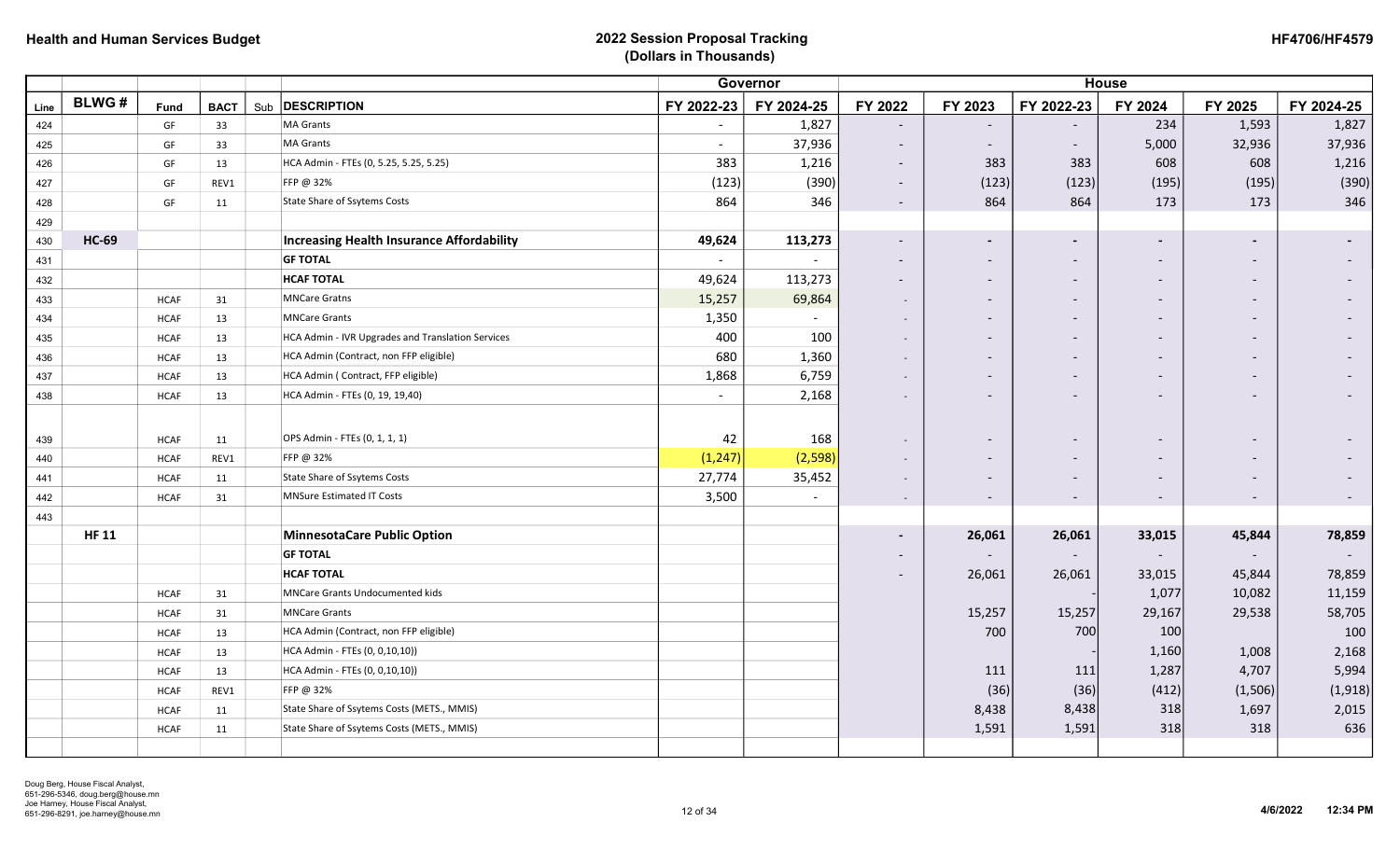**Health and Human Services Budget**

**2022 Session Proposal Tracking**
**(Dollars in Thousands)**

**HF4706/HF4579**

| | | | | | | Governor | | House | | | | | |
|---|---|---|---|---|---|---|---|---|---|---|---|---|---|
| Line | BLWG # | Fund | BACT | Sub | DESCRIPTION | FY 2022-23 | FY 2024-25 | FY 2022 | FY 2023 | FY 2022-23 | FY 2024 | FY 2025 | FY 2024-25 |
| 424 | | GF | 33 | | MA Grants | - | 1,827 | - | - | - | 234 | 1,593 | 1,827 |
| 425 | | GF | 33 | | MA Grants | - | 37,936 | - | - | - | 5,000 | 32,936 | 37,936 |
| 426 | | GF | 13 | | HCA Admin - FTEs (0, 5.25, 5.25, 5.25) | 383 | 1,216 | - | 383 | 383 | 608 | 608 | 1,216 |
| 427 | | GF | REV1 | | FFP @ 32% | (123) | (390) | - | (123) | (123) | (195) | (195) | (390) |
| 428 | | GF | 11 | | State Share of Ssytems Costs | 864 | 346 | - | 864 | 864 | 173 | 173 | 346 |
| 429 | | | | | | | | | | | | | |
| 430 | **HC-69** | | | | **Increasing Health Insurance Affordability** | **49,624** | **113,273** | - | - | - | - | - | - |
| 431 | | | | | **GF TOTAL** | - | - | - | - | - | - | - | - |
| 432 | | | | | **HCAF TOTAL** | 49,624 | 113,273 | - | - | - | - | - | - |
| 433 | | HCAF | 31 | | MNCare Gratns | 15,257 | 69,864 | - | - | - | - | - | - |
| 434 | | HCAF | 13 | | MNCare Grants | 1,350 | - | - | - | - | - | - | - |
| 435 | | HCAF | 13 | | HCA Admin - IVR Upgrades and Translation Services | 400 | 100 | - | - | - | - | - | - |
| 436 | | HCAF | 13 | | HCA Admin (Contract, non FFP eligible) | 680 | 1,360 | - | - | - | - | - | - |
| 437 | | HCAF | 13 | | HCA Admin ( Contract, FFP eligible) | 1,868 | 6,759 | - | - | - | - | - | - |
| 438 | | HCAF | 13 | | HCA Admin - FTEs (0, 19, 19,40) | - | 2,168 | - | - | - | - | - | - |
| 439 | | HCAF | 11 | | OPS Admin - FTEs (0, 1, 1, 1) | 42 | 168 | - | - | - | - | - | - |
| 440 | | HCAF | REV1 | | FFP @ 32% | (1,247) | (2,598) | - | - | - | - | - | - |
| 441 | | HCAF | 11 | | State Share of Ssytems Costs | 27,774 | 35,452 | - | - | - | - | - | - |
| 442 | | HCAF | 31 | | MNSure Estimated IT Costs | 3,500 | - | - | - | - | - | - | - |
| 443 | | | | | | | | | | | | | |
| | **HF 11** | | | | **MinnesotaCare Public Option** | | | - | **26,061** | **26,061** | **33,015** | **45,844** | **78,859** |
| | | | | | **GF TOTAL** | | | - | - | - | - | - | - |
| | | | | | **HCAF TOTAL** | | | - | 26,061 | 26,061 | 33,015 | 45,844 | 78,859 |
| | | HCAF | 31 | | MNCare Grants Undocumented kids | | | | | - | 1,077 | 10,082 | 11,159 |
| | | HCAF | 31 | | MNCare Grants | | | | 15,257 | 15,257 | 29,167 | 29,538 | 58,705 |
| | | HCAF | 13 | | HCA Admin (Contract, non FFP eligible) | | | | 700 | 700 | 100 | | 100 |
| | | HCAF | 13 | | HCA Admin - FTEs (0, 0,10,10)) | | | | | - | 1,160 | 1,008 | 2,168 |
| | | HCAF | 13 | | HCA Admin - FTEs (0, 0,10,10)) | | | | 111 | 111 | 1,287 | 4,707 | 5,994 |
| | | HCAF | REV1 | | FFP @ 32% | | | | (36) | (36) | (412) | (1,506) | (1,918) |
| | | HCAF | 11 | | State Share of Ssytems Costs (METS., MMIS) | | | | 8,438 | 8,438 | 318 | 1,697 | 2,015 |
| | | HCAF | 11 | | State Share of Ssytems Costs (METS., MMIS) | | | | 1,591 | 1,591 | 318 | 318 | 636 |

Doug Berg, House Fiscal Analyst, 651-296-5346, doug.berg@house.mn
Joe Harney, House Fiscal Analyst, 651-296-8291, joe.harney@house.mn

4/6/2022 12:34 PM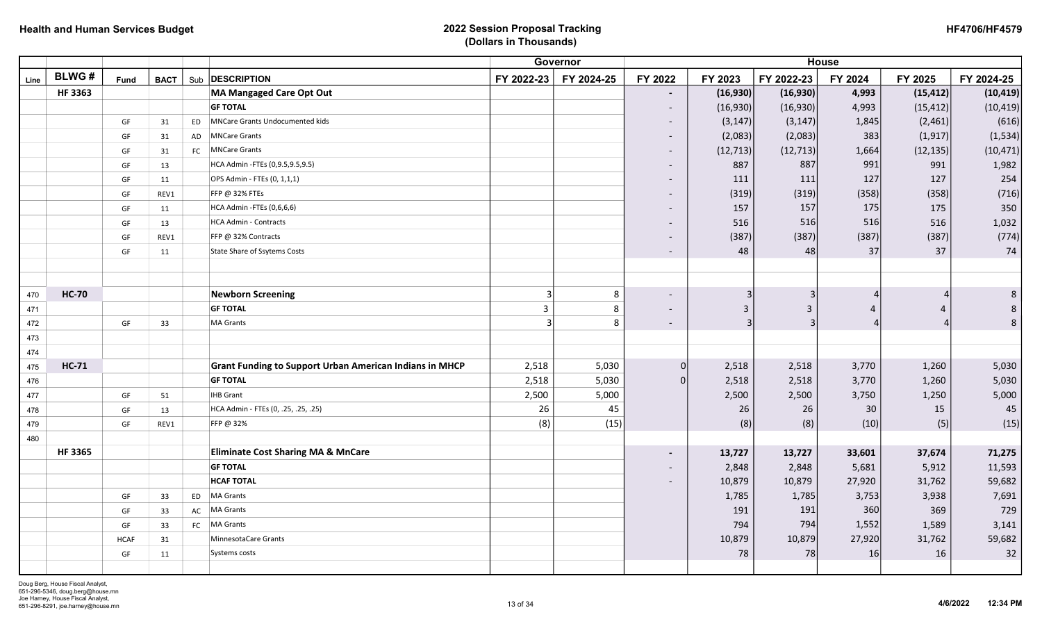**Health and Human Services Budget**

**2022 Session Proposal Tracking**
**(Dollars in Thousands)**

**HF4706/HF4579**

| Line | BLWG # | Fund | BACT | Sub | DESCRIPTION | Governor FY 2022-23 | Governor FY 2024-25 | House FY 2022 | House FY 2023 | House FY 2022-23 | House FY 2024 | House FY 2025 | House FY 2024-25 |
|---|---|---|---|---|---|---|---|---|---|---|---|---|---|
| | **HF 3363** | | | | **MA Mangaged Care Opt Out** | | | - | (16,930) | (16,930) | 4,993 | (15,412) | (10,419) |
| | | | | | **GF TOTAL** | | | - | (16,930) | (16,930) | 4,993 | (15,412) | (10,419) |
| | | GF | 31 | ED | MNCare Grants Undocumented kids | | | - | (3,147) | (3,147) | 1,845 | (2,461) | (616) |
| | | GF | 31 | AD | MNCare Grants | | | - | (2,083) | (2,083) | 383 | (1,917) | (1,534) |
| | | GF | 31 | FC | MNCare Grants | | | - | (12,713) | (12,713) | 1,664 | (12,135) | (10,471) |
| | | GF | 13 | | HCA Admin -FTEs (0,9.5,9.5,9.5) | | | - | 887 | 887 | 991 | 991 | 1,982 |
| | | GF | 11 | | OPS Admin - FTEs (0, 1,1,1) | | | - | 111 | 111 | 127 | 127 | 254 |
| | | GF | REV1 | | FFP @ 32% FTEs | | | - | (319) | (319) | (358) | (358) | (716) |
| | | GF | 11 | | HCA Admin -FTEs (0,6,6,6) | | | - | 157 | 157 | 175 | 175 | 350 |
| | | GF | 13 | | HCA Admin - Contracts | | | - | 516 | 516 | 516 | 516 | 1,032 |
| | | GF | REV1 | | FFP @ 32% Contracts | | | - | (387) | (387) | (387) | (387) | (774) |
| | | GF | 11 | | State Share of Ssytems Costs | | | - | 48 | 48 | 37 | 37 | 74 |
| | | | | | | | | | | | | | |
| | | | | | | | | | | | | | |
| 470 | **HC-70** | | | | **Newborn Screening** | 3 | 8 | - | 3 | 3 | 4 | 4 | 8 |
| 471 | | | | | **GF TOTAL** | 3 | 8 | - | 3 | 3 | 4 | 4 | 8 |
| 472 | | GF | 33 | | MA Grants | 3 | 8 | - | 3 | 3 | 4 | 4 | 8 |
| 473 | | | | | | | | | | | | | |
| 474 | | | | | | | | | | | | | |
| 475 | **HC-71** | | | | **Grant Funding to Support Urban American Indians in MHCP** | 2,518 | 5,030 | 0 | 2,518 | 2,518 | 3,770 | 1,260 | 5,030 |
| 476 | | | | | **GF TOTAL** | 2,518 | 5,030 | 0 | 2,518 | 2,518 | 3,770 | 1,260 | 5,030 |
| 477 | | GF | 51 | | IHB Grant | 2,500 | 5,000 | | 2,500 | 2,500 | 3,750 | 1,250 | 5,000 |
| 478 | | GF | 13 | | HCA Admin - FTEs (0, .25, .25, .25) | 26 | 45 | | 26 | 26 | 30 | 15 | 45 |
| 479 | | GF | REV1 | | FFP @ 32% | (8) | (15) | | (8) | (8) | (10) | (5) | (15) |
| 480 | | | | | | | | | | | | | |
| | **HF 3365** | | | | **Eliminate Cost Sharing MA & MnCare** | | | - | 13,727 | 13,727 | 33,601 | 37,674 | 71,275 |
| | | | | | **GF TOTAL** | | | - | 2,848 | 2,848 | 5,681 | 5,912 | 11,593 |
| | | | | | **HCAF TOTAL** | | | - | 10,879 | 10,879 | 27,920 | 31,762 | 59,682 |
| | | GF | 33 | ED | MA Grants | | | | 1,785 | 1,785 | 3,753 | 3,938 | 7,691 |
| | | GF | 33 | AC | MA Grants | | | | 191 | 191 | 360 | 369 | 729 |
| | | GF | 33 | FC | MA Grants | | | | 794 | 794 | 1,552 | 1,589 | 3,141 |
| | | HCAF | 31 | | MinnesotaCare Grants | | | | 10,879 | 10,879 | 27,920 | 31,762 | 59,682 |
| | | GF | 11 | | Systems costs | | | | 78 | 78 | 16 | 16 | 32 |

Doug Berg, House Fiscal Analyst, 651-296-5346, doug.berg@house.mn
Joe Harney, House Fiscal Analyst, 651-296-8291, joe.harney@house.mn

4/6/2022 12:34 PM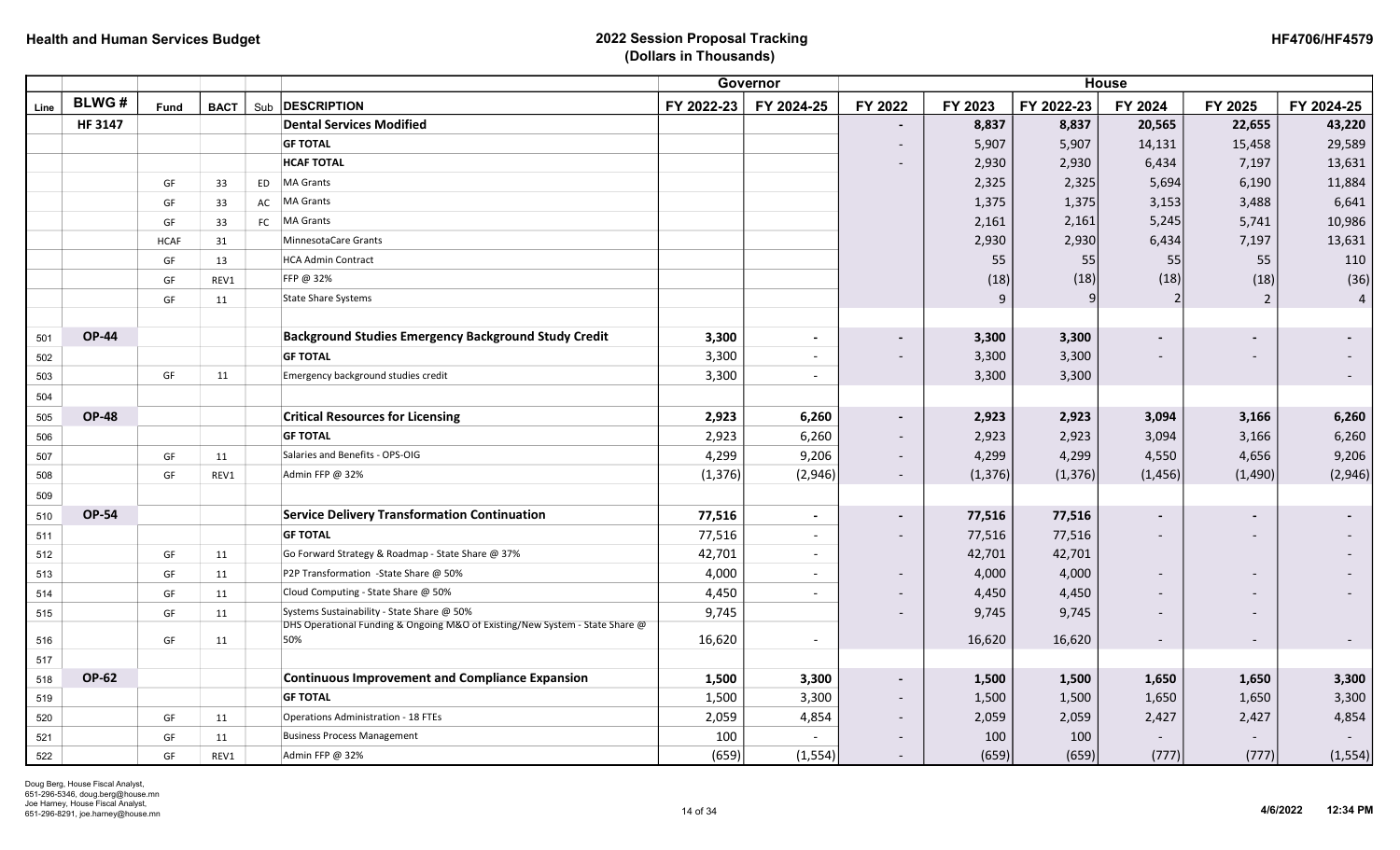| | | | | | | Governor | | House | | | | | |
|---|---|---|---|---|---|---|---|---|---|---|---|---|---|
| Line | BLWG # | Fund | BACT | Sub | DESCRIPTION | FY 2022-23 | FY 2024-25 | FY 2022 | FY 2023 | FY 2022-23 | FY 2024 | FY 2025 | FY 2024-25 |
| | **HF 3147** | | | | **Dental Services Modified** | | | **-** | **8,837** | **8,837** | **20,565** | **22,655** | **43,220** |
| | | | | | **GF TOTAL** | | | - | 5,907 | 5,907 | 14,131 | 15,458 | 29,589 |
| | | | | | **HCAF TOTAL** | | | - | 2,930 | 2,930 | 6,434 | 7,197 | 13,631 |
| | | GF | 33 | ED | MA Grants | | | | 2,325 | 2,325 | 5,694 | 6,190 | 11,884 |
| | | GF | 33 | AC | MA Grants | | | | 1,375 | 1,375 | 3,153 | 3,488 | 6,641 |
| | | GF | 33 | FC | MA Grants | | | | 2,161 | 2,161 | 5,245 | 5,741 | 10,986 |
| | | HCAF | 31 | | MinnesotaCare Grants | | | | 2,930 | 2,930 | 6,434 | 7,197 | 13,631 |
| | | GF | 13 | | HCA Admin Contract | | | | 55 | 55 | 55 | 55 | 110 |
| | | GF | REV1 | | FFP @ 32% | | | | (18) | (18) | (18) | (18) | (36) |
| | | GF | 11 | | State Share Systems | | | | 9 | 9 | 2 | 2 | 4 |
| | | | | | | | | | | | | | |
| 501 | **OP-44** | | | | **Background Studies Emergency Background Study Credit** | **3,300** | **-** | **-** | **3,300** | **3,300** | **-** | **-** | **-** |
| 502 | | | | | **GF TOTAL** | 3,300 | - | - | 3,300 | 3,300 | - | - | - |
| 503 | | GF | 11 | | Emergency background studies credit | 3,300 | - | | 3,300 | 3,300 | | | - |
| 504 | | | | | | | | | | | | | |
| 505 | **OP-48** | | | | **Critical Resources for Licensing** | **2,923** | **6,260** | **-** | **2,923** | **2,923** | **3,094** | **3,166** | **6,260** |
| 506 | | | | | **GF TOTAL** | 2,923 | 6,260 | - | 2,923 | 2,923 | 3,094 | 3,166 | 6,260 |
| 507 | | GF | 11 | | Salaries and Benefits - OPS-OIG | 4,299 | 9,206 | - | 4,299 | 4,299 | 4,550 | 4,656 | 9,206 |
| 508 | | GF | REV1 | | Admin FFP @ 32% | (1,376) | (2,946) | - | (1,376) | (1,376) | (1,456) | (1,490) | (2,946) |
| 509 | | | | | | | | | | | | | |
| 510 | **OP-54** | | | | **Service Delivery Transformation Continuation** | **77,516** | **-** | **-** | **77,516** | **77,516** | **-** | **-** | **-** |
| 511 | | | | | **GF TOTAL** | 77,516 | - | - | 77,516 | 77,516 | - | - | - |
| 512 | | GF | 11 | | Go Forward Strategy & Roadmap - State Share @ 37% | 42,701 | - | | 42,701 | 42,701 | | | - |
| 513 | | GF | 11 | | P2P Transformation -State Share @ 50% | 4,000 | - | - | 4,000 | 4,000 | - | - | - |
| 514 | | GF | 11 | | Cloud Computing - State Share @ 50% | 4,450 | - | - | 4,450 | 4,450 | - | - | - |
| 515 | | GF | 11 | | Systems Sustainability - State Share @ 50% | 9,745 | | - | 9,745 | 9,745 | - | - | |
| 516 | | GF | 11 | | DHS Operational Funding & Ongoing M&O of Existing/New System - State Share @ 50% | 16,620 | - | | 16,620 | 16,620 | - | - | - |
| 517 | | | | | | | | | | | | | |
| 518 | **OP-62** | | | | **Continuous Improvement and Compliance Expansion** | **1,500** | **3,300** | **-** | **1,500** | **1,500** | **1,650** | **1,650** | **3,300** |
| 519 | | | | | **GF TOTAL** | 1,500 | 3,300 | - | 1,500 | 1,500 | 1,650 | 1,650 | 3,300 |
| 520 | | GF | 11 | | Operations Administration - 18 FTEs | 2,059 | 4,854 | - | 2,059 | 2,059 | 2,427 | 2,427 | 4,854 |
| 521 | | GF | 11 | | Business Process Management | 100 | - | - | 100 | 100 | - | - | - |
| 522 | | GF | REV1 | | Admin FFP @ 32% | (659) | (1,554) | - | (659) | (659) | (777) | (777) | (1,554) |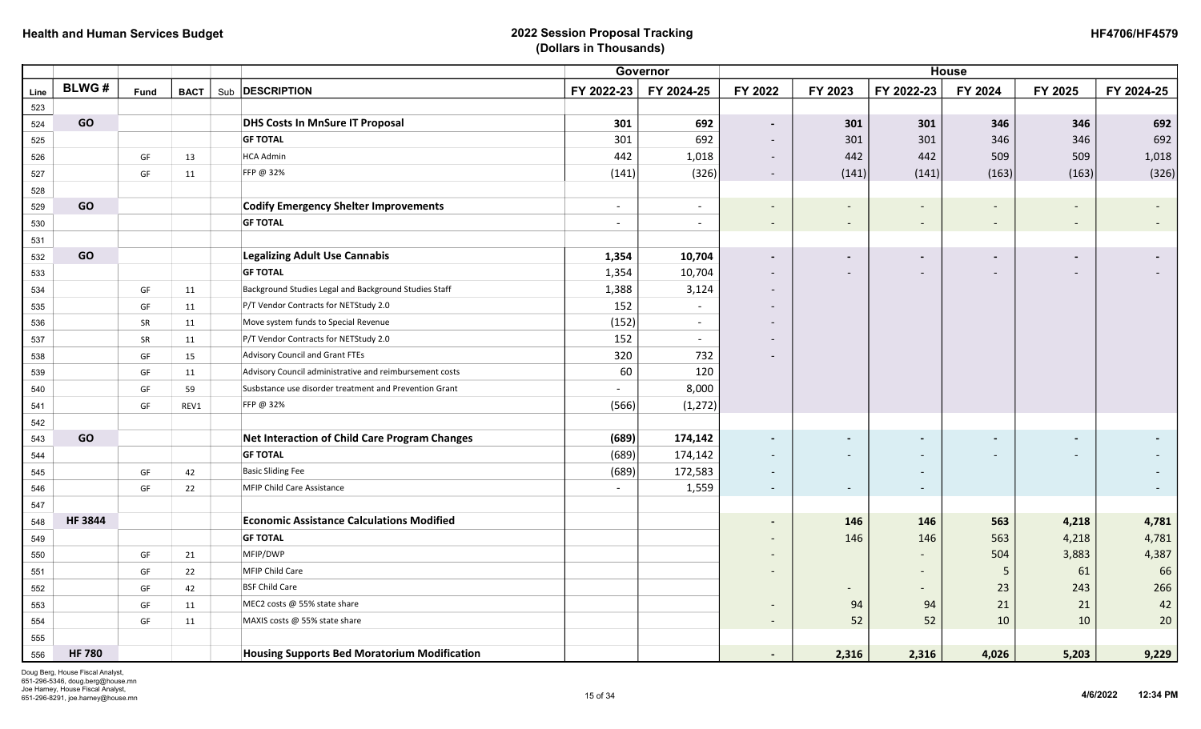**Health and Human Services Budget**

**2022 Session Proposal Tracking**
**(Dollars in Thousands)**

**HF4706/HF4579**

| | | | | | | Governor | | House | | | | | |
|---|---|---|---|---|---|---|---|---|---|---|---|---|---|
| Line | BLWG # | Fund | BACT | Sub | DESCRIPTION | FY 2022-23 | FY 2024-25 | FY 2022 | FY 2023 | FY 2022-23 | FY 2024 | FY 2025 | FY 2024-25 |
| 523 | | | | | | | | | | | | | |
| 524 | GO | | | | **DHS Costs In MnSure IT Proposal** | **301** | **692** | **-** | **301** | **301** | **346** | **346** | **692** |
| 525 | | | | | **GF TOTAL** | 301 | 692 | - | 301 | 301 | 346 | 346 | 692 |
| 526 | | GF | 13 | | HCA Admin | 442 | 1,018 | - | 442 | 442 | 509 | 509 | 1,018 |
| 527 | | GF | 11 | | FFP @ 32% | (141) | (326) | - | (141) | (141) | (163) | (163) | (326) |
| 528 | | | | | | | | | | | | | |
| 529 | GO | | | | **Codify Emergency Shelter Improvements** | - | - | - | - | - | - | - | - |
| 530 | | | | | **GF TOTAL** | - | - | - | - | - | - | - | - |
| 531 | | | | | | | | | | | | | |
| 532 | GO | | | | **Legalizing Adult Use Cannabis** | **1,354** | **10,704** | **-** | **-** | **-** | **-** | **-** | **-** |
| 533 | | | | | **GF TOTAL** | 1,354 | 10,704 | - | - | - | - | - | - |
| 534 | | GF | 11 | | Background Studies Legal and Background Studies Staff | 1,388 | 3,124 | - | | | | | |
| 535 | | GF | 11 | | P/T Vendor Contracts for NETStudy 2.0 | 152 | - | - | | | | | |
| 536 | | SR | 11 | | Move system funds to Special Revenue | (152) | - | - | | | | | |
| 537 | | SR | 11 | | P/T Vendor Contracts for NETStudy 2.0 | 152 | - | - | | | | | |
| 538 | | GF | 15 | | Advisory Council and Grant FTEs | 320 | 732 | - | | | | | |
| 539 | | GF | 11 | | Advisory Council administrative and reimbursement costs | 60 | 120 | | | | | | |
| 540 | | GF | 59 | | Susbstance use disorder treatment and Prevention Grant | - | 8,000 | | | | | | |
| 541 | | GF | REV1 | | FFP @ 32% | (566) | (1,272) | | | | | | |
| 542 | | | | | | | | | | | | | |
| 543 | GO | | | | **Net Interaction of Child Care Program Changes** | **(689)** | **174,142** | **-** | **-** | **-** | **-** | **-** | **-** |
| 544 | | | | | **GF TOTAL** | (689) | 174,142 | - | - | - | - | - | - |
| 545 | | GF | 42 | | Basic Sliding Fee | (689) | 172,583 | - | | - | | | - |
| 546 | | GF | 22 | | MFIP Child Care Assistance | - | 1,559 | - | - | - | | | - |
| 547 | | | | | | | | | | | | | |
| 548 | HF 3844 | | | | **Economic Assistance Calculations Modified** | | | **-** | **146** | **146** | **563** | **4,218** | **4,781** |
| 549 | | | | | **GF TOTAL** | | | - | 146 | 146 | 563 | 4,218 | 4,781 |
| 550 | | GF | 21 | | MFIP/DWP | | | - | | - | 504 | 3,883 | 4,387 |
| 551 | | GF | 22 | | MFIP Child Care | | | - | | - | 5 | 61 | 66 |
| 552 | | GF | 42 | | BSF Child Care | | | | - | - | 23 | 243 | 266 |
| 553 | | GF | 11 | | MEC2 costs @ 55% state share | | | - | 94 | 94 | 21 | 21 | 42 |
| 554 | | GF | 11 | | MAXIS costs @ 55% state share | | | - | 52 | 52 | 10 | 10 | 20 |
| 555 | | | | | | | | | | | | | |
| 556 | HF 780 | | | | **Housing Supports Bed Moratorium Modification** | | | **-** | **2,316** | **2,316** | **4,026** | **5,203** | **9,229** |

Doug Berg, House Fiscal Analyst,
651-296-5346, doug.berg@house.mn
Joe Harney, House Fiscal Analyst,
651-296-8291, joe.harney@house.mn

4/6/2022 12:34 PM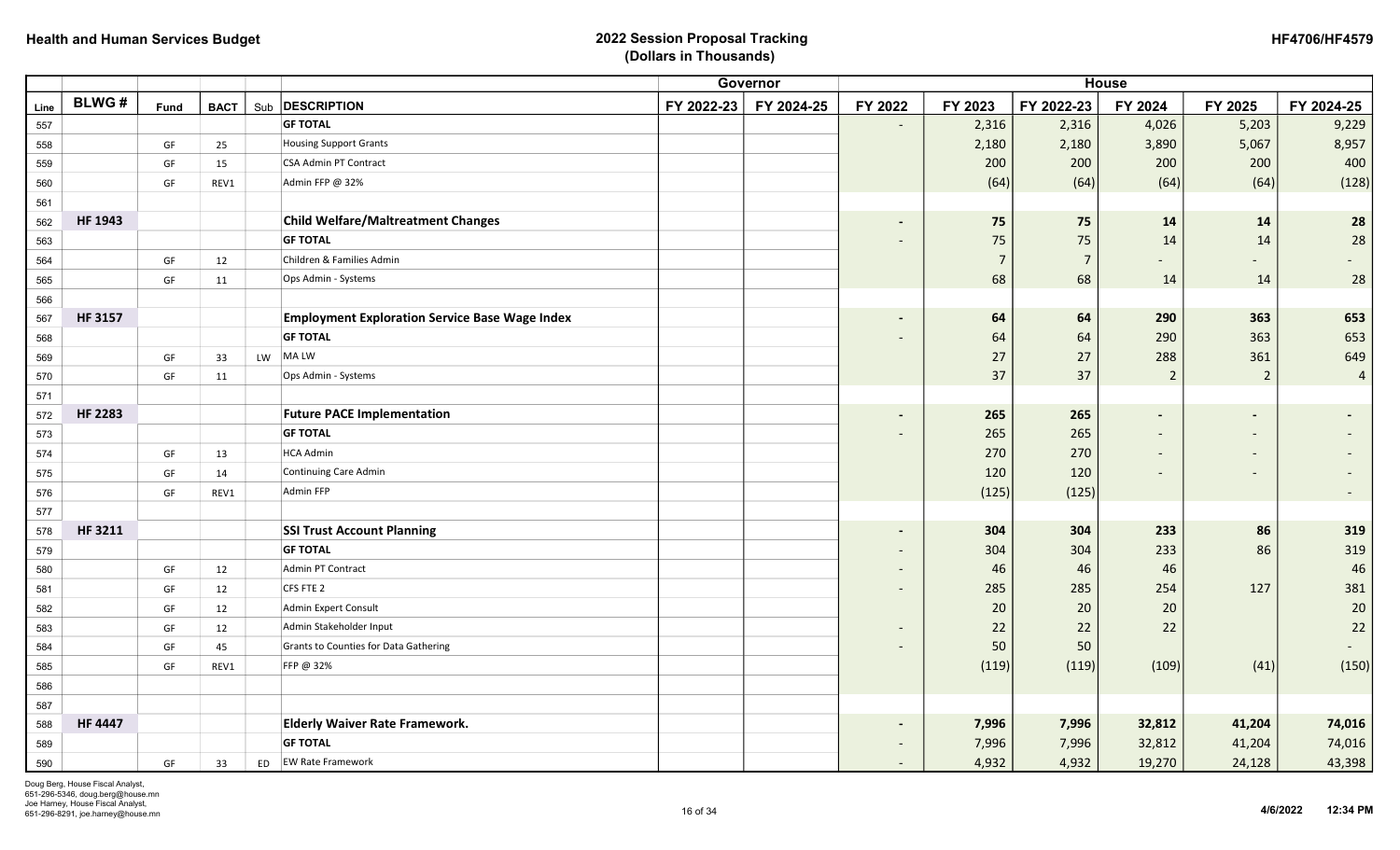# Health and Human Services Budget

## 2022 Session Proposal Tracking (Dollars in Thousands)

HF4706/HF4579

| | | | | | | Governor | | House | | | | | |
|---|---|---|---|---|---|---|---|---|---|---|---|---|---|
| Line | BLWG # | Fund | BACT | Sub | DESCRIPTION | FY 2022-23 | FY 2024-25 | FY 2022 | FY 2023 | FY 2022-23 | FY 2024 | FY 2025 | FY 2024-25 |
| 557 | | | | | **GF TOTAL** | | | - | 2,316 | 2,316 | 4,026 | 5,203 | 9,229 |
| 558 | | GF | 25 | | Housing Support Grants | | | | 2,180 | 2,180 | 3,890 | 5,067 | 8,957 |
| 559 | | GF | 15 | | CSA Admin PT Contract | | | | 200 | 200 | 200 | 200 | 400 |
| 560 | | GF | REV1 | | Admin FFP @ 32% | | | | (64) | (64) | (64) | (64) | (128) |
| 561 | | | | | | | | | | | | | |
| 562 | **HF 1943** | | | | **Child Welfare/Maltreatment Changes** | | | - | **75** | **75** | **14** | **14** | **28** |
| 563 | | | | | **GF TOTAL** | | | - | 75 | 75 | 14 | 14 | 28 |
| 564 | | GF | 12 | | Children & Families Admin | | | | 7 | 7 | - | - | - |
| 565 | | GF | 11 | | Ops Admin - Systems | | | | 68 | 68 | 14 | 14 | 28 |
| 566 | | | | | | | | | | | | | |
| 567 | **HF 3157** | | | | **Employment Exploration Service Base Wage Index** | | | - | **64** | **64** | **290** | **363** | **653** |
| 568 | | | | | **GF TOTAL** | | | - | 64 | 64 | 290 | 363 | 653 |
| 569 | | GF | 33 | LW | MA LW | | | | 27 | 27 | 288 | 361 | 649 |
| 570 | | GF | 11 | | Ops Admin - Systems | | | | 37 | 37 | 2 | 2 | 4 |
| 571 | | | | | | | | | | | | | |
| 572 | **HF 2283** | | | | **Future PACE Implementation** | | | - | **265** | **265** | - | - | - |
| 573 | | | | | **GF TOTAL** | | | - | 265 | 265 | - | - | - |
| 574 | | GF | 13 | | HCA Admin | | | | 270 | 270 | - | - | - |
| 575 | | GF | 14 | | Continuing Care Admin | | | | 120 | 120 | - | - | - |
| 576 | | GF | REV1 | | Admin FFP | | | | (125) | (125) | | | - |
| 577 | | | | | | | | | | | | | |
| 578 | **HF 3211** | | | | **SSI Trust Account Planning** | | | - | **304** | **304** | **233** | **86** | **319** |
| 579 | | | | | **GF TOTAL** | | | - | 304 | 304 | 233 | 86 | 319 |
| 580 | | GF | 12 | | Admin PT Contract | | | - | 46 | 46 | 46 | | 46 |
| 581 | | GF | 12 | | CFS FTE 2 | | | - | 285 | 285 | 254 | 127 | 381 |
| 582 | | GF | 12 | | Admin Expert Consult | | | | 20 | 20 | 20 | | 20 |
| 583 | | GF | 12 | | Admin Stakeholder Input | | | - | 22 | 22 | 22 | | 22 |
| 584 | | GF | 45 | | Grants to Counties for Data Gathering | | | - | 50 | 50 | | | - |
| 585 | | GF | REV1 | | FFP @ 32% | | | | (119) | (119) | (109) | (41) | (150) |
| 586 | | | | | | | | | | | | | |
| 587 | | | | | | | | | | | | | |
| 588 | **HF 4447** | | | | **Elderly Waiver Rate Framework.** | | | - | **7,996** | **7,996** | **32,812** | **41,204** | **74,016** |
| 589 | | | | | **GF TOTAL** | | | - | 7,996 | 7,996 | 32,812 | 41,204 | 74,016 |
| 590 | | GF | 33 | ED | EW Rate Framework | | | - | 4,932 | 4,932 | 19,270 | 24,128 | 43,398 |

Doug Berg, House Fiscal Analyst,
651-296-5346, doug.berg@house.mn
Joe Harney, House Fiscal Analyst,
651-296-8291, joe.harney@house.mn

4/6/2022 12:34 PM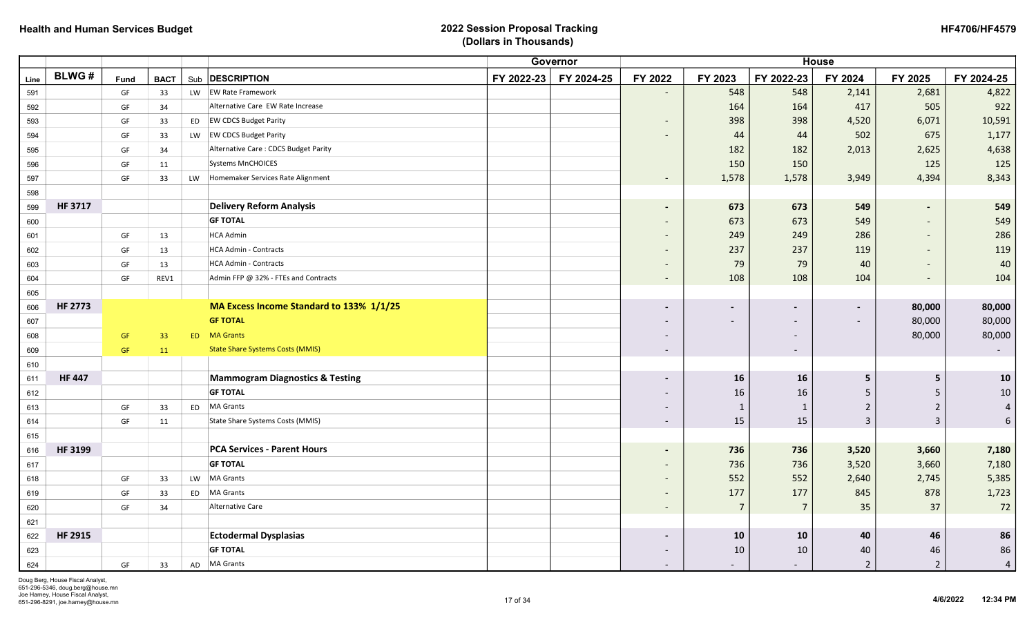# Health and Human Services Budget

## 2022 Session Proposal Tracking (Dollars in Thousands)

HF4706/HF4579

| Line | BLWG # | Fund | BACT | Sub | DESCRIPTION | Governor FY 2022-23 | Governor FY 2024-25 | House FY 2022 | House FY 2023 | House FY 2022-23 | House FY 2024 | House FY 2025 | House FY 2024-25 |
|---|---|---|---|---|---|---|---|---|---|---|---|---|---|
| 591 | | GF | 33 | LW | EW Rate Framework | | | - | 548 | 548 | 2,141 | 2,681 | 4,822 |
| 592 | | GF | 34 | | Alternative Care EW Rate Increase | | | | 164 | 164 | 417 | 505 | 922 |
| 593 | | GF | 33 | ED | EW CDCS Budget Parity | | | - | 398 | 398 | 4,520 | 6,071 | 10,591 |
| 594 | | GF | 33 | LW | EW CDCS Budget Parity | | | - | 44 | 44 | 502 | 675 | 1,177 |
| 595 | | GF | 34 | | Alternative Care : CDCS Budget Parity | | | | 182 | 182 | 2,013 | 2,625 | 4,638 |
| 596 | | GF | 11 | | Systems MnCHOICES | | | | 150 | 150 | | 125 | 125 |
| 597 | | GF | 33 | LW | Homemaker Services Rate Alignment | | | - | 1,578 | 1,578 | 3,949 | 4,394 | 8,343 |
| 598 | | | | | | | | | | | | | |
| 599 | **HF 3717** | | | | **Delivery Reform Analysis** | | | **-** | **673** | **673** | **549** | **-** | **549** |
| 600 | | | | | **GF TOTAL** | | | - | 673 | 673 | 549 | - | 549 |
| 601 | | GF | 13 | | HCA Admin | | | - | 249 | 249 | 286 | - | 286 |
| 602 | | GF | 13 | | HCA Admin - Contracts | | | - | 237 | 237 | 119 | - | 119 |
| 603 | | GF | 13 | | HCA Admin - Contracts | | | - | 79 | 79 | 40 | - | 40 |
| 604 | | GF | REV1 | | Admin FFP @ 32% - FTEs and Contracts | | | - | 108 | 108 | 104 | - | 104 |
| 605 | | | | | | | | | | | | | |
| 606 | **HF 2773** | | | | **MA Excess Income Standard to 133% 1/1/25** | | | **-** | **-** | **-** | **-** | **80,000** | **80,000** |
| 607 | | | | | **GF TOTAL** | | | - | - | - | - | 80,000 | 80,000 |
| 608 | | GF | 33 | ED | MA Grants | | | - | | - | | 80,000 | 80,000 |
| 609 | | GF | 11 | | State Share Systems Costs (MMIS) | | | - | | - | | | - |
| 610 | | | | | | | | | | | | | |
| 611 | **HF 447** | | | | **Mammogram Diagnostics & Testing** | | | **-** | **16** | **16** | **5** | **5** | **10** |
| 612 | | | | | **GF TOTAL** | | | - | 16 | 16 | 5 | 5 | 10 |
| 613 | | GF | 33 | ED | MA Grants | | | - | 1 | 1 | 2 | 2 | 4 |
| 614 | | GF | 11 | | State Share Systems Costs (MMIS) | | | - | 15 | 15 | 3 | 3 | 6 |
| 615 | | | | | | | | | | | | | |
| 616 | **HF 3199** | | | | **PCA Services - Parent Hours** | | | **-** | **736** | **736** | **3,520** | **3,660** | **7,180** |
| 617 | | | | | **GF TOTAL** | | | - | 736 | 736 | 3,520 | 3,660 | 7,180 |
| 618 | | GF | 33 | LW | MA Grants | | | - | 552 | 552 | 2,640 | 2,745 | 5,385 |
| 619 | | GF | 33 | ED | MA Grants | | | - | 177 | 177 | 845 | 878 | 1,723 |
| 620 | | GF | 34 | | Alternative Care | | | - | 7 | 7 | 35 | 37 | 72 |
| 621 | | | | | | | | | | | | | |
| 622 | **HF 2915** | | | | **Ectodermal Dysplasias** | | | **-** | **10** | **10** | **40** | **46** | **86** |
| 623 | | | | | **GF TOTAL** | | | - | 10 | 10 | 40 | 46 | 86 |
| 624 | | GF | 33 | AD | MA Grants | | | - | - | - | 2 | 2 | 4 |

Doug Berg, House Fiscal Analyst,
651-296-5346, doug.berg@house.mn
Joe Harney, House Fiscal Analyst,
651-296-8291, joe.harney@house.mn

4/6/2022 12:34 PM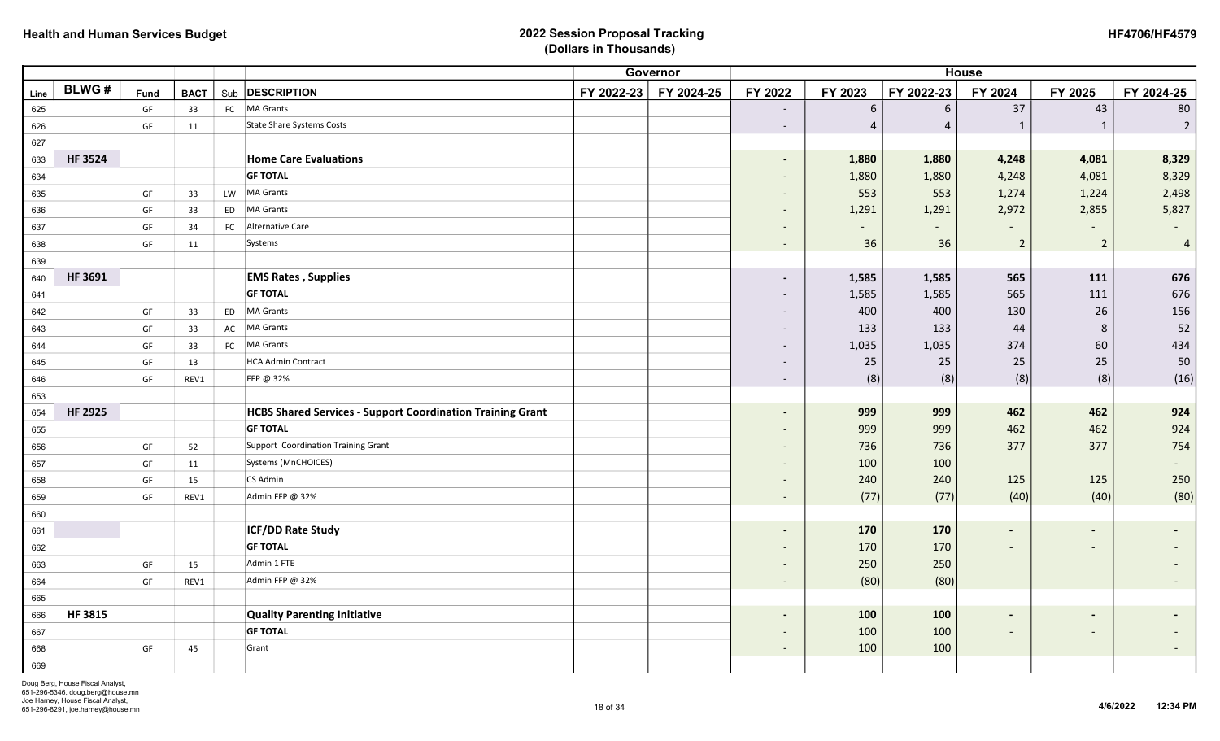**Health and Human Services Budget**

**2022 Session Proposal Tracking**
**(Dollars in Thousands)**

**HF4706/HF4579**

| | | | | | | Governor | | House | | | | | |
|---|---|---|---|---|---|---|---|---|---|---|---|---|---|
| Line | BLWG # | Fund | BACT | Sub | DESCRIPTION | FY 2022-23 | FY 2024-25 | FY 2022 | FY 2023 | FY 2022-23 | FY 2024 | FY 2025 | FY 2024-25 |
| 625 | | GF | 33 | FC | MA Grants | | | - | 6 | 6 | 37 | 43 | 80 |
| 626 | | GF | 11 | | State Share Systems Costs | | | - | 4 | 4 | 1 | 1 | 2 |
| 627 | | | | | | | | | | | | | |
| 633 | **HF 3524** | | | | **Home Care Evaluations** | | | **-** | **1,880** | **1,880** | **4,248** | **4,081** | **8,329** |
| 634 | | | | | **GF TOTAL** | | | - | 1,880 | 1,880 | 4,248 | 4,081 | 8,329 |
| 635 | | GF | 33 | LW | MA Grants | | | - | 553 | 553 | 1,274 | 1,224 | 2,498 |
| 636 | | GF | 33 | ED | MA Grants | | | - | 1,291 | 1,291 | 2,972 | 2,855 | 5,827 |
| 637 | | GF | 34 | FC | Alternative Care | | | - | - | - | - | - | - |
| 638 | | GF | 11 | | Systems | | | - | 36 | 36 | 2 | 2 | 4 |
| 639 | | | | | | | | | | | | | |
| 640 | **HF 3691** | | | | **EMS Rates , Supplies** | | | **-** | **1,585** | **1,585** | **565** | **111** | **676** |
| 641 | | | | | **GF TOTAL** | | | - | 1,585 | 1,585 | 565 | 111 | 676 |
| 642 | | GF | 33 | ED | MA Grants | | | - | 400 | 400 | 130 | 26 | 156 |
| 643 | | GF | 33 | AC | MA Grants | | | - | 133 | 133 | 44 | 8 | 52 |
| 644 | | GF | 33 | FC | MA Grants | | | - | 1,035 | 1,035 | 374 | 60 | 434 |
| 645 | | GF | 13 | | HCA Admin Contract | | | - | 25 | 25 | 25 | 25 | 50 |
| 646 | | GF | REV1 | | FFP @ 32% | | | - | (8) | (8) | (8) | (8) | (16) |
| 653 | | | | | | | | | | | | | |
| 654 | **HF 2925** | | | | **HCBS Shared Services - Support Coordination Training Grant** | | | **-** | **999** | **999** | **462** | **462** | **924** |
| 655 | | | | | **GF TOTAL** | | | - | 999 | 999 | 462 | 462 | 924 |
| 656 | | GF | 52 | | Support Coordination Training Grant | | | - | 736 | 736 | 377 | 377 | 754 |
| 657 | | GF | 11 | | Systems (MnCHOICES) | | | - | 100 | 100 | | | - |
| 658 | | GF | 15 | | CS Admin | | | - | 240 | 240 | 125 | 125 | 250 |
| 659 | | GF | REV1 | | Admin FFP @ 32% | | | - | (77) | (77) | (40) | (40) | (80) |
| 660 | | | | | | | | | | | | | |
| 661 | | | | | **ICF/DD Rate Study** | | | **-** | **170** | **170** | **-** | **-** | **-** |
| 662 | | | | | **GF TOTAL** | | | - | 170 | 170 | - | - | - |
| 663 | | GF | 15 | | Admin 1 FTE | | | - | 250 | 250 | | | - |
| 664 | | GF | REV1 | | Admin FFP @ 32% | | | - | (80) | (80) | | | - |
| 665 | | | | | | | | | | | | | |
| 666 | **HF 3815** | | | | **Quality Parenting Initiative** | | | **-** | **100** | **100** | **-** | **-** | **-** |
| 667 | | | | | **GF TOTAL** | | | - | 100 | 100 | - | - | - |
| 668 | | GF | 45 | | Grant | | | - | 100 | 100 | | | - |
| 669 | | | | | | | | | | | | | |

Doug Berg, House Fiscal Analyst, 651-296-5346, doug.berg@house.mn
Joe Harney, House Fiscal Analyst, 651-296-8291, joe.harney@house.mn

4/6/2022 12:34 PM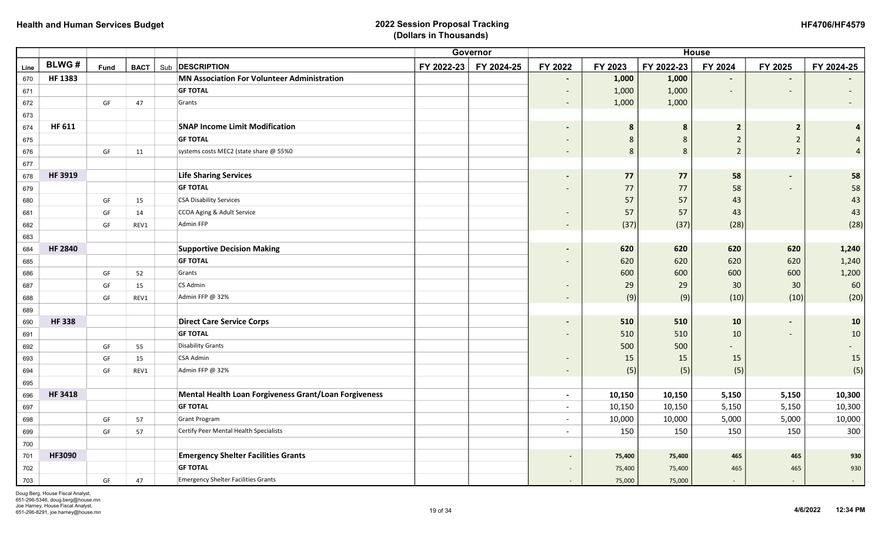# Health and Human Services Budget

## 2022 Session Proposal Tracking (Dollars in Thousands)

HF4706/HF4579

| | | | | | | Governor | | House | | | | | |
|---|---|---|---|---|---|---|---|---|---|---|---|---|---|
| Line | BLWG # | Fund | BACT | Sub | DESCRIPTION | FY 2022-23 | FY 2024-25 | FY 2022 | FY 2023 | FY 2022-23 | FY 2024 | FY 2025 | FY 2024-25 |
| 670 | HF 1383 | | | | **MN Association For Volunteer Administration** | | | - | 1,000 | 1,000 | - | - | - |
| 671 | | | | | **GF TOTAL** | | | - | 1,000 | 1,000 | - | - | - |
| 672 | | GF | 47 | | Grants | | | - | 1,000 | 1,000 | | | - |
| 673 | | | | | | | | | | | | | |
| 674 | HF 611 | | | | **SNAP Income Limit Modification** | | | - | 8 | 8 | 2 | 2 | 4 |
| 675 | | | | | **GF TOTAL** | | | - | 8 | 8 | 2 | 2 | 4 |
| 676 | | GF | 11 | | systems costs MEC2 (state share @ 55%0 | | | - | 8 | 8 | 2 | 2 | 4 |
| 677 | | | | | | | | | | | | | |
| 678 | HF 3919 | | | | **Life Sharing Services** | | | - | 77 | 77 | 58 | - | 58 |
| 679 | | | | | **GF TOTAL** | | | - | 77 | 77 | 58 | - | 58 |
| 680 | | GF | 15 | | CSA Disability Services | | | | 57 | 57 | 43 | | 43 |
| 681 | | GF | 14 | | CCOA Aging & Adult Service | | | - | 57 | 57 | 43 | | 43 |
| 682 | | GF | REV1 | | Admin FFP | | | - | (37) | (37) | (28) | | (28) |
| 683 | | | | | | | | | | | | | |
| 684 | HF 2840 | | | | **Supportive Decision Making** | | | - | 620 | 620 | 620 | 620 | 1,240 |
| 685 | | | | | **GF TOTAL** | | | - | 620 | 620 | 620 | 620 | 1,240 |
| 686 | | GF | 52 | | Grants | | | | 600 | 600 | 600 | 600 | 1,200 |
| 687 | | GF | 15 | | CS Admin | | | - | 29 | 29 | 30 | 30 | 60 |
| 688 | | GF | REV1 | | Admin FFP @ 32% | | | - | (9) | (9) | (10) | (10) | (20) |
| 689 | | | | | | | | | | | | | |
| 690 | HF 338 | | | | **Direct Care Service Corps** | | | - | 510 | 510 | 10 | - | 10 |
| 691 | | | | | **GF TOTAL** | | | - | 510 | 510 | 10 | - | 10 |
| 692 | | GF | 55 | | Disability Grants | | | | 500 | 500 | - | | - |
| 693 | | GF | 15 | | CSA Admin | | | - | 15 | 15 | 15 | | 15 |
| 694 | | GF | REV1 | | Admin FFP @ 32% | | | - | (5) | (5) | (5) | | (5) |
| 695 | | | | | | | | | | | | | |
| 696 | HF 3418 | | | | **Mental Health Loan Forgiveness Grant/Loan Forgiveness** | | | - | 10,150 | 10,150 | 5,150 | 5,150 | 10,300 |
| 697 | | | | | **GF TOTAL** | | | - | 10,150 | 10,150 | 5,150 | 5,150 | 10,300 |
| 698 | | GF | 57 | | Grant Program | | | - | 10,000 | 10,000 | 5,000 | 5,000 | 10,000 |
| 699 | | GF | 57 | | Certify Peer Mental Health Specialists | | | - | 150 | 150 | 150 | 150 | 300 |
| 700 | | | | | | | | | | | | | |
| 701 | HF3090 | | | | **Emergency Shelter Facilities Grants** | | | - | 75,400 | 75,400 | 465 | 465 | 930 |
| 702 | | | | | **GF TOTAL** | | | - | 75,400 | 75,400 | 465 | 465 | 930 |
| 703 | | GF | 47 | | Emergency Shelter Facilities Grants | | | - | 75,000 | 75,000 | - | - | - |

Doug Berg, House Fiscal Analyst, 651-296-5346, doug.berg@house.mn
Joe Harney, House Fiscal Analyst, 651-296-8291, joe.harney@house.mn

4/6/2022 12:34 PM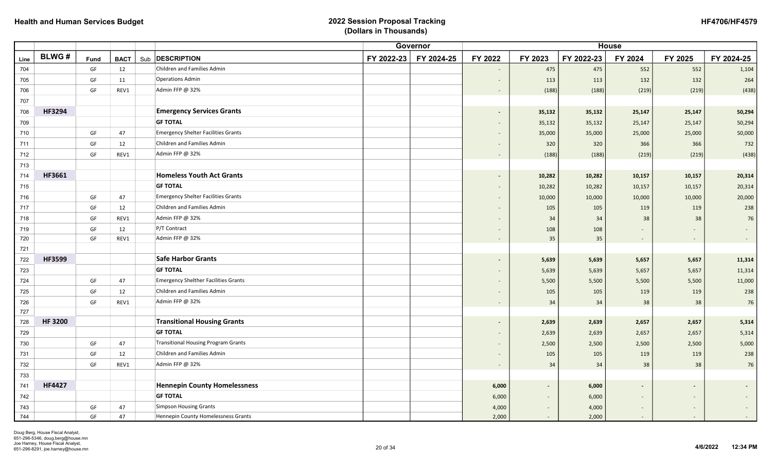**Health and Human Services Budget**

**2022 Session Proposal Tracking (Dollars in Thousands)**

**HF4706/HF4579**

| | | | | | | Governor | | House | | | | | |
|---|---|---|---|---|---|---|---|---|---|---|---|---|---|
| **Line** | **BLWG #** | **Fund** | **BACT** | **Sub** | **DESCRIPTION** | **FY 2022-23** | **FY 2024-25** | **FY 2022** | **FY 2023** | **FY 2022-23** | **FY 2024** | **FY 2025** | **FY 2024-25** |
| 704 | | GF | 12 | | Children and Families Admin | | | - | 475 | 475 | 552 | 552 | 1,104 |
| 705 | | GF | 11 | | Operations Admin | | | - | 113 | 113 | 132 | 132 | 264 |
| 706 | | GF | REV1 | | Admin FFP @ 32% | | | - | (188) | (188) | (219) | (219) | (438) |
| 707 | | | | | | | | | | | | | |
| 708 | **HF3294** | | | | **Emergency Services Grants** | | | - | 35,132 | 35,132 | 25,147 | 25,147 | 50,294 |
| 709 | | | | | **GF TOTAL** | | | - | 35,132 | 35,132 | 25,147 | 25,147 | 50,294 |
| 710 | | GF | 47 | | Emergency Shelter Facilities Grants | | | - | 35,000 | 35,000 | 25,000 | 25,000 | 50,000 |
| 711 | | GF | 12 | | Children and Families Admin | | | - | 320 | 320 | 366 | 366 | 732 |
| 712 | | GF | REV1 | | Admin FFP @ 32% | | | - | (188) | (188) | (219) | (219) | (438) |
| 713 | | | | | | | | | | | | | |
| 714 | **HF3661** | | | | **Homeless Youth Act Grants** | | | - | 10,282 | 10,282 | 10,157 | 10,157 | 20,314 |
| 715 | | | | | **GF TOTAL** | | | - | 10,282 | 10,282 | 10,157 | 10,157 | 20,314 |
| 716 | | GF | 47 | | Emergency Shelter Facilities Grants | | | - | 10,000 | 10,000 | 10,000 | 10,000 | 20,000 |
| 717 | | GF | 12 | | Children and Families Admin | | | - | 105 | 105 | 119 | 119 | 238 |
| 718 | | GF | REV1 | | Admin FFP @ 32% | | | - | 34 | 34 | 38 | 38 | 76 |
| 719 | | GF | 12 | | P/T Contract | | | - | 108 | 108 | - | - | - |
| 720 | | GF | REV1 | | Admin FFP @ 32% | | | - | 35 | 35 | - | - | - |
| 721 | | | | | | | | | | | | | |
| 722 | **HF3599** | | | | **Safe Harbor Grants** | | | - | 5,639 | 5,639 | 5,657 | 5,657 | 11,314 |
| 723 | | | | | **GF TOTAL** | | | - | 5,639 | 5,639 | 5,657 | 5,657 | 11,314 |
| 724 | | GF | 47 | | Emergency Shelther Facilities Grants | | | - | 5,500 | 5,500 | 5,500 | 5,500 | 11,000 |
| 725 | | GF | 12 | | Children and Families Admin | | | - | 105 | 105 | 119 | 119 | 238 |
| 726 | | GF | REV1 | | Admin FFP @ 32% | | | - | 34 | 34 | 38 | 38 | 76 |
| 727 | | | | | | | | | | | | | |
| 728 | **HF 3200** | | | | **Transitional Housing Grants** | | | - | 2,639 | 2,639 | 2,657 | 2,657 | 5,314 |
| 729 | | | | | **GF TOTAL** | | | - | 2,639 | 2,639 | 2,657 | 2,657 | 5,314 |
| 730 | | GF | 47 | | Transitional Housing Program Grants | | | - | 2,500 | 2,500 | 2,500 | 2,500 | 5,000 |
| 731 | | GF | 12 | | Children and Families Admin | | | - | 105 | 105 | 119 | 119 | 238 |
| 732 | | GF | REV1 | | Admin FFP @ 32% | | | - | 34 | 34 | 38 | 38 | 76 |
| 733 | | | | | | | | | | | | | |
| 741 | **HF4427** | | | | **Hennepin County Homelessness** | | | 6,000 | - | 6,000 | - | - | - |
| 742 | | | | | **GF TOTAL** | | | 6,000 | - | 6,000 | - | - | - |
| 743 | | GF | 47 | | Simpson Housing Grants | | | 4,000 | - | 4,000 | - | - | - |
| 744 | | GF | 47 | | Hennepin County Homelessness Grants | | | 2,000 | - | 2,000 | - | - | - |

Doug Berg, House Fiscal Analyst, 651-296-5346, doug.berg@house.mn
Joe Harney, House Fiscal Analyst, 651-296-8291, joe.harney@house.mn

4/6/2022 12:34 PM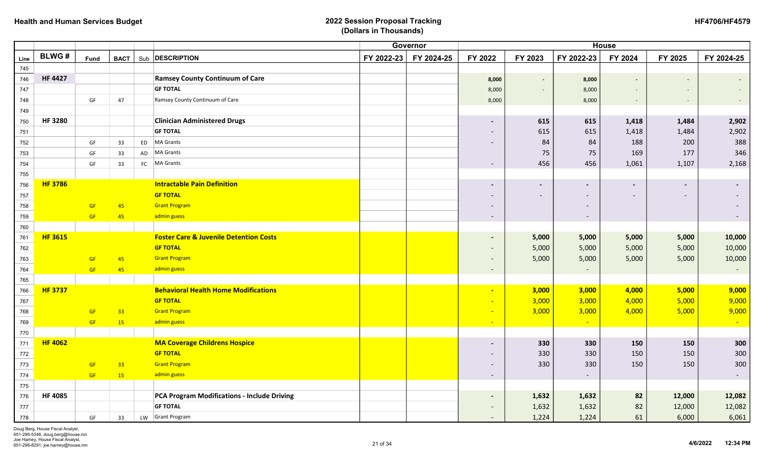**Health and Human Services Budget**

**2022 Session Proposal Tracking (Dollars in Thousands)**

**HF4706/HF4579**

| Line | BLWG # | Fund | BACT | Sub | DESCRIPTION | Governor FY 2022-23 | Governor FY 2024-25 | House FY 2022 | House FY 2023 | House FY 2022-23 | House FY 2024 | House FY 2025 | House FY 2024-25 |
|---|---|---|---|---|---|---|---|---|---|---|---|---|---|
| 745 | | | | | | | | | | | | | |
| 746 | **HF 4427** | | | | **Ramsey County Continuum of Care** | | | **8,000** | **-** | **8,000** | **-** | **-** | **-** |
| 747 | | | | | **GF TOTAL** | | | 8,000 | - | 8,000 | - | - | - |
| 748 | | GF | 47 | | Ramsey County Continuum of Care | | | 8,000 | | 8,000 | - | - | - |
| 749 | | | | | | | | | | | | | |
| 750 | **HF 3280** | | | | **Clinician Administered Drugs** | | | **-** | **615** | **615** | **1,418** | **1,484** | **2,902** |
| 751 | | | | | **GF TOTAL** | | | - | 615 | 615 | 1,418 | 1,484 | 2,902 |
| 752 | | GF | 33 | ED | MA Grants | | | - | 84 | 84 | 188 | 200 | 388 |
| 753 | | GF | 33 | AD | MA Grants | | | | 75 | 75 | 169 | 177 | 346 |
| 754 | | GF | 33 | FC | MA Grants | | | - | 456 | 456 | 1,061 | 1,107 | 2,168 |
| 755 | | | | | | | | | | | | | |
| 756 | **HF 3786** | | | | **Intractable Pain Definition** | | | **-** | **-** | **-** | **-** | **-** | **-** |
| 757 | | | | | **GF TOTAL** | | | - | - | - | - | - | - |
| 758 | | GF | 45 | | Grant Program | | | - | | - | | | - |
| 759 | | GF | 45 | | admin guess | | | - | | - | | | - |
| 760 | | | | | | | | | | | | | |
| 761 | **HF 3615** | | | | **Foster Care & Juvenile Detention Costs** | | | **-** | **5,000** | **5,000** | **5,000** | **5,000** | **10,000** |
| 762 | | | | | **GF TOTAL** | | | - | 5,000 | 5,000 | 5,000 | 5,000 | 10,000 |
| 763 | | GF | 45 | | Grant Program | | | - | 5,000 | 5,000 | 5,000 | 5,000 | 10,000 |
| 764 | | GF | 45 | | admin guess | | | - | | - | | | - |
| 765 | | | | | | | | | | | | | |
| 766 | **HF 3737** | | | | **Behavioral Health Home Modifications** | | | **-** | **3,000** | **3,000** | **4,000** | **5,000** | **9,000** |
| 767 | | | | | **GF TOTAL** | | | - | 3,000 | 3,000 | 4,000 | 5,000 | 9,000 |
| 768 | | GF | 33 | | Grant Program | | | - | 3,000 | 3,000 | 4,000 | 5,000 | 9,000 |
| 769 | | GF | 15 | | admin guess | | | - | | - | | | - |
| 770 | | | | | | | | | | | | | |
| 771 | **HF 4062** | | | | **MA Coverage Childrens Hospice** | | | **-** | **330** | **330** | **150** | **150** | **300** |
| 772 | | | | | **GF TOTAL** | | | - | 330 | 330 | 150 | 150 | 300 |
| 773 | | GF | 33 | | Grant Program | | | - | 330 | 330 | 150 | 150 | 300 |
| 774 | | GF | 15 | | admin guess | | | - | | - | | | - |
| 775 | | | | | | | | | | | | | |
| 776 | **HF 4085** | | | | **PCA Program Modifications - Include Driving** | | | **-** | **1,632** | **1,632** | **82** | **12,000** | **12,082** |
| 777 | | | | | **GF TOTAL** | | | - | 1,632 | 1,632 | 82 | 12,000 | 12,082 |
| 778 | | GF | 33 | LW | Grant Program | | | - | 1,224 | 1,224 | 61 | 6,000 | 6,061 |

Doug Berg, House Fiscal Analyst, 651-296-5346, doug.berg@house.mn
Joe Harney, House Fiscal Analyst, 651-296-8291, joe.harney@house.mn

4/6/2022 12:34 PM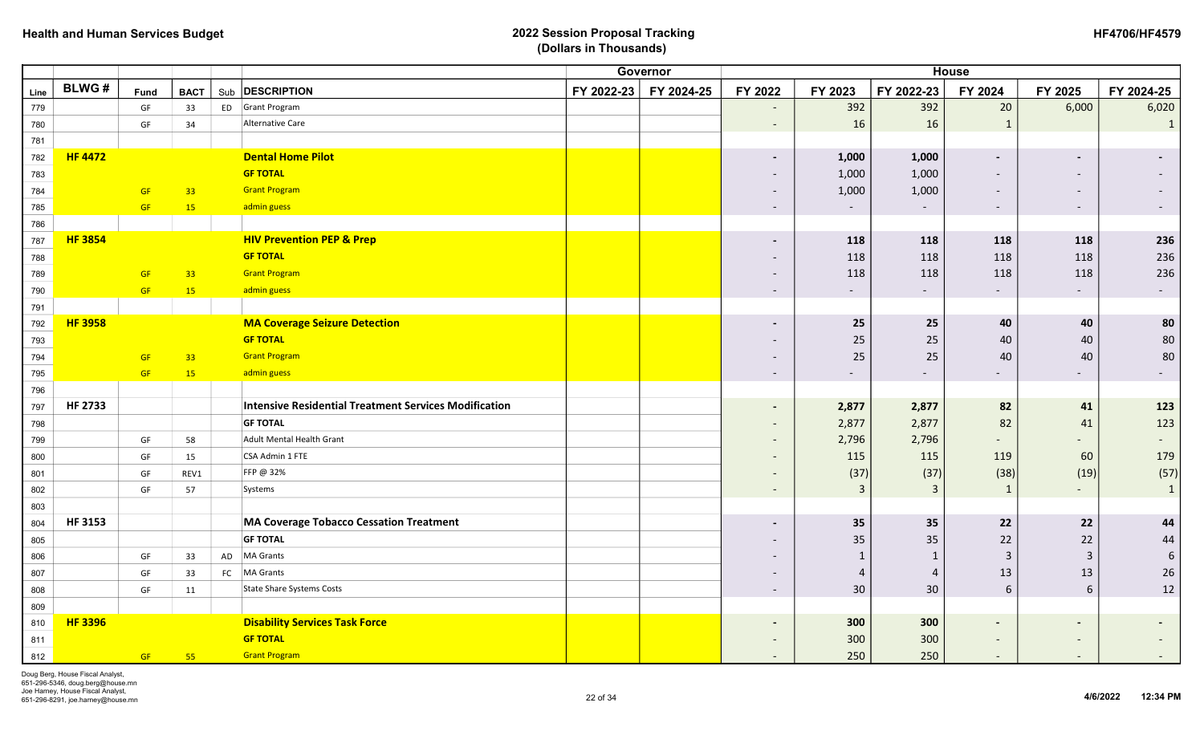# Health and Human Services Budget

## 2022 Session Proposal Tracking (Dollars in Thousands)

HF4706/HF4579

| | | | | | | Governor | | House | | | | | |
|---|---|---|---|---|---|---|---|---|---|---|---|---|---|
| Line | BLWG # | Fund | BACT | Sub | DESCRIPTION | FY 2022-23 | FY 2024-25 | FY 2022 | FY 2023 | FY 2022-23 | FY 2024 | FY 2025 | FY 2024-25 |
| 779 | | GF | 33 | ED | Grant Program | | | - | 392 | 392 | 20 | 6,000 | 6,020 |
| 780 | | GF | 34 | | Alternative Care | | | - | 16 | 16 | 1 | | 1 |
| 781 | | | | | | | | | | | | | |
| 782 | **HF 4472** | | | | **Dental Home Pilot** | | | **-** | **1,000** | **1,000** | **-** | **-** | **-** |
| 783 | | | | | **GF TOTAL** | | | - | 1,000 | 1,000 | - | - | - |
| 784 | | GF | 33 | | Grant Program | | | - | 1,000 | 1,000 | - | - | - |
| 785 | | GF | 15 | | admin guess | | | - | - | - | - | - | - |
| 786 | | | | | | | | | | | | | |
| 787 | **HF 3854** | | | | **HIV Prevention PEP & Prep** | | | **-** | **118** | **118** | **118** | **118** | **236** |
| 788 | | | | | **GF TOTAL** | | | - | 118 | 118 | 118 | 118 | 236 |
| 789 | | GF | 33 | | Grant Program | | | - | 118 | 118 | 118 | 118 | 236 |
| 790 | | GF | 15 | | admin guess | | | - | - | - | - | - | - |
| 791 | | | | | | | | | | | | | |
| 792 | **HF 3958** | | | | **MA Coverage Seizure Detection** | | | **-** | **25** | **25** | **40** | **40** | **80** |
| 793 | | | | | **GF TOTAL** | | | - | 25 | 25 | 40 | 40 | 80 |
| 794 | | GF | 33 | | Grant Program | | | - | 25 | 25 | 40 | 40 | 80 |
| 795 | | GF | 15 | | admin guess | | | - | - | - | - | - | - |
| 796 | | | | | | | | | | | | | |
| 797 | **HF 2733** | | | | **Intensive Residential Treatment Services Modification** | | | **-** | **2,877** | **2,877** | **82** | **41** | **123** |
| 798 | | | | | **GF TOTAL** | | | - | 2,877 | 2,877 | 82 | 41 | 123 |
| 799 | | GF | 58 | | Adult Mental Health Grant | | | - | 2,796 | 2,796 | - | - | - |
| 800 | | GF | 15 | | CSA Admin 1 FTE | | | - | 115 | 115 | 119 | 60 | 179 |
| 801 | | GF | REV1 | | FFP @ 32% | | | - | (37) | (37) | (38) | (19) | (57) |
| 802 | | GF | 57 | | Systems | | | - | 3 | 3 | 1 | - | 1 |
| 803 | | | | | | | | | | | | | |
| 804 | **HF 3153** | | | | **MA Coverage Tobacco Cessation Treatment** | | | **-** | **35** | **35** | **22** | **22** | **44** |
| 805 | | | | | **GF TOTAL** | | | - | 35 | 35 | 22 | 22 | 44 |
| 806 | | GF | 33 | AD | MA Grants | | | - | 1 | 1 | 3 | 3 | 6 |
| 807 | | GF | 33 | FC | MA Grants | | | - | 4 | 4 | 13 | 13 | 26 |
| 808 | | GF | 11 | | State Share Systems Costs | | | - | 30 | 30 | 6 | 6 | 12 |
| 809 | | | | | | | | | | | | | |
| 810 | **HF 3396** | | | | **Disability Services Task Force** | | | **-** | **300** | **300** | **-** | **-** | **-** |
| 811 | | | | | **GF TOTAL** | | | - | 300 | 300 | - | - | - |
| 812 | | GF | 55 | | Grant Program | | | - | 250 | 250 | - | - | - |

Doug Berg, House Fiscal Analyst, 651-296-5346, doug.berg@house.mn
Joe Harney, House Fiscal Analyst, 651-296-8291, joe.harney@house.mn

4/6/2022 12:34 PM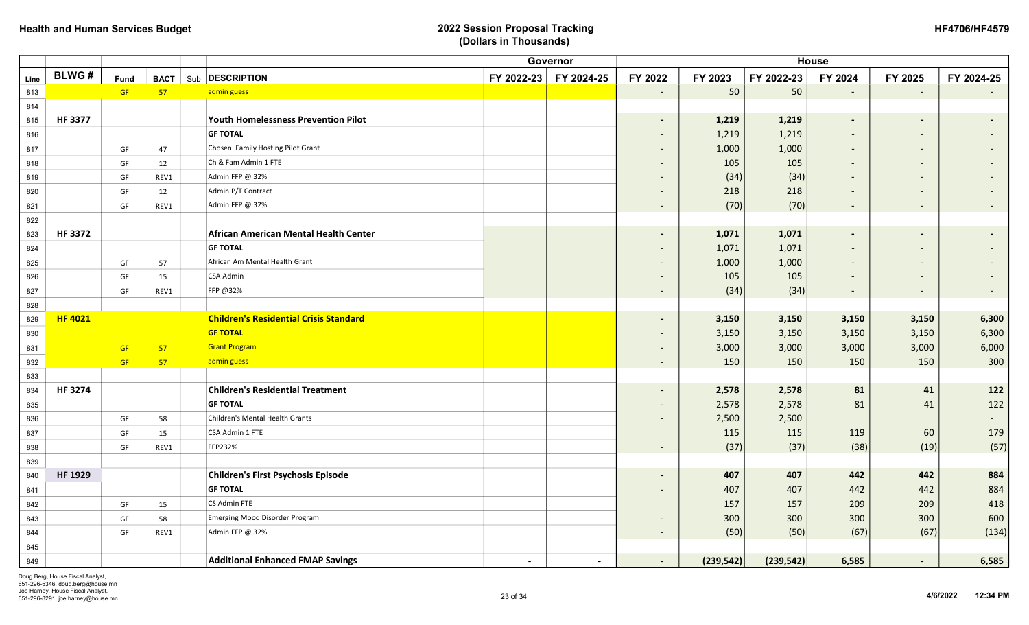# Health and Human Services Budget

## 2022 Session Proposal Tracking
### (Dollars in Thousands)

HF4706/HF4579

| | | | | | | Governor | | House | | | | | |
|---|---|---|---|---|---|---|---|---|---|---|---|---|---|
| Line | BLWG # | Fund | BACT | Sub | DESCRIPTION | FY 2022-23 | FY 2024-25 | FY 2022 | FY 2023 | FY 2022-23 | FY 2024 | FY 2025 | FY 2024-25 |
| 813 | | GF | 57 | | admin guess | | | - | 50 | 50 | - | - | - |
| 814 | | | | | | | | | | | | | |
| 815 | HF 3377 | | | | **Youth Homelessness Prevention Pilot** | | | - | 1,219 | 1,219 | - | - | - |
| 816 | | | | | **GF TOTAL** | | | - | 1,219 | 1,219 | - | - | - |
| 817 | | GF | 47 | | Chosen Family Hosting Pilot Grant | | | - | 1,000 | 1,000 | - | - | - |
| 818 | | GF | 12 | | Ch & Fam Admin 1 FTE | | | - | 105 | 105 | - | - | - |
| 819 | | GF | REV1 | | Admin FFP @ 32% | | | - | (34) | (34) | - | - | - |
| 820 | | GF | 12 | | Admin P/T Contract | | | - | 218 | 218 | - | - | - |
| 821 | | GF | REV1 | | Admin FFP @ 32% | | | - | (70) | (70) | - | - | - |
| 822 | | | | | | | | | | | | | |
| 823 | HF 3372 | | | | **African American Mental Health Center** | | | - | 1,071 | 1,071 | - | - | - |
| 824 | | | | | **GF TOTAL** | | | - | 1,071 | 1,071 | - | - | - |
| 825 | | GF | 57 | | African Am Mental Health Grant | | | - | 1,000 | 1,000 | - | - | - |
| 826 | | GF | 15 | | CSA Admin | | | - | 105 | 105 | - | - | - |
| 827 | | GF | REV1 | | FFP @32% | | | - | (34) | (34) | - | - | - |
| 828 | | | | | | | | | | | | | |
| 829 | HF 4021 | | | | **Children's Residential Crisis Standard** | | | - | 3,150 | 3,150 | 3,150 | 3,150 | 6,300 |
| 830 | | | | | **GF TOTAL** | | | - | 3,150 | 3,150 | 3,150 | 3,150 | 6,300 |
| 831 | | GF | 57 | | Grant Program | | | - | 3,000 | 3,000 | 3,000 | 3,000 | 6,000 |
| 832 | | GF | 57 | | admin guess | | | - | 150 | 150 | 150 | 150 | 300 |
| 833 | | | | | | | | | | | | | |
| 834 | HF 3274 | | | | **Children's Residential Treatment** | | | - | 2,578 | 2,578 | 81 | 41 | 122 |
| 835 | | | | | **GF TOTAL** | | | - | 2,578 | 2,578 | 81 | 41 | 122 |
| 836 | | GF | 58 | | Children's Mental Health Grants | | | - | 2,500 | 2,500 | | | - |
| 837 | | GF | 15 | | CSA Admin 1 FTE | | | | 115 | 115 | 119 | 60 | 179 |
| 838 | | GF | REV1 | | FFP232% | | | - | (37) | (37) | (38) | (19) | (57) |
| 839 | | | | | | | | | | | | | |
| 840 | HF 1929 | | | | **Children's First Psychosis Episode** | | | - | 407 | 407 | 442 | 442 | 884 |
| 841 | | | | | **GF TOTAL** | | | - | 407 | 407 | 442 | 442 | 884 |
| 842 | | GF | 15 | | CS Admin FTE | | | | 157 | 157 | 209 | 209 | 418 |
| 843 | | GF | 58 | | Emerging Mood Disorder Program | | | - | 300 | 300 | 300 | 300 | 600 |
| 844 | | GF | REV1 | | Admin FFP @ 32% | | | - | (50) | (50) | (67) | (67) | (134) |
| 845 | | | | | | | | | | | | | |
| 849 | | | | | **Additional Enhanced FMAP Savings** | - | - | - | (239,542) | (239,542) | 6,585 | - | 6,585 |

Doug Berg, House Fiscal Analyst, 651-296-5346, doug.berg@house.mn
Joe Harney, House Fiscal Analyst, 651-296-8291, joe.harney@house.mn

4/6/2022 12:34 PM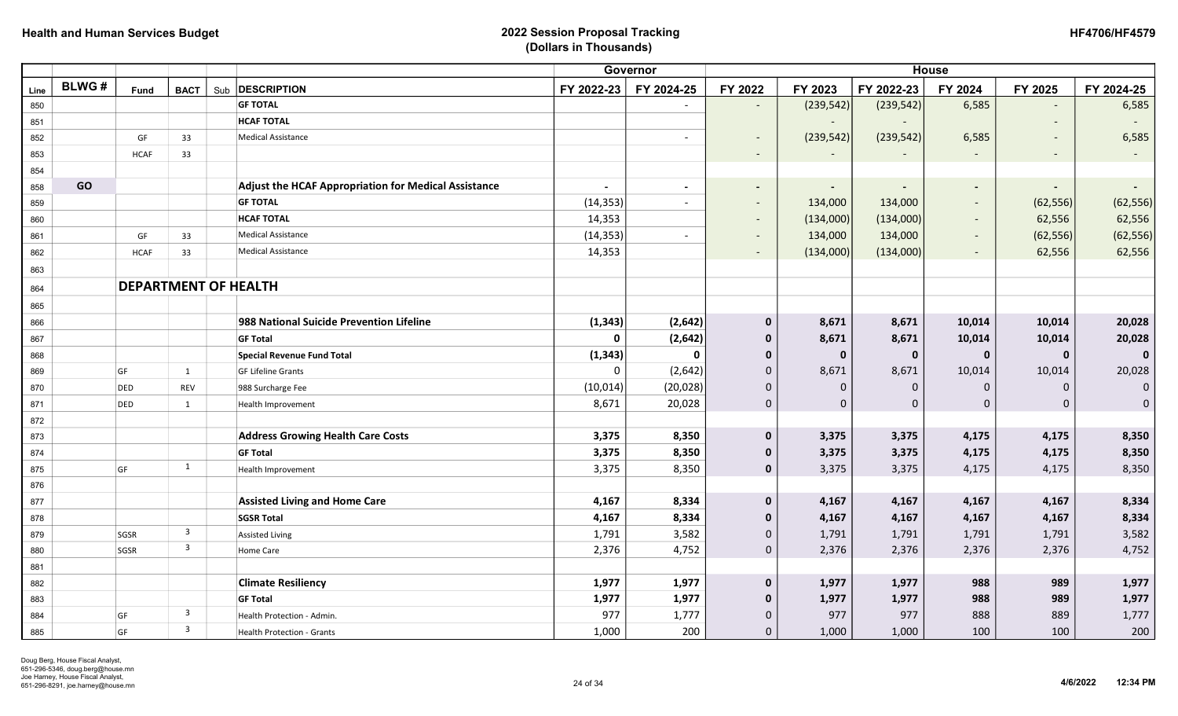**Health and Human Services Budget**

**2022 Session Proposal Tracking**
**(Dollars in Thousands)**

**HF4706/HF4579**

| | | | | | | Governor | | House | | | | | |
|---|---|---|---|---|---|---|---|---|---|---|---|---|---|
| Line | BLWG # | Fund | BACT | Sub | DESCRIPTION | FY 2022-23 | FY 2024-25 | FY 2022 | FY 2023 | FY 2022-23 | FY 2024 | FY 2025 | FY 2024-25 |
| 850 | | | | | GF TOTAL | | - | - | (239,542) | (239,542) | 6,585 | - | 6,585 |
| 851 | | | | | HCAF TOTAL | | | | - | - | | - | - |
| 852 | | GF | 33 | | Medical Assistance | | - | - | (239,542) | (239,542) | 6,585 | - | 6,585 |
| 853 | | HCAF | 33 | | | | | - | - | - | - | - | - |
| 854 | | | | | | | | | | | | | |
| 858 | GO | | | | **Adjust the HCAF Appropriation for Medical Assistance** | - | - | - | - | - | - | - | - |
| 859 | | | | | GF TOTAL | (14,353) | - | - | 134,000 | 134,000 | - | (62,556) | (62,556) |
| 860 | | | | | HCAF TOTAL | 14,353 | | - | (134,000) | (134,000) | - | 62,556 | 62,556 |
| 861 | | GF | 33 | | Medical Assistance | (14,353) | - | - | 134,000 | 134,000 | - | (62,556) | (62,556) |
| 862 | | HCAF | 33 | | Medical Assistance | 14,353 | | - | (134,000) | (134,000) | - | 62,556 | 62,556 |
| 863 | | | | | | | | | | | | | |
| 864 | | **DEPARTMENT OF HEALTH** | | | | | | | | | | | |
| 865 | | | | | | | | | | | | | |
| 866 | | | | | **988 National Suicide Prevention Lifeline** | **(1,343)** | **(2,642)** | **0** | **8,671** | **8,671** | **10,014** | **10,014** | **20,028** |
| 867 | | | | | **GF Total** | **0** | **(2,642)** | **0** | **8,671** | **8,671** | **10,014** | **10,014** | **20,028** |
| 868 | | | | | **Special Revenue Fund Total** | **(1,343)** | **0** | **0** | **0** | **0** | **0** | **0** | **0** |
| 869 | | GF | 1 | | GF Lifeline Grants | 0 | (2,642) | 0 | 8,671 | 8,671 | 10,014 | 10,014 | 20,028 |
| 870 | | DED | REV | | 988 Surcharge Fee | (10,014) | (20,028) | 0 | 0 | 0 | 0 | 0 | 0 |
| 871 | | DED | 1 | | Health Improvement | 8,671 | 20,028 | 0 | 0 | 0 | 0 | 0 | 0 |
| 872 | | | | | | | | | | | | | |
| 873 | | | | | **Address Growing Health Care Costs** | **3,375** | **8,350** | **0** | **3,375** | **3,375** | **4,175** | **4,175** | **8,350** |
| 874 | | | | | **GF Total** | **3,375** | **8,350** | **0** | **3,375** | **3,375** | **4,175** | **4,175** | **8,350** |
| 875 | | GF | 1 | | Health Improvement | 3,375 | 8,350 | **0** | 3,375 | 3,375 | 4,175 | 4,175 | 8,350 |
| 876 | | | | | | | | | | | | | |
| 877 | | | | | **Assisted Living and Home Care** | **4,167** | **8,334** | **0** | **4,167** | **4,167** | **4,167** | **4,167** | **8,334** |
| 878 | | | | | **SGSR Total** | **4,167** | **8,334** | **0** | **4,167** | **4,167** | **4,167** | **4,167** | **8,334** |
| 879 | | SGSR | 3 | | Assisted Living | 1,791 | 3,582 | 0 | 1,791 | 1,791 | 1,791 | 1,791 | 3,582 |
| 880 | | SGSR | 3 | | Home Care | 2,376 | 4,752 | 0 | 2,376 | 2,376 | 2,376 | 2,376 | 4,752 |
| 881 | | | | | | | | | | | | | |
| 882 | | | | | **Climate Resiliency** | **1,977** | **1,977** | **0** | **1,977** | **1,977** | **988** | **989** | **1,977** |
| 883 | | | | | **GF Total** | **1,977** | **1,977** | **0** | **1,977** | **1,977** | **988** | **989** | **1,977** |
| 884 | | GF | 3 | | Health Protection - Admin. | 977 | 1,777 | 0 | 977 | 977 | 888 | 889 | 1,777 |
| 885 | | GF | 3 | | Health Protection - Grants | 1,000 | 200 | 0 | 1,000 | 1,000 | 100 | 100 | 200 |

Doug Berg, House Fiscal Analyst, 651-296-5346, doug.berg@house.mn
Joe Harney, House Fiscal Analyst, 651-296-8291, joe.harney@house.mn

4/6/2022 12:34 PM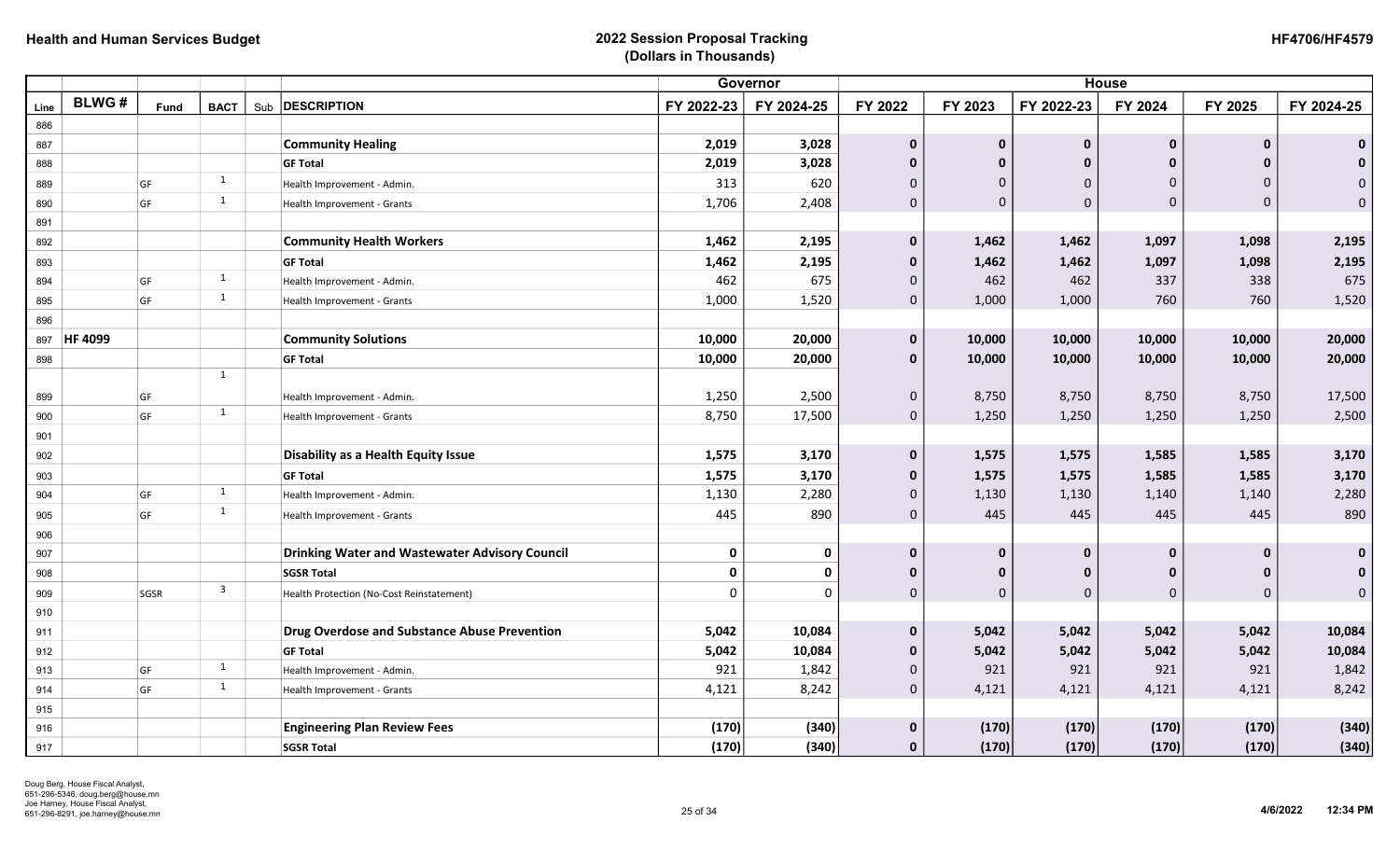**Health and Human Services Budget**

**2022 Session Proposal Tracking**
**(Dollars in Thousands)**

**HF4706/HF4579**

| | | | | | | Governor | | House | | | | | |
|---|---|---|---|---|---|---|---|---|---|---|---|---|---|
| **Line** | **BLWG #** | **Fund** | **BACT** | **Sub** | **DESCRIPTION** | **FY 2022-23** | **FY 2024-25** | **FY 2022** | **FY 2023** | **FY 2022-23** | **FY 2024** | **FY 2025** | **FY 2024-25** |
| 886 | | | | | | | | | | | | | |
| 887 | | | | | **Community Healing** | **2,019** | **3,028** | **0** | **0** | **0** | **0** | **0** | **0** |
| 888 | | | | | **GF Total** | **2,019** | **3,028** | **0** | **0** | **0** | **0** | **0** | **0** |
| 889 | | GF | 1 | | Health Improvement - Admin. | 313 | 620 | 0 | 0 | 0 | 0 | 0 | 0 |
| 890 | | GF | 1 | | Health Improvement - Grants | 1,706 | 2,408 | 0 | 0 | 0 | 0 | 0 | 0 |
| 891 | | | | | | | | | | | | | |
| 892 | | | | | **Community Health Workers** | **1,462** | **2,195** | **0** | **1,462** | **1,462** | **1,097** | **1,098** | **2,195** |
| 893 | | | | | **GF Total** | **1,462** | **2,195** | **0** | **1,462** | **1,462** | **1,097** | **1,098** | **2,195** |
| 894 | | GF | 1 | | Health Improvement - Admin. | 462 | 675 | 0 | 462 | 462 | 337 | 338 | 675 |
| 895 | | GF | 1 | | Health Improvement - Grants | 1,000 | 1,520 | 0 | 1,000 | 1,000 | 760 | 760 | 1,520 |
| 896 | | | | | | | | | | | | | |
| 897 | **HF 4099** | | | | **Community Solutions** | **10,000** | **20,000** | **0** | **10,000** | **10,000** | **10,000** | **10,000** | **20,000** |
| 898 | | | | | **GF Total** | **10,000** | **20,000** | **0** | **10,000** | **10,000** | **10,000** | **10,000** | **20,000** |
| 899 | | GF | 1 | | Health Improvement - Admin. | 1,250 | 2,500 | 0 | 8,750 | 8,750 | 8,750 | 8,750 | 17,500 |
| 900 | | GF | 1 | | Health Improvement - Grants | 8,750 | 17,500 | 0 | 1,250 | 1,250 | 1,250 | 1,250 | 2,500 |
| 901 | | | | | | | | | | | | | |
| 902 | | | | | **Disability as a Health Equity Issue** | **1,575** | **3,170** | **0** | **1,575** | **1,575** | **1,585** | **1,585** | **3,170** |
| 903 | | | | | **GF Total** | **1,575** | **3,170** | **0** | **1,575** | **1,575** | **1,585** | **1,585** | **3,170** |
| 904 | | GF | 1 | | Health Improvement - Admin. | 1,130 | 2,280 | 0 | 1,130 | 1,130 | 1,140 | 1,140 | 2,280 |
| 905 | | GF | 1 | | Health Improvement - Grants | 445 | 890 | 0 | 445 | 445 | 445 | 445 | 890 |
| 906 | | | | | | | | | | | | | |
| 907 | | | | | **Drinking Water and Wastewater Advisory Council** | **0** | **0** | **0** | **0** | **0** | **0** | **0** | **0** |
| 908 | | | | | **SGSR Total** | **0** | **0** | **0** | **0** | **0** | **0** | **0** | **0** |
| 909 | | SGSR | 3 | | Health Protection (No-Cost Reinstatement) | 0 | 0 | 0 | 0 | 0 | 0 | 0 | 0 |
| 910 | | | | | | | | | | | | | |
| 911 | | | | | **Drug Overdose and Substance Abuse Prevention** | **5,042** | **10,084** | **0** | **5,042** | **5,042** | **5,042** | **5,042** | **10,084** |
| 912 | | | | | **GF Total** | **5,042** | **10,084** | **0** | **5,042** | **5,042** | **5,042** | **5,042** | **10,084** |
| 913 | | GF | 1 | | Health Improvement - Admin. | 921 | 1,842 | 0 | 921 | 921 | 921 | 921 | 1,842 |
| 914 | | GF | 1 | | Health Improvement - Grants | 4,121 | 8,242 | 0 | 4,121 | 4,121 | 4,121 | 4,121 | 8,242 |
| 915 | | | | | | | | | | | | | |
| 916 | | | | | **Engineering Plan Review Fees** | **(170)** | **(340)** | **0** | **(170)** | **(170)** | **(170)** | **(170)** | **(340)** |
| 917 | | | | | **SGSR Total** | **(170)** | **(340)** | **0** | **(170)** | **(170)** | **(170)** | **(170)** | **(340)** |

Doug Berg, House Fiscal Analyst, 651-296-5346, doug.berg@house.mn
Joe Harney, House Fiscal Analyst, 651-296-8291, joe.harney@house.mn

4/6/2022 12:34 PM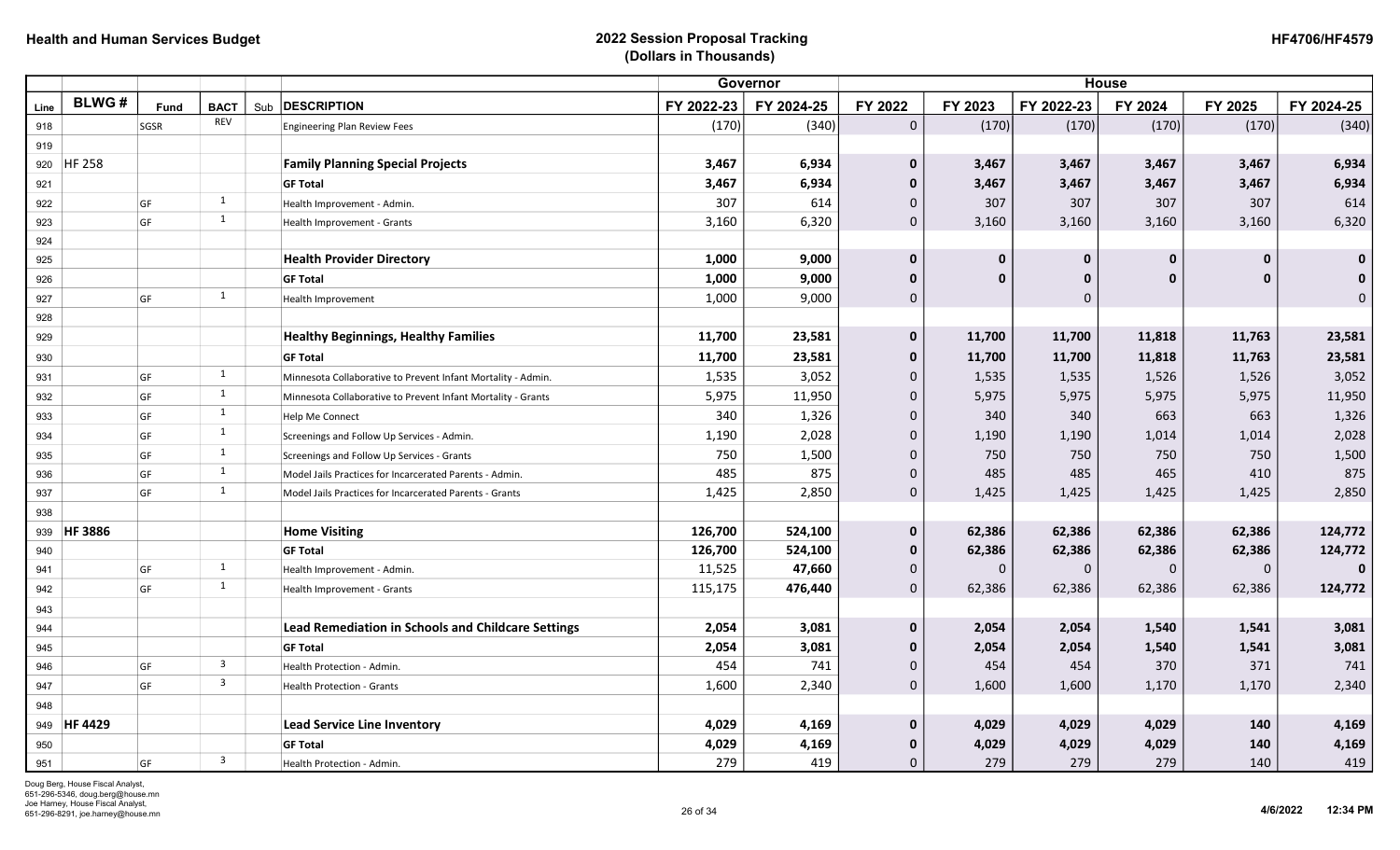**Health and Human Services Budget**

**2022 Session Proposal Tracking**
**(Dollars in Thousands)**

**HF4706/HF4579**

| | | | | | | Governor | | House | | | | | |
|---|---|---|---|---|---|---|---|---|---|---|---|---|---|
| Line | BLWG # | Fund | BACT | Sub | DESCRIPTION | FY 2022-23 | FY 2024-25 | FY 2022 | FY 2023 | FY 2022-23 | FY 2024 | FY 2025 | FY 2024-25 |
| 918 | | SGSR | REV | | Engineering Plan Review Fees | (170) | (340) | 0 | (170) | (170) | (170) | (170) | (340) |
| 919 | | | | | | | | | | | | | |
| 920 | HF 258 | | | | **Family Planning Special Projects** | **3,467** | **6,934** | **0** | **3,467** | **3,467** | **3,467** | **3,467** | **6,934** |
| 921 | | | | | **GF Total** | **3,467** | **6,934** | **0** | **3,467** | **3,467** | **3,467** | **3,467** | **6,934** |
| 922 | | GF | 1 | | Health Improvement - Admin. | 307 | 614 | 0 | 307 | 307 | 307 | 307 | 614 |
| 923 | | GF | 1 | | Health Improvement - Grants | 3,160 | 6,320 | 0 | 3,160 | 3,160 | 3,160 | 3,160 | 6,320 |
| 924 | | | | | | | | | | | | | |
| 925 | | | | | **Health Provider Directory** | **1,000** | **9,000** | **0** | **0** | **0** | **0** | **0** | **0** |
| 926 | | | | | **GF Total** | **1,000** | **9,000** | **0** | **0** | **0** | **0** | **0** | **0** |
| 927 | | GF | 1 | | Health Improvement | 1,000 | 9,000 | 0 | | 0 | | | 0 |
| 928 | | | | | | | | | | | | | |
| 929 | | | | | **Healthy Beginnings, Healthy Families** | **11,700** | **23,581** | **0** | **11,700** | **11,700** | **11,818** | **11,763** | **23,581** |
| 930 | | | | | **GF Total** | **11,700** | **23,581** | **0** | **11,700** | **11,700** | **11,818** | **11,763** | **23,581** |
| 931 | | GF | 1 | | Minnesota Collaborative to Prevent Infant Mortality - Admin. | 1,535 | 3,052 | 0 | 1,535 | 1,535 | 1,526 | 1,526 | 3,052 |
| 932 | | GF | 1 | | Minnesota Collaborative to Prevent Infant Mortality - Grants | 5,975 | 11,950 | 0 | 5,975 | 5,975 | 5,975 | 5,975 | 11,950 |
| 933 | | GF | 1 | | Help Me Connect | 340 | 1,326 | 0 | 340 | 340 | 663 | 663 | 1,326 |
| 934 | | GF | 1 | | Screenings and Follow Up Services - Admin. | 1,190 | 2,028 | 0 | 1,190 | 1,190 | 1,014 | 1,014 | 2,028 |
| 935 | | GF | 1 | | Screenings and Follow Up Services - Grants | 750 | 1,500 | 0 | 750 | 750 | 750 | 750 | 1,500 |
| 936 | | GF | 1 | | Model Jails Practices for Incarcerated Parents - Admin. | 485 | 875 | 0 | 485 | 485 | 465 | 410 | 875 |
| 937 | | GF | 1 | | Model Jails Practices for Incarcerated Parents - Grants | 1,425 | 2,850 | 0 | 1,425 | 1,425 | 1,425 | 1,425 | 2,850 |
| 938 | | | | | | | | | | | | | |
| 939 | **HF 3886** | | | | **Home Visiting** | **126,700** | **524,100** | **0** | **62,386** | **62,386** | **62,386** | **62,386** | **124,772** |
| 940 | | | | | **GF Total** | **126,700** | **524,100** | **0** | **62,386** | **62,386** | **62,386** | **62,386** | **124,772** |
| 941 | | GF | 1 | | Health Improvement - Admin. | 11,525 | **47,660** | 0 | 0 | 0 | 0 | 0 | **0** |
| 942 | | GF | 1 | | Health Improvement - Grants | 115,175 | **476,440** | 0 | 62,386 | 62,386 | 62,386 | 62,386 | **124,772** |
| 943 | | | | | | | | | | | | | |
| 944 | | | | | **Lead Remediation in Schools and Childcare Settings** | **2,054** | **3,081** | **0** | **2,054** | **2,054** | **1,540** | **1,541** | **3,081** |
| 945 | | | | | **GF Total** | **2,054** | **3,081** | **0** | **2,054** | **2,054** | **1,540** | **1,541** | **3,081** |
| 946 | | GF | 3 | | Health Protection - Admin. | 454 | 741 | 0 | 454 | 454 | 370 | 371 | 741 |
| 947 | | GF | 3 | | Health Protection - Grants | 1,600 | 2,340 | 0 | 1,600 | 1,600 | 1,170 | 1,170 | 2,340 |
| 948 | | | | | | | | | | | | | |
| 949 | **HF 4429** | | | | **Lead Service Line Inventory** | **4,029** | **4,169** | **0** | **4,029** | **4,029** | **4,029** | **140** | **4,169** |
| 950 | | | | | **GF Total** | **4,029** | **4,169** | **0** | **4,029** | **4,029** | **4,029** | **140** | **4,169** |
| 951 | | GF | 3 | | Health Protection - Admin. | 279 | 419 | 0 | 279 | 279 | 279 | 140 | 419 |

Doug Berg, House Fiscal Analyst,
651-296-5346, doug.berg@house.mn
Joe Harney, House Fiscal Analyst,
651-296-8291, joe.harney@house.mn

4/6/2022 12:34 PM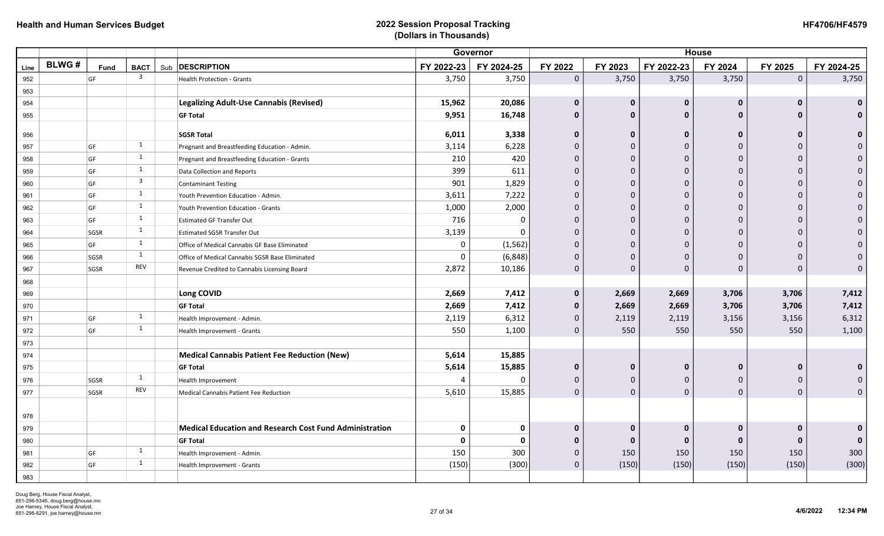**Health and Human Services Budget**

**2022 Session Proposal Tracking (Dollars in Thousands)**

**HF4706/HF4579**

| | | | | | | Governor | | House | | | | | |
|---|---|---|---|---|---|---|---|---|---|---|---|---|---|
| Line | BLWG # | Fund | BACT | Sub | DESCRIPTION | FY 2022-23 | FY 2024-25 | FY 2022 | FY 2023 | FY 2022-23 | FY 2024 | FY 2025 | FY 2024-25 |
| 952 | | GF | 3 | | Health Protection - Grants | 3,750 | 3,750 | 0 | 3,750 | 3,750 | 3,750 | 0 | 3,750 |
| 953 | | | | | | | | | | | | | |
| 954 | | | | | **Legalizing Adult-Use Cannabis (Revised)** | **15,962** | **20,086** | **0** | **0** | **0** | **0** | **0** | **0** |
| 955 | | | | | **GF Total** | **9,951** | **16,748** | **0** | **0** | **0** | **0** | **0** | **0** |
| 956 | | | | | **SGSR Total** | **6,011** | **3,338** | **0** | **0** | **0** | **0** | **0** | **0** |
| 957 | | GF | 1 | | Pregnant and Breastfeeding Education - Admin. | 3,114 | 6,228 | 0 | 0 | 0 | 0 | 0 | 0 |
| 958 | | GF | 1 | | Pregnant and Breastfeeding Education - Grants | 210 | 420 | 0 | 0 | 0 | 0 | 0 | 0 |
| 959 | | GF | 1 | | Data Collection and Reports | 399 | 611 | 0 | 0 | 0 | 0 | 0 | 0 |
| 960 | | GF | 3 | | Contaminant Testing | 901 | 1,829 | 0 | 0 | 0 | 0 | 0 | 0 |
| 961 | | GF | 1 | | Youth Prevention Education - Admin. | 3,611 | 7,222 | 0 | 0 | 0 | 0 | 0 | 0 |
| 962 | | GF | 1 | | Youth Prevention Education - Grants | 1,000 | 2,000 | 0 | 0 | 0 | 0 | 0 | 0 |
| 963 | | GF | 1 | | Estimated GF Transfer Out | 716 | 0 | 0 | 0 | 0 | 0 | 0 | 0 |
| 964 | | SGSR | 1 | | Estimated SGSR Transfer Out | 3,139 | 0 | 0 | 0 | 0 | 0 | 0 | 0 |
| 965 | | GF | 1 | | Office of Medical Cannabis GF Base Eliminated | 0 | (1,562) | 0 | 0 | 0 | 0 | 0 | 0 |
| 966 | | SGSR | 1 | | Office of Medical Cannabis SGSR Base Eliminated | 0 | (6,848) | 0 | 0 | 0 | 0 | 0 | 0 |
| 967 | | SGSR | REV | | Revenue Credited to Cannabis Licensing Board | 2,872 | 10,186 | 0 | 0 | 0 | 0 | 0 | 0 |
| 968 | | | | | | | | | | | | | |
| 969 | | | | | **Long COVID** | **2,669** | **7,412** | **0** | **2,669** | **2,669** | **3,706** | **3,706** | **7,412** |
| 970 | | | | | **GF Total** | **2,669** | **7,412** | **0** | **2,669** | **2,669** | **3,706** | **3,706** | **7,412** |
| 971 | | GF | 1 | | Health Improvement - Admin. | 2,119 | 6,312 | 0 | 2,119 | 2,119 | 3,156 | 3,156 | 6,312 |
| 972 | | GF | 1 | | Health Improvement - Grants | 550 | 1,100 | 0 | 550 | 550 | 550 | 550 | 1,100 |
| 973 | | | | | | | | | | | | | |
| 974 | | | | | **Medical Cannabis Patient Fee Reduction (New)** | **5,614** | **15,885** | | | | | | |
| 975 | | | | | **GF Total** | **5,614** | **15,885** | **0** | **0** | **0** | **0** | **0** | **0** |
| 976 | | SGSR | 1 | | Health Improvement | 4 | 0 | 0 | 0 | 0 | 0 | 0 | 0 |
| 977 | | SGSR | REV | | Medical Cannabis Patient Fee Reduction | 5,610 | 15,885 | 0 | 0 | 0 | 0 | 0 | 0 |
| 978 | | | | | | | | | | | | | |
| 979 | | | | | **Medical Education and Research Cost Fund Administration** | **0** | **0** | **0** | **0** | **0** | **0** | **0** | **0** |
| 980 | | | | | **GF Total** | **0** | **0** | **0** | **0** | **0** | **0** | **0** | **0** |
| 981 | | GF | 1 | | Health Improvement - Admin. | 150 | 300 | 0 | 150 | 150 | 150 | 150 | 300 |
| 982 | | GF | 1 | | Health Improvement - Grants | (150) | (300) | 0 | (150) | (150) | (150) | (150) | (300) |
| 983 | | | | | | | | | | | | | |

Doug Berg, House Fiscal Analyst, 651-296-5346, doug.berg@house.mn
Joe Harney, House Fiscal Analyst, 651-296-8291, joe.harney@house.mn

4/6/2022 12:34 PM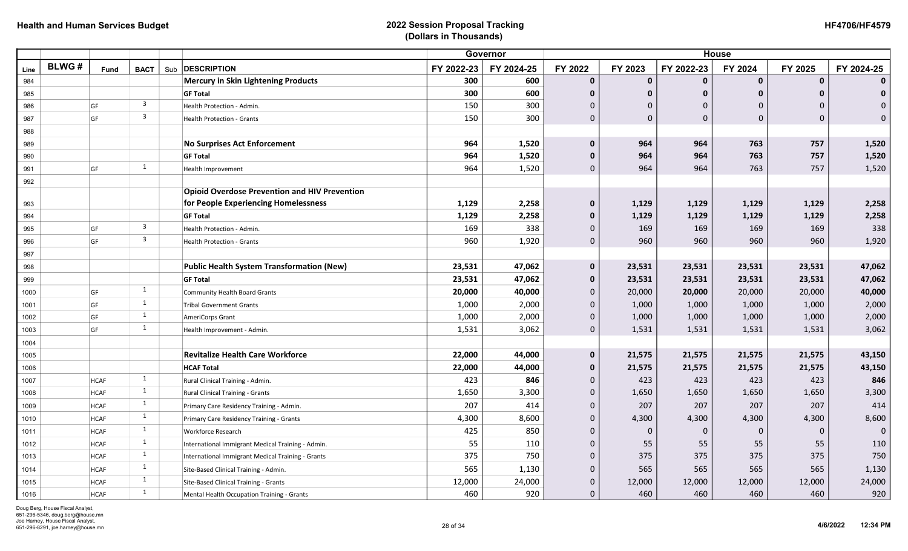| Line | BLWG # | Fund | BACT | Sub | DESCRIPTION | Governor FY 2022-23 | Governor FY 2024-25 | House FY 2022 | House FY 2023 | House FY 2022-23 | House FY 2024 | House FY 2025 | House FY 2024-25 |
|---|---|---|---|---|---|---|---|---|---|---|---|---|---|
| 984 | | | | | **Mercury in Skin Lightening Products** | **300** | **600** | **0** | **0** | **0** | **0** | **0** | **0** |
| 985 | | | | | **GF Total** | **300** | **600** | **0** | **0** | **0** | **0** | **0** | **0** |
| 986 | | GF | 3 | | Health Protection - Admin. | 150 | 300 | 0 | 0 | 0 | 0 | 0 | 0 |
| 987 | | GF | 3 | | Health Protection - Grants | 150 | 300 | 0 | 0 | 0 | 0 | 0 | 0 |
| 988 | | | | | | | | | | | | | |
| 989 | | | | | **No Surprises Act Enforcement** | **964** | **1,520** | **0** | **964** | **964** | **763** | **757** | **1,520** |
| 990 | | | | | **GF Total** | **964** | **1,520** | **0** | **964** | **964** | **763** | **757** | **1,520** |
| 991 | | GF | 1 | | Health Improvement | 964 | 1,520 | 0 | 964 | 964 | 763 | 757 | 1,520 |
| 992 | | | | | | | | | | | | | |
| 993 | | | | | **Opioid Overdose Prevention and HIV Prevention for People Experiencing Homelessness** | **1,129** | **2,258** | **0** | **1,129** | **1,129** | **1,129** | **1,129** | **2,258** |
| 994 | | | | | **GF Total** | **1,129** | **2,258** | **0** | **1,129** | **1,129** | **1,129** | **1,129** | **2,258** |
| 995 | | GF | 3 | | Health Protection - Admin. | 169 | 338 | 0 | 169 | 169 | 169 | 169 | 338 |
| 996 | | GF | 3 | | Health Protection - Grants | 960 | 1,920 | 0 | 960 | 960 | 960 | 960 | 1,920 |
| 997 | | | | | | | | | | | | | |
| 998 | | | | | **Public Health System Transformation (New)** | **23,531** | **47,062** | **0** | **23,531** | **23,531** | **23,531** | **23,531** | **47,062** |
| 999 | | | | | **GF Total** | **23,531** | **47,062** | **0** | **23,531** | **23,531** | **23,531** | **23,531** | **47,062** |
| 1000 | | GF | 1 | | Community Health Board Grants | **20,000** | **40,000** | 0 | 20,000 | **20,000** | 20,000 | 20,000 | **40,000** |
| 1001 | | GF | 1 | | Tribal Government Grants | 1,000 | 2,000 | 0 | 1,000 | 1,000 | 1,000 | 1,000 | 2,000 |
| 1002 | | GF | 1 | | AmeriCorps Grant | 1,000 | 2,000 | 0 | 1,000 | 1,000 | 1,000 | 1,000 | 2,000 |
| 1003 | | GF | 1 | | Health Improvement - Admin. | 1,531 | 3,062 | 0 | 1,531 | 1,531 | 1,531 | 1,531 | 3,062 |
| 1004 | | | | | | | | | | | | | |
| 1005 | | | | | **Revitalize Health Care Workforce** | **22,000** | **44,000** | **0** | **21,575** | **21,575** | **21,575** | **21,575** | **43,150** |
| 1006 | | | | | **HCAF Total** | **22,000** | **44,000** | **0** | **21,575** | **21,575** | **21,575** | **21,575** | **43,150** |
| 1007 | | HCAF | 1 | | Rural Clinical Training - Admin. | 423 | **846** | 0 | 423 | 423 | 423 | 423 | **846** |
| 1008 | | HCAF | 1 | | Rural Clinical Training - Grants | 1,650 | 3,300 | 0 | 1,650 | 1,650 | 1,650 | 1,650 | 3,300 |
| 1009 | | HCAF | 1 | | Primary Care Residency Training - Admin. | 207 | 414 | 0 | 207 | 207 | 207 | 207 | 414 |
| 1010 | | HCAF | 1 | | Primary Care Residency Training - Grants | 4,300 | 8,600 | 0 | 4,300 | 4,300 | 4,300 | 4,300 | 8,600 |
| 1011 | | HCAF | 1 | | Workforce Research | 425 | 850 | 0 | 0 | 0 | 0 | 0 | 0 |
| 1012 | | HCAF | 1 | | International Immigrant Medical Training - Admin. | 55 | 110 | 0 | 55 | 55 | 55 | 55 | 110 |
| 1013 | | HCAF | 1 | | International Immigrant Medical Training - Grants | 375 | 750 | 0 | 375 | 375 | 375 | 375 | 750 |
| 1014 | | HCAF | 1 | | Site-Based Clinical Training - Admin. | 565 | 1,130 | 0 | 565 | 565 | 565 | 565 | 1,130 |
| 1015 | | HCAF | 1 | | Site-Based Clinical Training - Grants | 12,000 | 24,000 | 0 | 12,000 | 12,000 | 12,000 | 12,000 | 24,000 |
| 1016 | | HCAF | 1 | | Mental Health Occupation Training - Grants | 460 | 920 | 0 | 460 | 460 | 460 | 460 | 920 |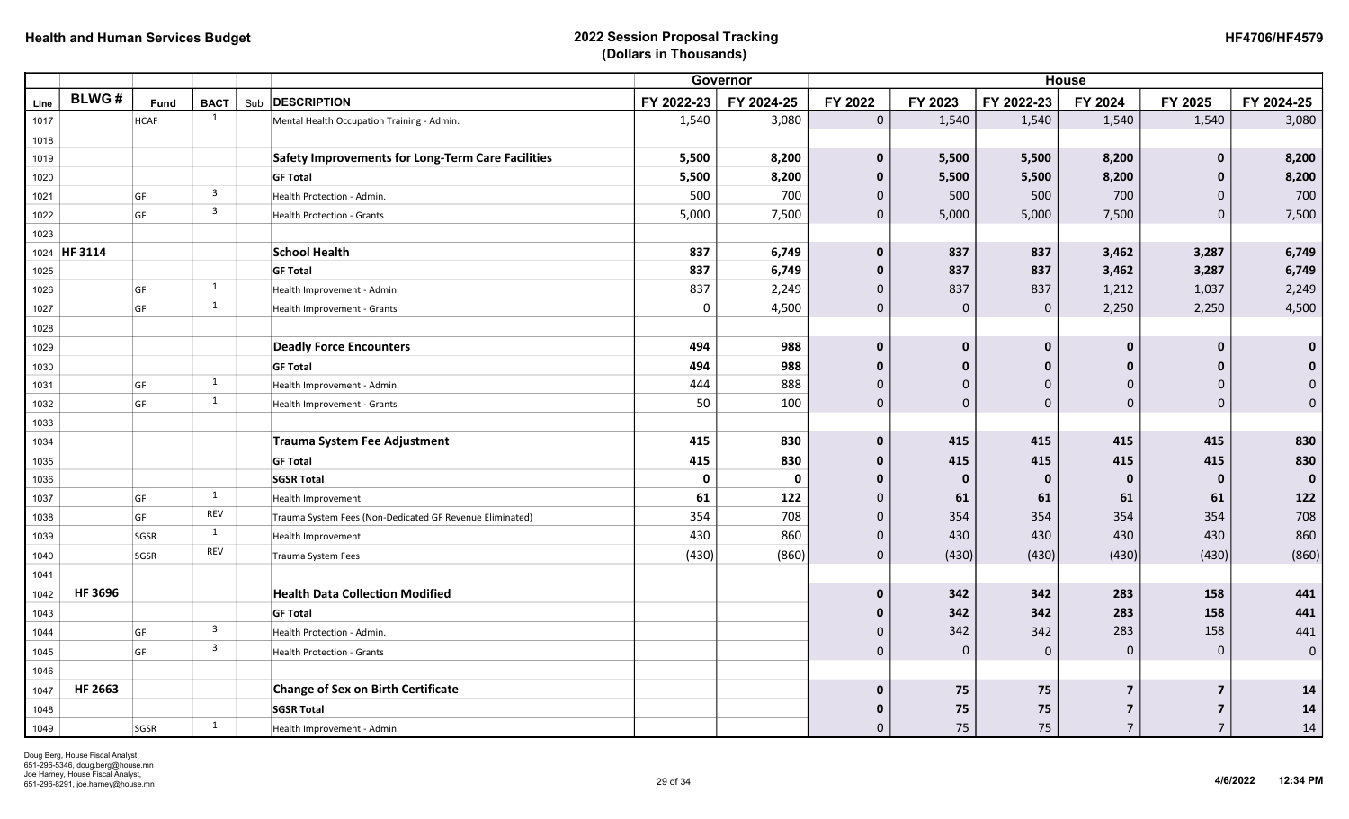# Health and Human Services Budget

## 2022 Session Proposal Tracking
**(Dollars in Thousands)**

HF4706/HF4579

| | | | | | | Governor | | House | | | | | |
|---|---|---|---|---|---|---|---|---|---|---|---|---|---|
| Line | BLWG # | Fund | BACT | Sub | DESCRIPTION | FY 2022-23 | FY 2024-25 | FY 2022 | FY 2023 | FY 2022-23 | FY 2024 | FY 2025 | FY 2024-25 |
| 1017 | | HCAF | 1 | | Mental Health Occupation Training - Admin. | 1,540 | 3,080 | 0 | 1,540 | 1,540 | 1,540 | 1,540 | 3,080 |
| 1018 | | | | | | | | | | | | | |
| 1019 | | | | | **Safety Improvements for Long-Term Care Facilities** | **5,500** | **8,200** | **0** | **5,500** | **5,500** | **8,200** | **0** | **8,200** |
| 1020 | | | | | **GF Total** | **5,500** | **8,200** | **0** | **5,500** | **5,500** | **8,200** | **0** | **8,200** |
| 1021 | | GF | 3 | | Health Protection - Admin. | 500 | 700 | 0 | 500 | 500 | 700 | 0 | 700 |
| 1022 | | GF | 3 | | Health Protection - Grants | 5,000 | 7,500 | 0 | 5,000 | 5,000 | 7,500 | 0 | 7,500 |
| 1023 | | | | | | | | | | | | | |
| 1024 | **HF 3114** | | | | **School Health** | **837** | **6,749** | **0** | **837** | **837** | **3,462** | **3,287** | **6,749** |
| 1025 | | | | | **GF Total** | **837** | **6,749** | **0** | **837** | **837** | **3,462** | **3,287** | **6,749** |
| 1026 | | GF | 1 | | Health Improvement - Admin. | 837 | 2,249 | 0 | 837 | 837 | 1,212 | 1,037 | 2,249 |
| 1027 | | GF | 1 | | Health Improvement - Grants | 0 | 4,500 | 0 | 0 | 0 | 2,250 | 2,250 | 4,500 |
| 1028 | | | | | | | | | | | | | |
| 1029 | | | | | **Deadly Force Encounters** | **494** | **988** | **0** | **0** | **0** | **0** | **0** | **0** |
| 1030 | | | | | **GF Total** | **494** | **988** | **0** | **0** | **0** | **0** | **0** | **0** |
| 1031 | | GF | 1 | | Health Improvement - Admin. | 444 | 888 | 0 | 0 | 0 | 0 | 0 | 0 |
| 1032 | | GF | 1 | | Health Improvement - Grants | 50 | 100 | 0 | 0 | 0 | 0 | 0 | 0 |
| 1033 | | | | | | | | | | | | | |
| 1034 | | | | | **Trauma System Fee Adjustment** | **415** | **830** | **0** | **415** | **415** | **415** | **415** | **830** |
| 1035 | | | | | **GF Total** | **415** | **830** | **0** | **415** | **415** | **415** | **415** | **830** |
| 1036 | | | | | **SGSR Total** | **0** | **0** | **0** | **0** | **0** | **0** | **0** | **0** |
| 1037 | | GF | 1 | | Health Improvement | 61 | 122 | 0 | **61** | **61** | **61** | **61** | **122** |
| 1038 | | GF | REV | | Trauma System Fees (Non-Dedicated GF Revenue Eliminated) | 354 | 708 | 0 | 354 | 354 | 354 | 354 | 708 |
| 1039 | | SGSR | 1 | | Health Improvement | 430 | 860 | 0 | 430 | 430 | 430 | 430 | 860 |
| 1040 | | SGSR | REV | | Trauma System Fees | (430) | (860) | 0 | (430) | (430) | (430) | (430) | (860) |
| 1041 | | | | | | | | | | | | | |
| 1042 | **HF 3696** | | | | **Health Data Collection Modified** | | | **0** | **342** | **342** | **283** | **158** | **441** |
| 1043 | | | | | **GF Total** | | | **0** | **342** | **342** | **283** | **158** | **441** |
| 1044 | | GF | 3 | | Health Protection - Admin. | | | 0 | 342 | 342 | 283 | 158 | 441 |
| 1045 | | GF | 3 | | Health Protection - Grants | | | 0 | 0 | 0 | 0 | 0 | 0 |
| 1046 | | | | | | | | | | | | | |
| 1047 | **HF 2663** | | | | **Change of Sex on Birth Certificate** | | | **0** | **75** | **75** | **7** | **7** | **14** |
| 1048 | | | | | **SGSR Total** | | | **0** | **75** | **75** | **7** | **7** | **14** |
| 1049 | | SGSR | 1 | | Health Improvement - Admin. | | | 0 | 75 | 75 | 7 | 7 | 14 |

Doug Berg, House Fiscal Analyst, 651-296-5346, doug.berg@house.mn
Joe Harney, House Fiscal Analyst, 651-296-8291, joe.harney@house.mn

4/6/2022 12:34 PM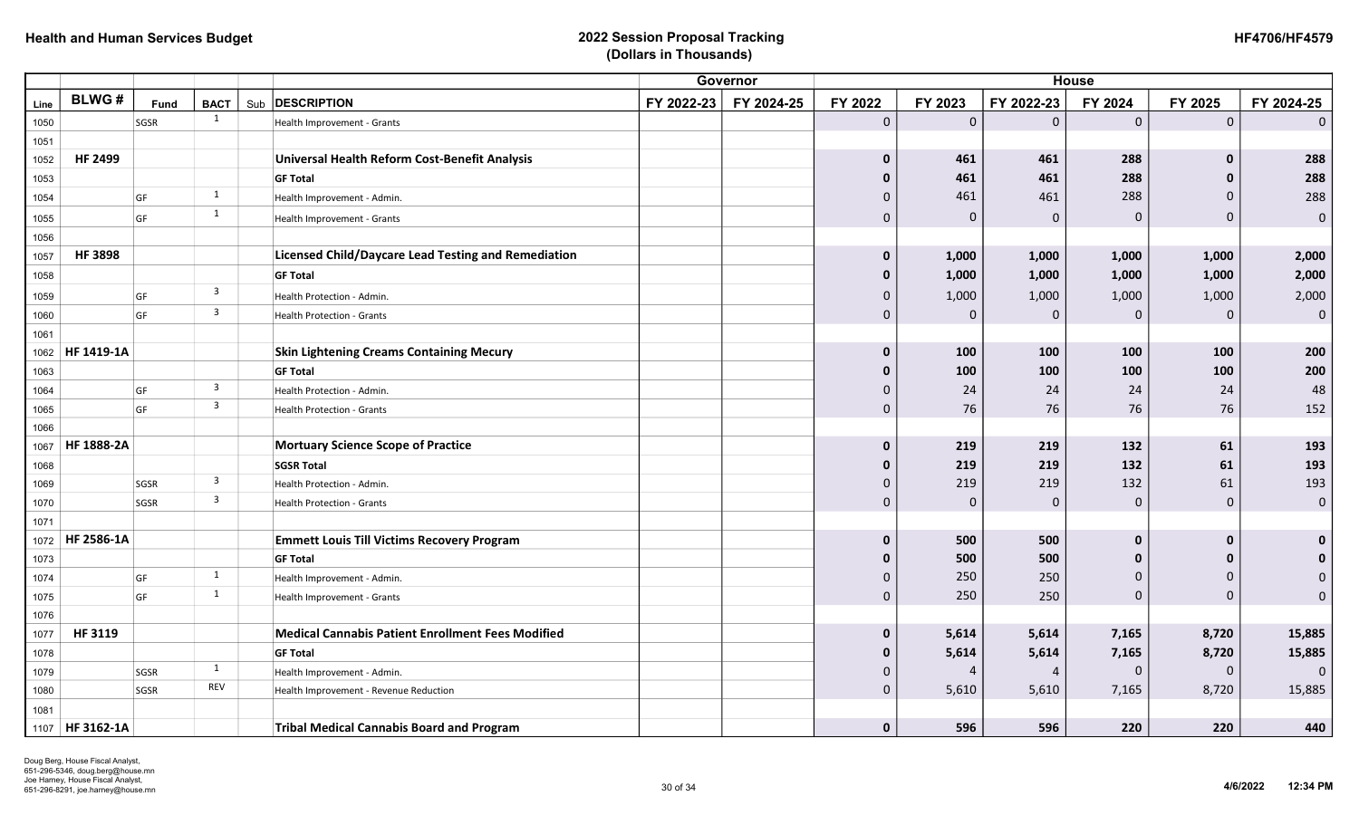# Health and Human Services Budget

## 2022 Session Proposal Tracking (Dollars in Thousands)

HF4706/HF4579

| | | | | | | Governor | | House | | | | | |
|---|---|---|---|---|---|---|---|---|---|---|---|---|---|
| Line | BLWG # | Fund | BACT | Sub | DESCRIPTION | FY 2022-23 | FY 2024-25 | FY 2022 | FY 2023 | FY 2022-23 | FY 2024 | FY 2025 | FY 2024-25 |
| 1050 | | SGSR | 1 | | Health Improvement - Grants | | | 0 | 0 | 0 | 0 | 0 | 0 |
| 1051 | | | | | | | | | | | | | |
| 1052 | **HF 2499** | | | | **Universal Health Reform Cost-Benefit Analysis** | | | **0** | **461** | **461** | **288** | **0** | **288** |
| 1053 | | | | | **GF Total** | | | **0** | **461** | **461** | **288** | **0** | **288** |
| 1054 | | GF | 1 | | Health Improvement - Admin. | | | 0 | 461 | 461 | 288 | 0 | 288 |
| 1055 | | GF | 1 | | Health Improvement - Grants | | | 0 | 0 | 0 | 0 | 0 | 0 |
| 1056 | | | | | | | | | | | | | |
| 1057 | **HF 3898** | | | | **Licensed Child/Daycare Lead Testing and Remediation** | | | **0** | **1,000** | **1,000** | **1,000** | **1,000** | **2,000** |
| 1058 | | | | | **GF Total** | | | **0** | **1,000** | **1,000** | **1,000** | **1,000** | **2,000** |
| 1059 | | GF | 3 | | Health Protection - Admin. | | | 0 | 1,000 | 1,000 | 1,000 | 1,000 | 2,000 |
| 1060 | | GF | 3 | | Health Protection - Grants | | | 0 | 0 | 0 | 0 | 0 | 0 |
| 1061 | | | | | | | | | | | | | |
| 1062 | **HF 1419-1A** | | | | **Skin Lightening Creams Containing Mecury** | | | **0** | **100** | **100** | **100** | **100** | **200** |
| 1063 | | | | | **GF Total** | | | **0** | **100** | **100** | **100** | **100** | **200** |
| 1064 | | GF | 3 | | Health Protection - Admin. | | | 0 | 24 | 24 | 24 | 24 | 48 |
| 1065 | | GF | 3 | | Health Protection - Grants | | | 0 | 76 | 76 | 76 | 76 | 152 |
| 1066 | | | | | | | | | | | | | |
| 1067 | **HF 1888-2A** | | | | **Mortuary Science Scope of Practice** | | | **0** | **219** | **219** | **132** | **61** | **193** |
| 1068 | | | | | **SGSR Total** | | | **0** | **219** | **219** | **132** | **61** | **193** |
| 1069 | | SGSR | 3 | | Health Protection - Admin. | | | 0 | 219 | 219 | 132 | 61 | 193 |
| 1070 | | SGSR | 3 | | Health Protection - Grants | | | 0 | 0 | 0 | 0 | 0 | 0 |
| 1071 | | | | | | | | | | | | | |
| 1072 | **HF 2586-1A** | | | | **Emmett Louis Till Victims Recovery Program** | | | **0** | **500** | **500** | **0** | **0** | **0** |
| 1073 | | | | | **GF Total** | | | **0** | **500** | **500** | **0** | **0** | **0** |
| 1074 | | GF | 1 | | Health Improvement - Admin. | | | 0 | 250 | 250 | 0 | 0 | 0 |
| 1075 | | GF | 1 | | Health Improvement - Grants | | | 0 | 250 | 250 | 0 | 0 | 0 |
| 1076 | | | | | | | | | | | | | |
| 1077 | **HF 3119** | | | | **Medical Cannabis Patient Enrollment Fees Modified** | | | **0** | **5,614** | **5,614** | **7,165** | **8,720** | **15,885** |
| 1078 | | | | | **GF Total** | | | **0** | **5,614** | **5,614** | **7,165** | **8,720** | **15,885** |
| 1079 | | SGSR | 1 | | Health Improvement - Admin. | | | 0 | 4 | 4 | 0 | 0 | 0 |
| 1080 | | SGSR | REV | | Health Improvement - Revenue Reduction | | | 0 | 5,610 | 5,610 | 7,165 | 8,720 | 15,885 |
| 1081 | | | | | | | | | | | | | |
| 1107 | **HF 3162-1A** | | | | **Tribal Medical Cannabis Board and Program** | | | **0** | **596** | **596** | **220** | **220** | **440** |

Doug Berg, House Fiscal Analyst, 651-296-5346, doug.berg@house.mn
Joe Harney, House Fiscal Analyst, 651-296-8291, joe.harney@house.mn

4/6/2022 12:34 PM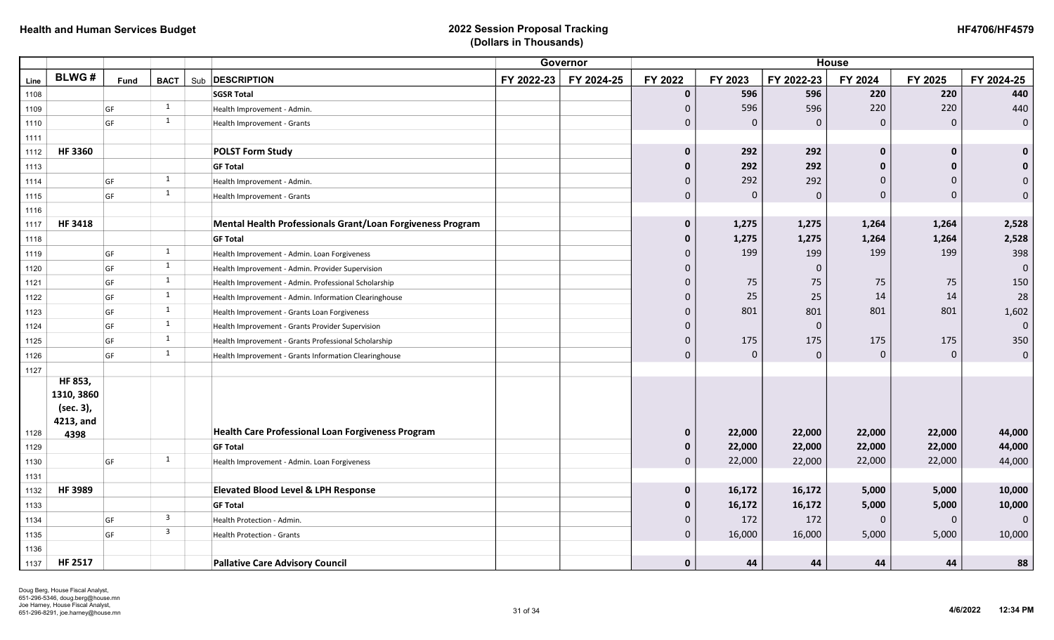**Health and Human Services Budget**

**2022 Session Proposal Tracking**
**(Dollars in Thousands)**

**HF4706/HF4579**

| | | | | | | Governor | | House | | | | | |
|---|---|---|---|---|---|---|---|---|---|---|---|---|---|
| Line | BLWG # | Fund | BACT | Sub | DESCRIPTION | FY 2022-23 | FY 2024-25 | FY 2022 | FY 2023 | FY 2022-23 | FY 2024 | FY 2025 | FY 2024-25 |
| 1108 | | | | | **SGSR Total** | | | **0** | **596** | **596** | **220** | **220** | **440** |
| 1109 | | GF | 1 | | Health Improvement - Admin. | | | 0 | 596 | 596 | 220 | 220 | 440 |
| 1110 | | GF | 1 | | Health Improvement - Grants | | | 0 | 0 | 0 | 0 | 0 | 0 |
| 1111 | | | | | | | | | | | | | |
| 1112 | **HF 3360** | | | | **POLST Form Study** | | | **0** | **292** | **292** | **0** | **0** | **0** |
| 1113 | | | | | **GF Total** | | | **0** | **292** | **292** | **0** | **0** | **0** |
| 1114 | | GF | 1 | | Health Improvement - Admin. | | | 0 | 292 | 292 | 0 | 0 | 0 |
| 1115 | | GF | 1 | | Health Improvement - Grants | | | 0 | 0 | 0 | 0 | 0 | 0 |
| 1116 | | | | | | | | | | | | | |
| 1117 | **HF 3418** | | | | **Mental Health Professionals Grant/Loan Forgiveness Program** | | | **0** | **1,275** | **1,275** | **1,264** | **1,264** | **2,528** |
| 1118 | | | | | **GF Total** | | | **0** | **1,275** | **1,275** | **1,264** | **1,264** | **2,528** |
| 1119 | | GF | 1 | | Health Improvement - Admin. Loan Forgiveness | | | 0 | 199 | 199 | 199 | 199 | 398 |
| 1120 | | GF | 1 | | Health Improvement - Admin. Provider Supervision | | | 0 | | 0 | | | 0 |
| 1121 | | GF | 1 | | Health Improvement - Admin. Professional Scholarship | | | 0 | 75 | 75 | 75 | 75 | 150 |
| 1122 | | GF | 1 | | Health Improvement - Admin. Information Clearinghouse | | | 0 | 25 | 25 | 14 | 14 | 28 |
| 1123 | | GF | 1 | | Health Improvement - Grants Loan Forgiveness | | | 0 | 801 | 801 | 801 | 801 | 1,602 |
| 1124 | | GF | 1 | | Health Improvement - Grants Provider Supervision | | | 0 | | 0 | | | 0 |
| 1125 | | GF | 1 | | Health Improvement - Grants Professional Scholarship | | | 0 | 175 | 175 | 175 | 175 | 350 |
| 1126 | | GF | 1 | | Health Improvement - Grants Information Clearinghouse | | | 0 | 0 | 0 | 0 | 0 | 0 |
| 1127 | | | | | | | | | | | | | |
| 1128 | **HF 853, 1310, 3860 (sec. 3), 4213, and 4398** | | | | **Health Care Professional Loan Forgiveness Program** | | | **0** | **22,000** | **22,000** | **22,000** | **22,000** | **44,000** |
| 1129 | | | | | **GF Total** | | | **0** | **22,000** | **22,000** | **22,000** | **22,000** | **44,000** |
| 1130 | | GF | 1 | | Health Improvement - Admin. Loan Forgiveness | | | 0 | 22,000 | 22,000 | 22,000 | 22,000 | 44,000 |
| 1131 | | | | | | | | | | | | | |
| 1132 | **HF 3989** | | | | **Elevated Blood Level & LPH Response** | | | **0** | **16,172** | **16,172** | **5,000** | **5,000** | **10,000** |
| 1133 | | | | | **GF Total** | | | **0** | **16,172** | **16,172** | **5,000** | **5,000** | **10,000** |
| 1134 | | GF | 3 | | Health Protection - Admin. | | | 0 | 172 | 172 | 0 | 0 | 0 |
| 1135 | | GF | 3 | | Health Protection - Grants | | | 0 | 16,000 | 16,000 | 5,000 | 5,000 | 10,000 |
| 1136 | | | | | | | | | | | | | |
| 1137 | **HF 2517** | | | | **Pallative Care Advisory Council** | | | **0** | **44** | **44** | **44** | **44** | **88** |

Doug Berg, House Fiscal Analyst, 651-296-5346, doug.berg@house.mn
Joe Harney, House Fiscal Analyst, 651-296-8291, joe.harney@house.mn

4/6/2022 12:34 PM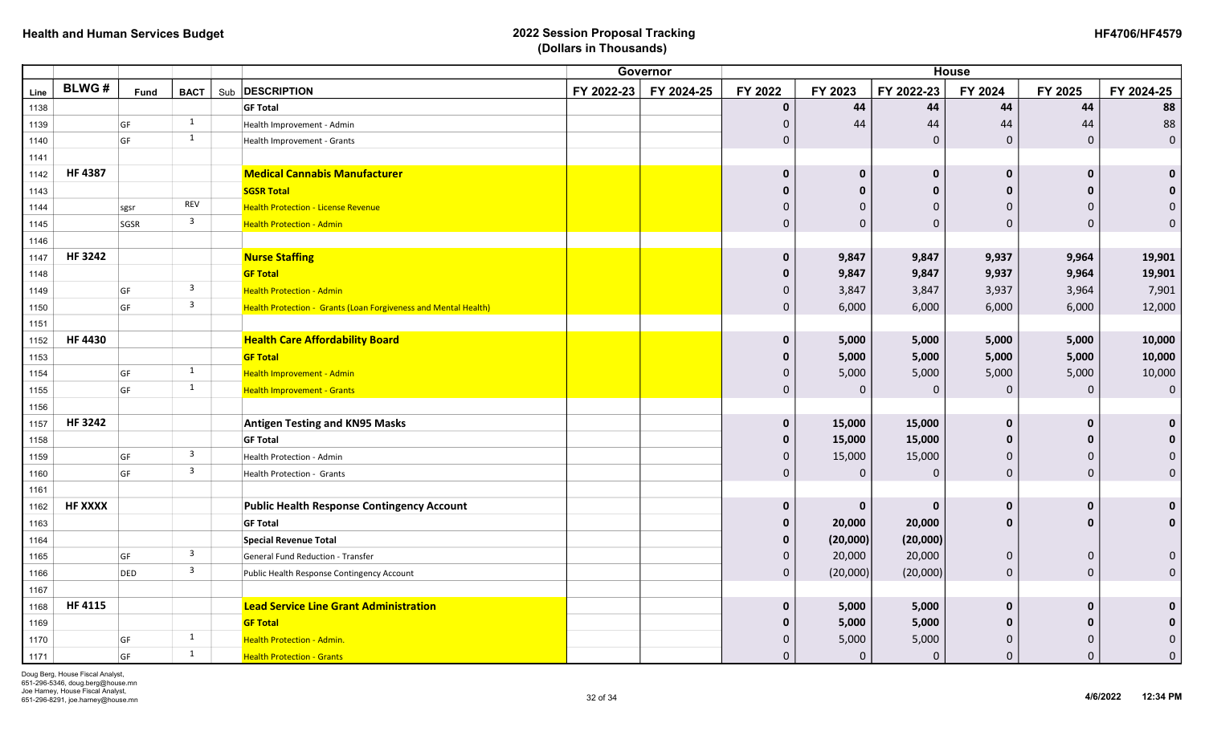# Health and Human Services Budget

## 2022 Session Proposal Tracking (Dollars in Thousands)

HF4706/HF4579

| | | | | | | Governor | | House | | | | | |
|---|---|---|---|---|---|---|---|---|---|---|---|---|---|
| Line | BLWG # | Fund | BACT | Sub | DESCRIPTION | FY 2022-23 | FY 2024-25 | FY 2022 | FY 2023 | FY 2022-23 | FY 2024 | FY 2025 | FY 2024-25 |
| 1138 | | | | | **GF Total** | | | **0** | **44** | **44** | **44** | **44** | **88** |
| 1139 | | GF | 1 | | Health Improvement - Admin | | | 0 | 44 | 44 | 44 | 44 | 88 |
| 1140 | | GF | 1 | | Health Improvement - Grants | | | 0 | | 0 | 0 | 0 | 0 |
| 1141 | | | | | | | | | | | | | |
| 1142 | **HF 4387** | | | | **Medical Cannabis Manufacturer** | | | **0** | **0** | **0** | **0** | **0** | **0** |
| 1143 | | | | | **SGSR Total** | | | **0** | **0** | **0** | **0** | **0** | **0** |
| 1144 | | sgsr | REV | | Health Protection - License Revenue | | | 0 | 0 | 0 | 0 | 0 | 0 |
| 1145 | | SGSR | 3 | | Health Protection - Admin | | | 0 | 0 | 0 | 0 | 0 | 0 |
| 1146 | | | | | | | | | | | | | |
| 1147 | **HF 3242** | | | | **Nurse Staffing** | | | **0** | **9,847** | **9,847** | **9,937** | **9,964** | **19,901** |
| 1148 | | | | | **GF Total** | | | **0** | **9,847** | **9,847** | **9,937** | **9,964** | **19,901** |
| 1149 | | GF | 3 | | Health Protection - Admin | | | 0 | 3,847 | 3,847 | 3,937 | 3,964 | 7,901 |
| 1150 | | GF | 3 | | Health Protection - Grants (Loan Forgiveness and Mental Health) | | | 0 | 6,000 | 6,000 | 6,000 | 6,000 | 12,000 |
| 1151 | | | | | | | | | | | | | |
| 1152 | **HF 4430** | | | | **Health Care Affordability Board** | | | **0** | **5,000** | **5,000** | **5,000** | **5,000** | **10,000** |
| 1153 | | | | | **GF Total** | | | **0** | **5,000** | **5,000** | **5,000** | **5,000** | **10,000** |
| 1154 | | GF | 1 | | Health Improvement - Admin | | | 0 | 5,000 | 5,000 | 5,000 | 5,000 | 10,000 |
| 1155 | | GF | 1 | | Health Improvement - Grants | | | 0 | 0 | 0 | 0 | 0 | 0 |
| 1156 | | | | | | | | | | | | | |
| 1157 | **HF 3242** | | | | **Antigen Testing and KN95 Masks** | | | **0** | **15,000** | **15,000** | **0** | **0** | **0** |
| 1158 | | | | | **GF Total** | | | **0** | **15,000** | **15,000** | **0** | **0** | **0** |
| 1159 | | GF | 3 | | Health Protection - Admin | | | 0 | 15,000 | 15,000 | 0 | 0 | 0 |
| 1160 | | GF | 3 | | Health Protection - Grants | | | 0 | 0 | 0 | 0 | 0 | 0 |
| 1161 | | | | | | | | | | | | | |
| 1162 | **HF XXXX** | | | | **Public Health Response Contingency Account** | | | **0** | **0** | **0** | **0** | **0** | **0** |
| 1163 | | | | | **GF Total** | | | **0** | **20,000** | **20,000** | **0** | **0** | **0** |
| 1164 | | | | | **Special Revenue Total** | | | **0** | **(20,000)** | **(20,000)** | | | |
| 1165 | | GF | 3 | | General Fund Reduction - Transfer | | | 0 | 20,000 | 20,000 | 0 | 0 | 0 |
| 1166 | | DED | 3 | | Public Health Response Contingency Account | | | 0 | (20,000) | (20,000) | 0 | 0 | 0 |
| 1167 | | | | | | | | | | | | | |
| 1168 | **HF 4115** | | | | **Lead Service Line Grant Administration** | | | **0** | **5,000** | **5,000** | **0** | **0** | **0** |
| 1169 | | | | | **GF Total** | | | **0** | **5,000** | **5,000** | **0** | **0** | **0** |
| 1170 | | GF | 1 | | Health Protection - Admin. | | | 0 | 5,000 | 5,000 | 0 | 0 | 0 |
| 1171 | | GF | 1 | | Health Protection - Grants | | | 0 | 0 | 0 | 0 | 0 | 0 |

Doug Berg, House Fiscal Analyst, 651-296-5346, doug.berg@house.mn
Joe Harney, House Fiscal Analyst, 651-296-8291, joe.harney@house.mn

4/6/2022 12:34 PM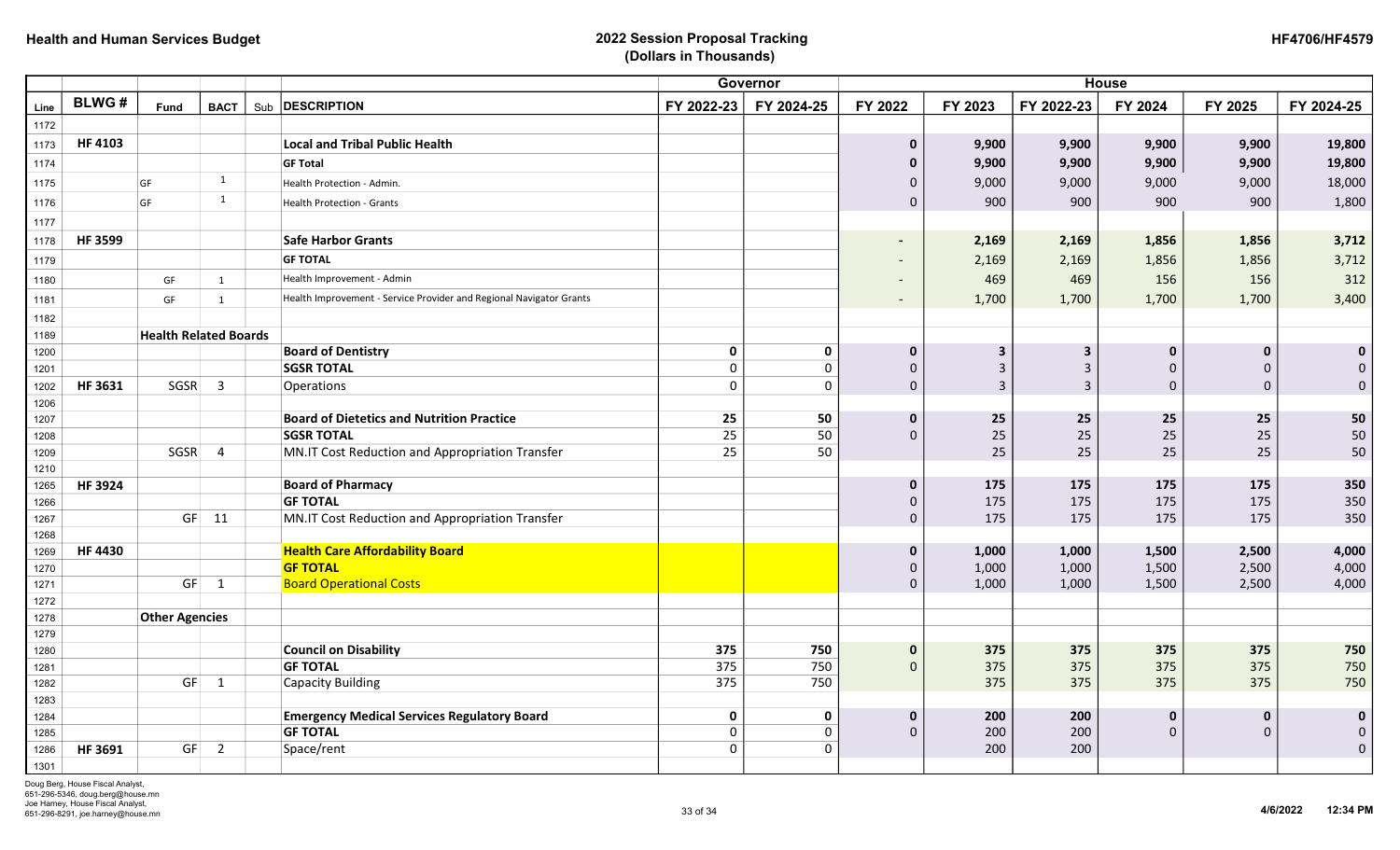# Health and Human Services Budget

## 2022 Session Proposal Tracking
### (Dollars in Thousands)

HF4706/HF4579

| | | | | | | Governor | | House | | | | | |
|---|---|---|---|---|---|---|---|---|---|---|---|---|---|
| Line | BLWG # | Fund | BACT | Sub | DESCRIPTION | FY 2022-23 | FY 2024-25 | FY 2022 | FY 2023 | FY 2022-23 | FY 2024 | FY 2025 | FY 2024-25 |
| 1172 | | | | | | | | | | | | | |
| 1173 | HF 4103 | | | | **Local and Tribal Public Health** | | | 0 | 9,900 | 9,900 | 9,900 | 9,900 | 19,800 |
| 1174 | | | | | **GF Total** | | | 0 | 9,900 | 9,900 | 9,900 | 9,900 | 19,800 |
| 1175 | | GF | 1 | | Health Protection - Admin. | | | 0 | 9,000 | 9,000 | 9,000 | 9,000 | 18,000 |
| 1176 | | GF | 1 | | Health Protection - Grants | | | 0 | 900 | 900 | 900 | 900 | 1,800 |
| 1177 | | | | | | | | | | | | | |
| 1178 | HF 3599 | | | | **Safe Harbor Grants** | | | - | 2,169 | 2,169 | 1,856 | 1,856 | 3,712 |
| 1179 | | | | | **GF TOTAL** | | | - | 2,169 | 2,169 | 1,856 | 1,856 | 3,712 |
| 1180 | | GF | 1 | | Health Improvement - Admin | | | - | 469 | 469 | 156 | 156 | 312 |
| 1181 | | GF | 1 | | Health Improvement - Service Provider and Regional Navigator Grants | | | - | 1,700 | 1,700 | 1,700 | 1,700 | 3,400 |
| 1182 | | | | | | | | | | | | | |
| 1189 | | **Health Related Boards** | | | | | | | | | | | |
| 1200 | | | | | **Board of Dentistry** | 0 | 0 | 0 | 3 | 3 | 0 | 0 | 0 |
| 1201 | | | | | **SGSR TOTAL** | 0 | 0 | 0 | 3 | 3 | 0 | 0 | 0 |
| 1202 | HF 3631 | SGSR | 3 | | Operations | 0 | 0 | 0 | 3 | 3 | 0 | 0 | 0 |
| 1206 | | | | | | | | | | | | | |
| 1207 | | | | | **Board of Dietetics and Nutrition Practice** | 25 | 50 | 0 | 25 | 25 | 25 | 25 | 50 |
| 1208 | | | | | **SGSR TOTAL** | 25 | 50 | 0 | 25 | 25 | 25 | 25 | 50 |
| 1209 | | SGSR | 4 | | MN.IT Cost Reduction and Appropriation Transfer | 25 | 50 | | 25 | 25 | 25 | 25 | 50 |
| 1210 | | | | | | | | | | | | | |
| 1265 | HF 3924 | | | | **Board of Pharmacy** | | | 0 | 175 | 175 | 175 | 175 | 350 |
| 1266 | | | | | **GF TOTAL** | | | 0 | 175 | 175 | 175 | 175 | 350 |
| 1267 | | GF | 11 | | MN.IT Cost Reduction and Appropriation Transfer | | | 0 | 175 | 175 | 175 | 175 | 350 |
| 1268 | | | | | | | | | | | | | |
| 1269 | HF 4430 | | | | **Health Care Affordability Board** | | | 0 | 1,000 | 1,000 | 1,500 | 2,500 | 4,000 |
| 1270 | | | | | **GF TOTAL** | | | 0 | 1,000 | 1,000 | 1,500 | 2,500 | 4,000 |
| 1271 | | GF | 1 | | Board Operational Costs | | | 0 | 1,000 | 1,000 | 1,500 | 2,500 | 4,000 |
| 1272 | | | | | | | | | | | | | |
| 1278 | | **Other Agencies** | | | | | | | | | | | |
| 1279 | | | | | | | | | | | | | |
| 1280 | | | | | **Council on Disability** | 375 | 750 | 0 | 375 | 375 | 375 | 375 | 750 |
| 1281 | | | | | **GF TOTAL** | 375 | 750 | 0 | 375 | 375 | 375 | 375 | 750 |
| 1282 | | GF | 1 | | Capacity Building | 375 | 750 | | 375 | 375 | 375 | 375 | 750 |
| 1283 | | | | | | | | | | | | | |
| 1284 | | | | | **Emergency Medical Services Regulatory Board** | 0 | 0 | 0 | 200 | 200 | 0 | 0 | 0 |
| 1285 | | | | | **GF TOTAL** | 0 | 0 | 0 | 200 | 200 | 0 | 0 | 0 |
| 1286 | HF 3691 | GF | 2 | | Space/rent | 0 | 0 | | 200 | 200 | | | 0 |
| 1301 | | | | | | | | | | | | | |

Doug Berg, House Fiscal Analyst, 651-296-5346, doug.berg@house.mn
Joe Harney, House Fiscal Analyst, 651-296-8291, joe.harney@house.mn

4/6/2022 12:34 PM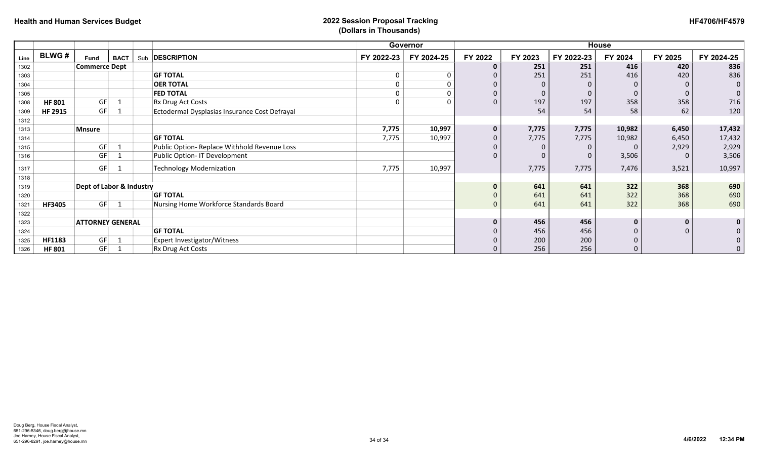| | | | | | | Governor | | House | | | | | |
|---|---|---|---|---|---|---|---|---|---|---|---|---|---|
| Line | BLWG # | Fund | BACT | Sub | DESCRIPTION | FY 2022-23 | FY 2024-25 | FY 2022 | FY 2023 | FY 2022-23 | FY 2024 | FY 2025 | FY 2024-25 |
| 1302 | | **Commerce Dept** | | | | | | **0** | **251** | **251** | **416** | **420** | **836** |
| 1303 | | | | | **GF TOTAL** | 0 | 0 | 0 | 251 | 251 | 416 | 420 | 836 |
| 1304 | | | | | **OER TOTAL** | 0 | 0 | 0 | 0 | 0 | 0 | 0 | 0 |
| 1305 | | | | | **FED TOTAL** | 0 | 0 | 0 | 0 | 0 | 0 | 0 | 0 |
| 1308 | **HF 801** | GF | 1 | | Rx Drug Act Costs | 0 | 0 | 0 | 197 | 197 | 358 | 358 | 716 |
| 1309 | **HF 2915** | GF | 1 | | Ectodermal Dysplasias Insurance Cost Defrayal | | | | 54 | 54 | 58 | 62 | 120 |
| 1312 | | | | | | | | | | | | | |
| 1313 | | **Mnsure** | | | | **7,775** | **10,997** | **0** | **7,775** | **7,775** | **10,982** | **6,450** | **17,432** |
| 1314 | | | | | **GF TOTAL** | 7,775 | 10,997 | 0 | 7,775 | 7,775 | 10,982 | 6,450 | 17,432 |
| 1315 | | GF | 1 | | Public Option- Replace Withhold Revenue Loss | | | 0 | 0 | 0 | 0 | 2,929 | 2,929 |
| 1316 | | GF | 1 | | Public Option- IT Development | | | 0 | 0 | 0 | 3,506 | 0 | 3,506 |
| 1317 | | GF | 1 | | Technology Modernization | 7,775 | 10,997 | | 7,775 | 7,775 | 7,476 | 3,521 | 10,997 |
| 1318 | | | | | | | | | | | | | |
| 1319 | | **Dept of Labor & Industry** | | | | | | **0** | **641** | **641** | **322** | **368** | **690** |
| 1320 | | | | | **GF TOTAL** | | | 0 | 641 | 641 | 322 | 368 | 690 |
| 1321 | **HF3405** | GF | 1 | | Nursing Home Workforce Standards Board | | | 0 | 641 | 641 | 322 | 368 | 690 |
| 1322 | | | | | | | | | | | | | |
| 1323 | | **ATTORNEY GENERAL** | | | | | | **0** | **456** | **456** | **0** | **0** | **0** |
| 1324 | | | | | **GF TOTAL** | | | 0 | 456 | 456 | 0 | 0 | 0 |
| 1325 | **HF1183** | GF | 1 | | Expert Investigator/Witness | | | 0 | 200 | 200 | 0 | | 0 |
| 1326 | **HF 801** | GF | 1 | | Rx Drug Act Costs | | | 0 | 256 | 256 | 0 | | 0 |

Doug Berg, House Fiscal Analyst, 651-296-5346, doug.berg@house.mn
Joe Harney, House Fiscal Analyst, 651-296-8291, joe.harney@house.mn

4/6/2022 12:34 PM